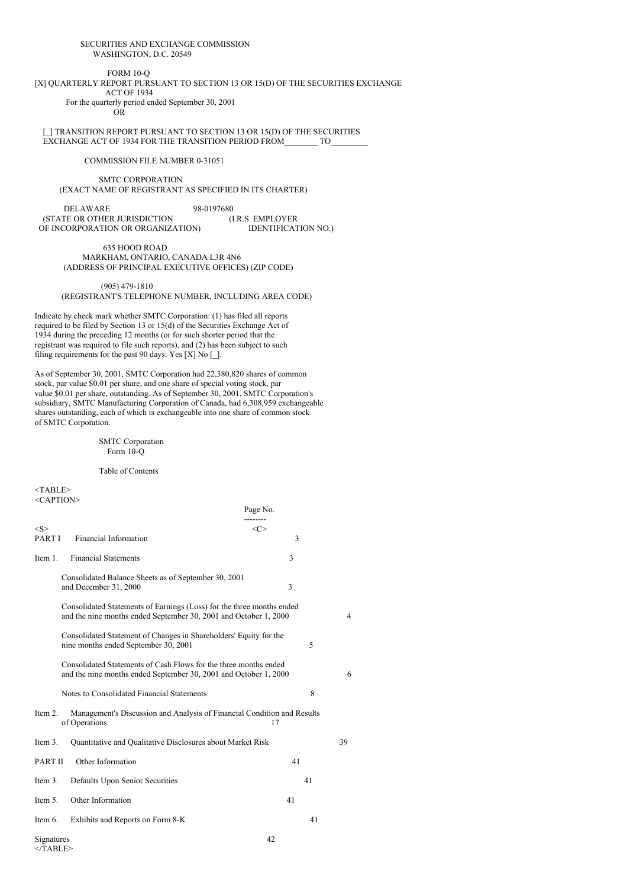SECURITIES AND EXCHANGE COMMISSION
WASHINGTON, D.C. 20549

FORM 10-Q

[X] QUARTERLY REPORT PURSUANT TO SECTION 13 OR 15(D) OF THE SECURITIES EXCHANGE ACT OF 1934
For the quarterly period ended September 30, 2001

OR

[_] TRANSITION REPORT PURSUANT TO SECTION 13 OR 15(D) OF THE SECURITIES EXCHANGE ACT OF 1934 FOR THE TRANSITION PERIOD FROM________ TO_________

COMMISSION FILE NUMBER 0-31051

SMTC CORPORATION
(EXACT NAME OF REGISTRANT AS SPECIFIED IN ITS CHARTER)

DELAWARE
(STATE OR OTHER JURISDICTION OF INCORPORATION OR ORGANIZATION)

98-0197680
(I.R.S. EMPLOYER IDENTIFICATION NO.)

635 HOOD ROAD
MARKHAM, ONTARIO, CANADA L3R 4N6
(ADDRESS OF PRINCIPAL EXECUTIVE OFFICES) (ZIP CODE)

(905) 479-1810
(REGISTRANT'S TELEPHONE NUMBER, INCLUDING AREA CODE)

Indicate by check mark whether SMTC Corporation: (1) has filed all reports required to be filed by Section 13 or 15(d) of the Securities Exchange Act of 1934 during the preceding 12 months (or for such shorter period that the registrant was required to file such reports), and (2) has been subject to such filing requirements for the past 90 days: Yes [X] No [_].

As of September 30, 2001, SMTC Corporation had 22,380,820 shares of common stock, par value $0.01 per share, and one share of special voting stock, par value $0.01 per share, outstanding. As of September 30, 2001, SMTC Corporation's subsidiary, SMTC Manufacturing Corporation of Canada, had 6,308,959 exchangeable shares outstanding, each of which is exchangeable into one share of common stock of SMTC Corporation.

SMTC Corporation
Form 10-Q

Table of Contents

| | | Page No. |
|---|---|---|
| PART I | Financial Information | 3 |
| Item 1. | Financial Statements | 3 |
| | Consolidated Balance Sheets as of September 30, 2001 and December 31, 2000 | 3 |
| | Consolidated Statements of Earnings (Loss) for the three months ended and the nine months ended September 30, 2001 and October 1, 2000 | 4 |
| | Consolidated Statement of Changes in Shareholders' Equity for the nine months ended September 30, 2001 | 5 |
| | Consolidated Statements of Cash Flows for the three months ended and the nine months ended September 30, 2001 and October 1, 2000 | 6 |
| | Notes to Consolidated Financial Statements | 8 |
| Item 2. | Management's Discussion and Analysis of Financial Condition and Results of Operations | 17 |
| Item 3. | Quantitative and Qualitative Disclosures about Market Risk | 39 |
| PART II | Other Information | 41 |
| Item 3. | Defaults Upon Senior Securities | 41 |
| Item 5. | Other Information | 41 |
| Item 6. | Exhibits and Reports on Form 8-K | 41 |
| Signatures | | 42 |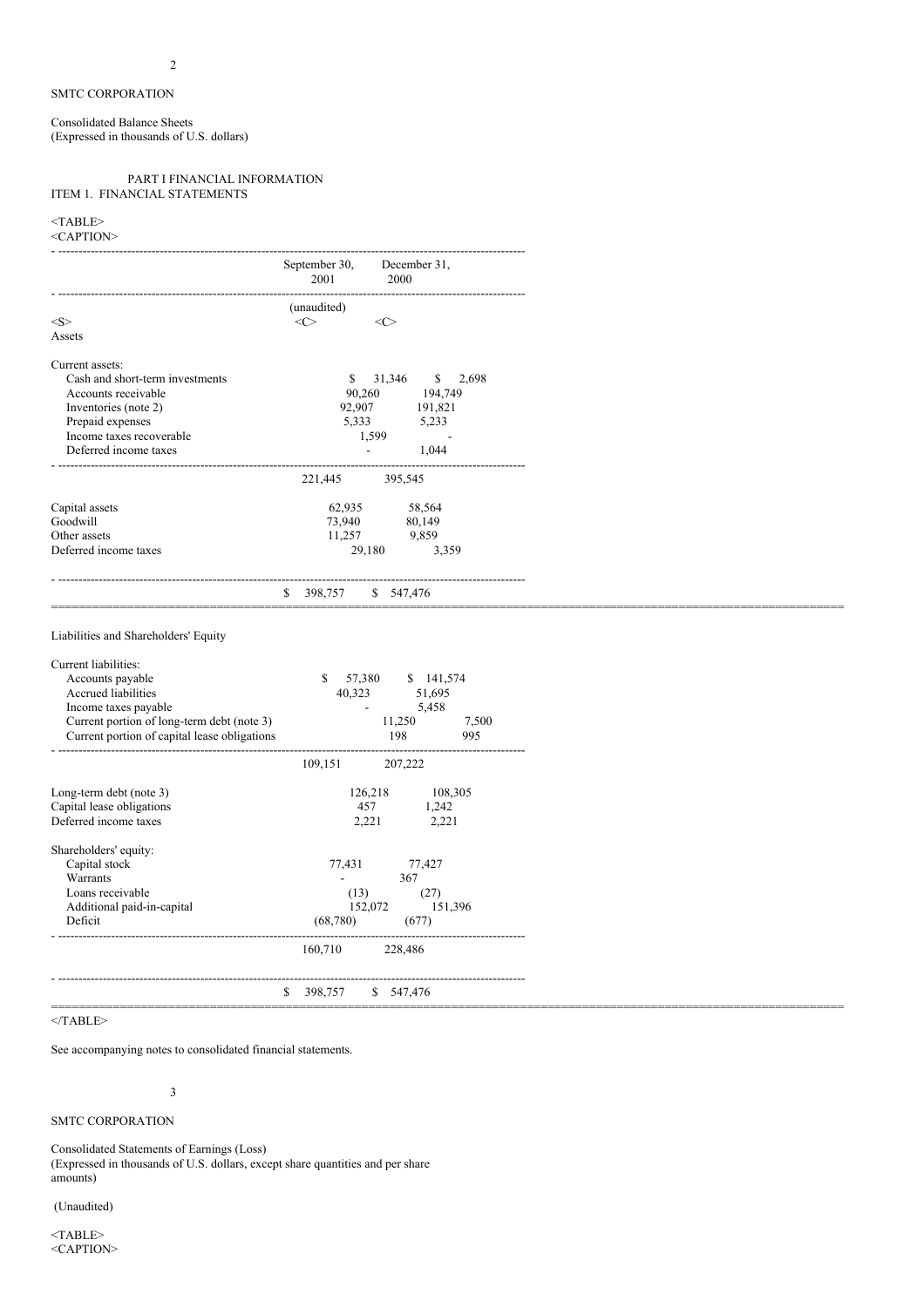SMTC CORPORATION

Consolidated Balance Sheets
(Expressed in thousands of U.S. dollars)

PART I FINANCIAL INFORMATION
ITEM 1. FINANCIAL STATEMENTS

| | September 30, 2001 | December 31, 2000 |
|---|---|---|
| | (unaudited) | |
| **Assets** | | |
| Current assets: | | |
| Cash and short-term investments | $ 31,346 | $ 2,698 |
| Accounts receivable | 90,260 | 194,749 |
| Inventories (note 2) | 92,907 | 191,821 |
| Prepaid expenses | 5,333 | 5,233 |
| Income taxes recoverable | 1,599 | - |
| Deferred income taxes | - | 1,044 |
| | 221,445 | 395,545 |
| Capital assets | 62,935 | 58,564 |
| Goodwill | 73,940 | 80,149 |
| Other assets | 11,257 | 9,859 |
| Deferred income taxes | 29,180 | 3,359 |
| | $ 398,757 | $ 547,476 |
| **Liabilities and Shareholders' Equity** | | |
| Current liabilities: | | |
| Accounts payable | $ 57,380 | $ 141,574 |
| Accrued liabilities | 40,323 | 51,695 |
| Income taxes payable | - | 5,458 |
| Current portion of long-term debt (note 3) | 11,250 | 7,500 |
| Current portion of capital lease obligations | 198 | 995 |
| | 109,151 | 207,222 |
| Long-term debt (note 3) | 126,218 | 108,305 |
| Capital lease obligations | 457 | 1,242 |
| Deferred income taxes | 2,221 | 2,221 |
| Shareholders' equity: | | |
| Capital stock | 77,431 | 77,427 |
| Warrants | - | 367 |
| Loans receivable | (13) | (27) |
| Additional paid-in-capital | 152,072 | 151,396 |
| Deficit | (68,780) | (677) |
| | 160,710 | 228,486 |
| | $ 398,757 | $ 547,476 |

See accompanying notes to consolidated financial statements.

SMTC CORPORATION

Consolidated Statements of Earnings (Loss)
(Expressed in thousands of U.S. dollars, except share quantities and per share amounts)

(Unaudited)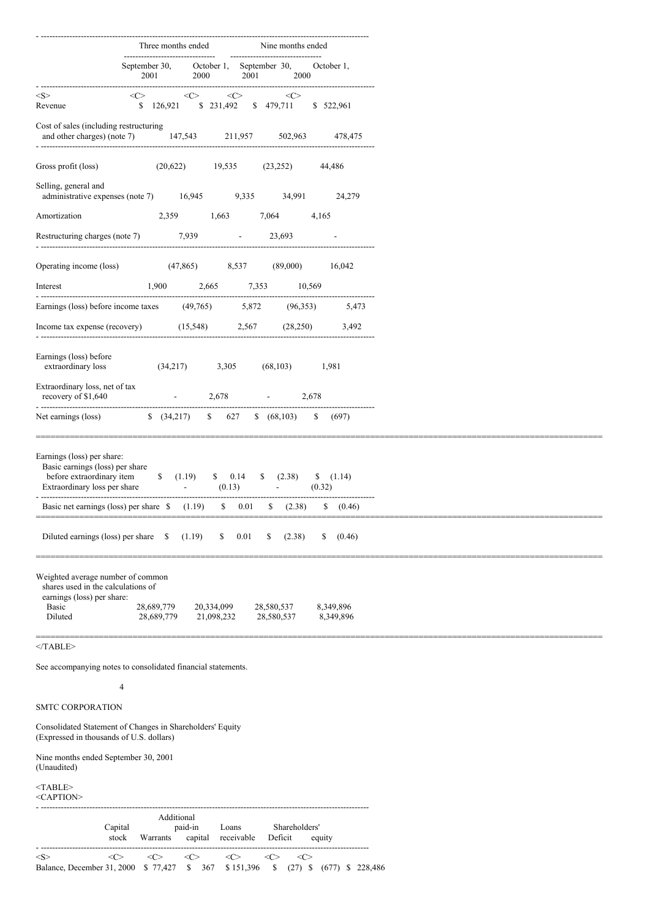| | Three months ended | | Nine months ended | |
|---|---|---|---|---|
| | September 30, 2001 | October 1, 2000 | September 30, 2001 | October 1, 2000 |
| Revenue | $ 126,921 | $ 231,492 | $ 479,711 | $ 522,961 |
| Cost of sales (including restructuring and other charges) (note 7) | 147,543 | 211,957 | 502,963 | 478,475 |
| Gross profit (loss) | (20,622) | 19,535 | (23,252) | 44,486 |
| Selling, general and administrative expenses (note 7) | 16,945 | 9,335 | 34,991 | 24,279 |
| Amortization | 2,359 | 1,663 | 7,064 | 4,165 |
| Restructuring charges (note 7) | 7,939 | - | 23,693 | - |
| Operating income (loss) | (47,865) | 8,537 | (89,000) | 16,042 |
| Interest | 1,900 | 2,665 | 7,353 | 10,569 |
| Earnings (loss) before income taxes | (49,765) | 5,872 | (96,353) | 5,473 |
| Income tax expense (recovery) | (15,548) | 2,567 | (28,250) | 3,492 |
| Earnings (loss) before extraordinary loss | (34,217) | 3,305 | (68,103) | 1,981 |
| Extraordinary loss, net of tax recovery of $1,640 | - | 2,678 | - | 2,678 |
| Net earnings (loss) | $ (34,217) | $ 627 | $ (68,103) | $ (697) |
| Earnings (loss) per share: | | | | |
| Basic earnings (loss) per share before extraordinary item | $ (1.19) | $ 0.14 | $ (2.38) | $ (1.14) |
| Extraordinary loss per share | - | (0.13) | - | (0.32) |
| Basic net earnings (loss) per share | $ (1.19) | $ 0.01 | $ (2.38) | $ (0.46) |
| Diluted earnings (loss) per share | $ (1.19) | $ 0.01 | $ (2.38) | $ (0.46) |
| Weighted average number of common shares used in the calculations of earnings (loss) per share: | | | | |
| Basic | 28,689,779 | 20,334,099 | 28,580,537 | 8,349,896 |
| Diluted | 28,689,779 | 21,098,232 | 28,580,537 | 8,349,896 |

See accompanying notes to consolidated financial statements.

SMTC CORPORATION

Consolidated Statement of Changes in Shareholders' Equity
(Expressed in thousands of U.S. dollars)

Nine months ended September 30, 2001
(Unaudited)

| | Capital stock | Warrants | Additional paid-in capital | Loans receivable | Deficit | Shareholders' equity |
|---|---|---|---|---|---|---|
| Balance, December 31, 2000 | $ 77,427 | $ 367 | $ 151,396 | $ (27) | $ (677) | $ 228,486 |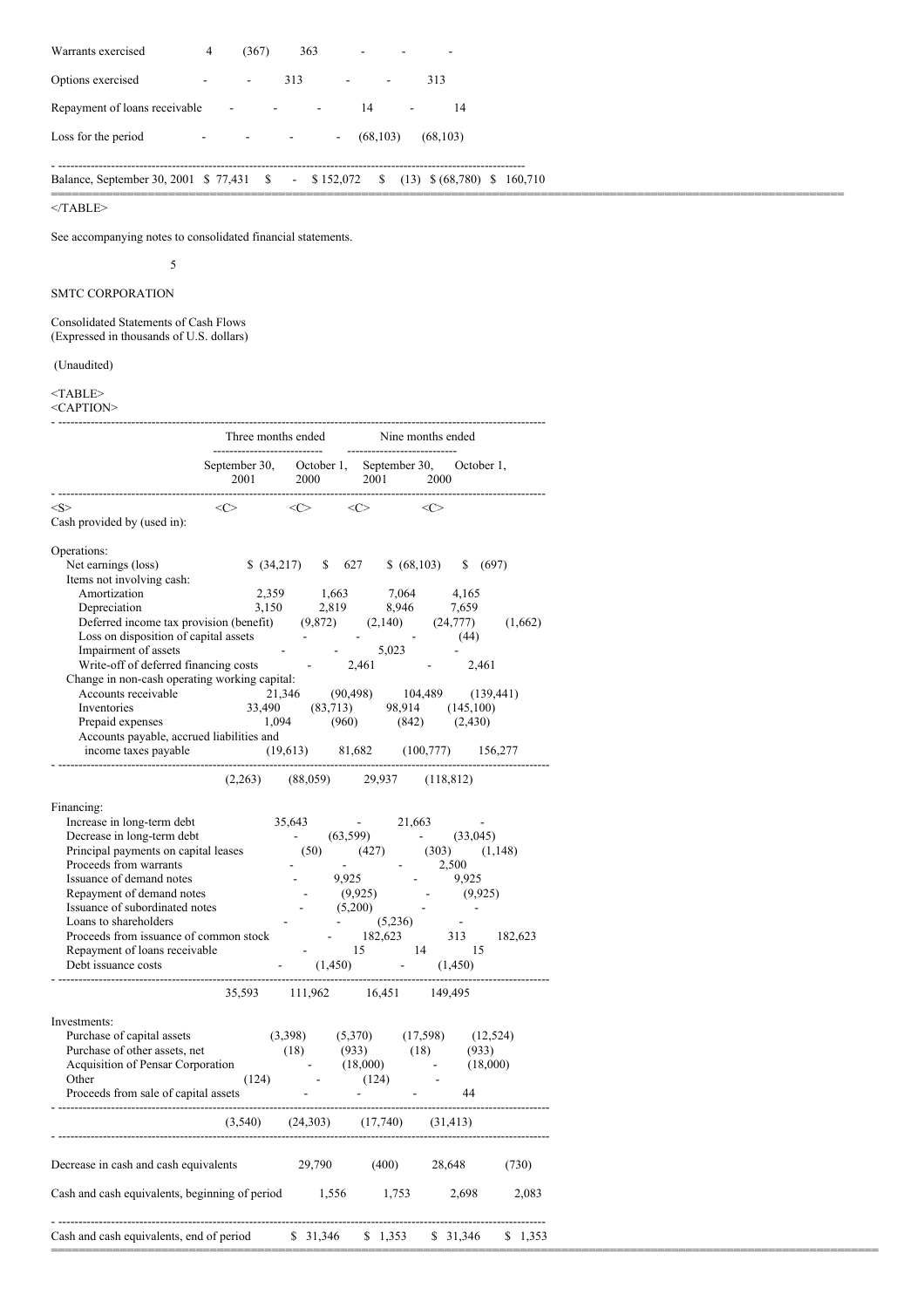| | | | | | | |
|---|---|---|---|---|---|---|
| Warrants exercised | 4 | (367) | 363 | - | - | - |
| Options exercised | - | - | 313 | - | - | 313 |
| Repayment of loans receivable | - | - | - | 14 | - | 14 |
| Loss for the period | - | - | - | - | (68,103) | (68,103) |
| Balance, September 30, 2001 | $ 77,431 | $ - | $ 152,072 | $ (13) | $ (68,780) | $ 160,710 |

See accompanying notes to consolidated financial statements.

SMTC CORPORATION

Consolidated Statements of Cash Flows
(Expressed in thousands of U.S. dollars)

(Unaudited)

| | Three months ended | | Nine months ended | |
|---|---|---|---|---|
| | September 30, 2001 | October 1, 2000 | September 30, 2001 | October 1, 2000 |
| **Cash provided by (used in):** | | | | |
| **Operations:** | | | | |
| Net earnings (loss) | $ (34,217) | $ 627 | $ (68,103) | $ (697) |
| Items not involving cash: | | | | |
| Amortization | 2,359 | 1,663 | 7,064 | 4,165 |
| Depreciation | 3,150 | 2,819 | 8,946 | 7,659 |
| Deferred income tax provision (benefit) | (9,872) | (2,140) | (24,777) | (1,662) |
| Loss on disposition of capital assets | - | - | - | (44) |
| Impairment of assets | - | - | 5,023 | - |
| Write-off of deferred financing costs | - | 2,461 | - | 2,461 |
| Change in non-cash operating working capital: | | | | |
| Accounts receivable | 21,346 | (90,498) | 104,489 | (139,441) |
| Inventories | 33,490 | (83,713) | 98,914 | (145,100) |
| Prepaid expenses | 1,094 | (960) | (842) | (2,430) |
| Accounts payable, accrued liabilities and income taxes payable | (19,613) | 81,682 | (100,777) | 156,277 |
| | (2,263) | (88,059) | 29,937 | (118,812) |
| **Financing:** | | | | |
| Increase in long-term debt | 35,643 | - | 21,663 | - |
| Decrease in long-term debt | - | (63,599) | - | (33,045) |
| Principal payments on capital leases | (50) | (427) | (303) | (1,148) |
| Proceeds from warrants | - | - | - | 2,500 |
| Issuance of demand notes | - | 9,925 | - | 9,925 |
| Repayment of demand notes | - | (9,925) | - | (9,925) |
| Issuance of subordinated notes | - | (5,200) | - | - |
| Loans to shareholders | - | - | (5,236) | - |
| Proceeds from issuance of common stock | - | 182,623 | 313 | 182,623 |
| Repayment of loans receivable | - | 15 | 14 | 15 |
| Debt issuance costs | - | (1,450) | - | (1,450) |
| | 35,593 | 111,962 | 16,451 | 149,495 |
| **Investments:** | | | | |
| Purchase of capital assets | (3,398) | (5,370) | (17,598) | (12,524) |
| Purchase of other assets, net | (18) | (933) | (18) | (933) |
| Acquisition of Pensar Corporation | - | (18,000) | - | (18,000) |
| Other | (124) | - | (124) | - |
| Proceeds from sale of capital assets | - | - | - | 44 |
| | (3,540) | (24,303) | (17,740) | (31,413) |
| Decrease in cash and cash equivalents | 29,790 | (400) | 28,648 | (730) |
| Cash and cash equivalents, beginning of period | 1,556 | 1,753 | 2,698 | 2,083 |
| Cash and cash equivalents, end of period | $ 31,346 | $ 1,353 | $ 31,346 | $ 1,353 |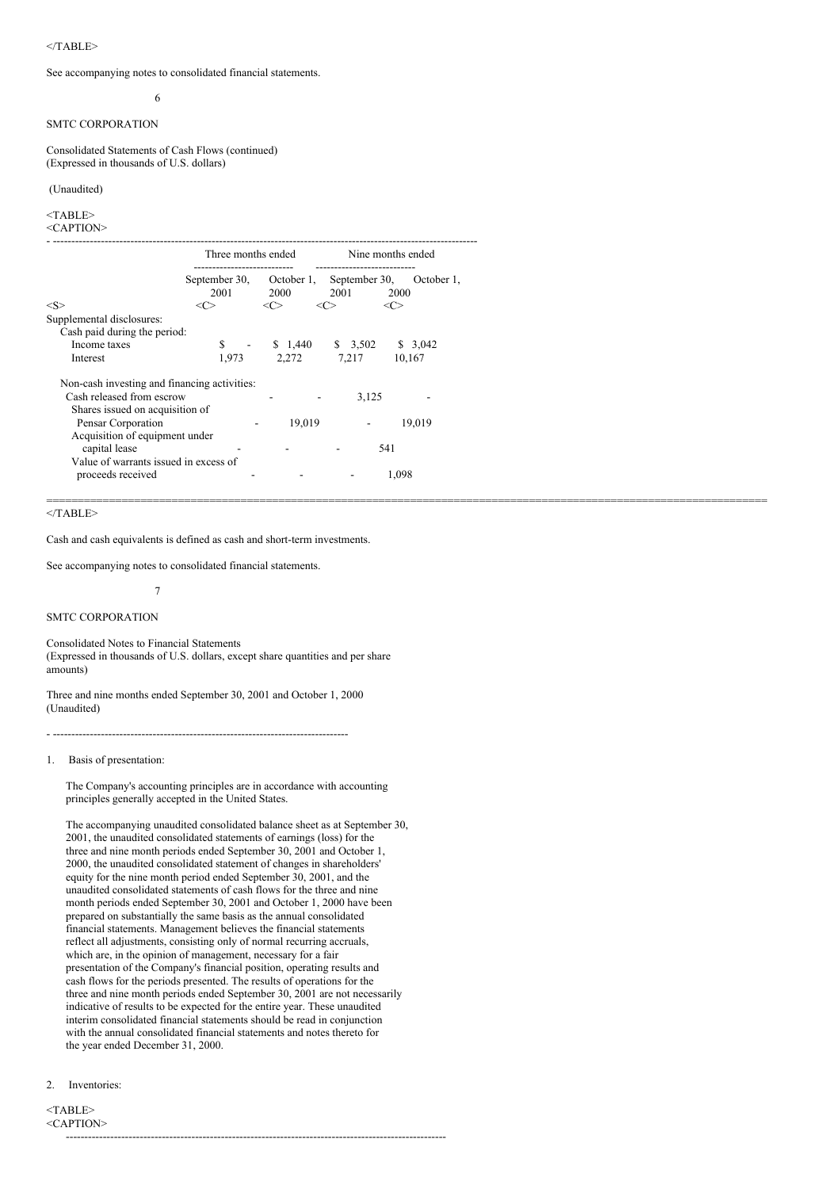See accompanying notes to consolidated financial statements.

SMTC CORPORATION

Consolidated Statements of Cash Flows (continued)
(Expressed in thousands of U.S. dollars)

(Unaudited)

| | Three months ended | | Nine months ended | |
|---|---|---|---|---|
| | September 30, 2001 | October 1, 2000 | September 30, 2001 | October 1, 2000 |
| Supplemental disclosures: | | | | |
| Cash paid during the period: | | | | |
| Income taxes | $ - | $ 1,440 | $ 3,502 | $ 3,042 |
| Interest | 1,973 | 2,272 | 7,217 | 10,167 |
| Non-cash investing and financing activities: | | | | |
| Cash released from escrow | - | - | 3,125 | - |
| Shares issued on acquisition of Pensar Corporation | - | 19,019 | - | 19,019 |
| Acquisition of equipment under capital lease | - | - | - | 541 |
| Value of warrants issued in excess of proceeds received | - | - | - | 1,098 |

Cash and cash equivalents is defined as cash and short-term investments.

See accompanying notes to consolidated financial statements.

SMTC CORPORATION

Consolidated Notes to Financial Statements
(Expressed in thousands of U.S. dollars, except share quantities and per share amounts)

Three and nine months ended September 30, 2001 and October 1, 2000
(Unaudited)

1. Basis of presentation:

The Company's accounting principles are in accordance with accounting principles generally accepted in the United States.

The accompanying unaudited consolidated balance sheet as at September 30, 2001, the unaudited consolidated statements of earnings (loss) for the three and nine month periods ended September 30, 2001 and October 1, 2000, the unaudited consolidated statement of changes in shareholders' equity for the nine month period ended September 30, 2001, and the unaudited consolidated statements of cash flows for the three and nine month periods ended September 30, 2001 and October 1, 2000 have been prepared on substantially the same basis as the annual consolidated financial statements. Management believes the financial statements reflect all adjustments, consisting only of normal recurring accruals, which are, in the opinion of management, necessary for a fair presentation of the Company's financial position, operating results and cash flows for the periods presented. The results of operations for the three and nine month periods ended September 30, 2001 are not necessarily indicative of results to be expected for the entire year. These unaudited interim consolidated financial statements should be read in conjunction with the annual consolidated financial statements and notes thereto for the year ended December 31, 2000.

2. Inventories: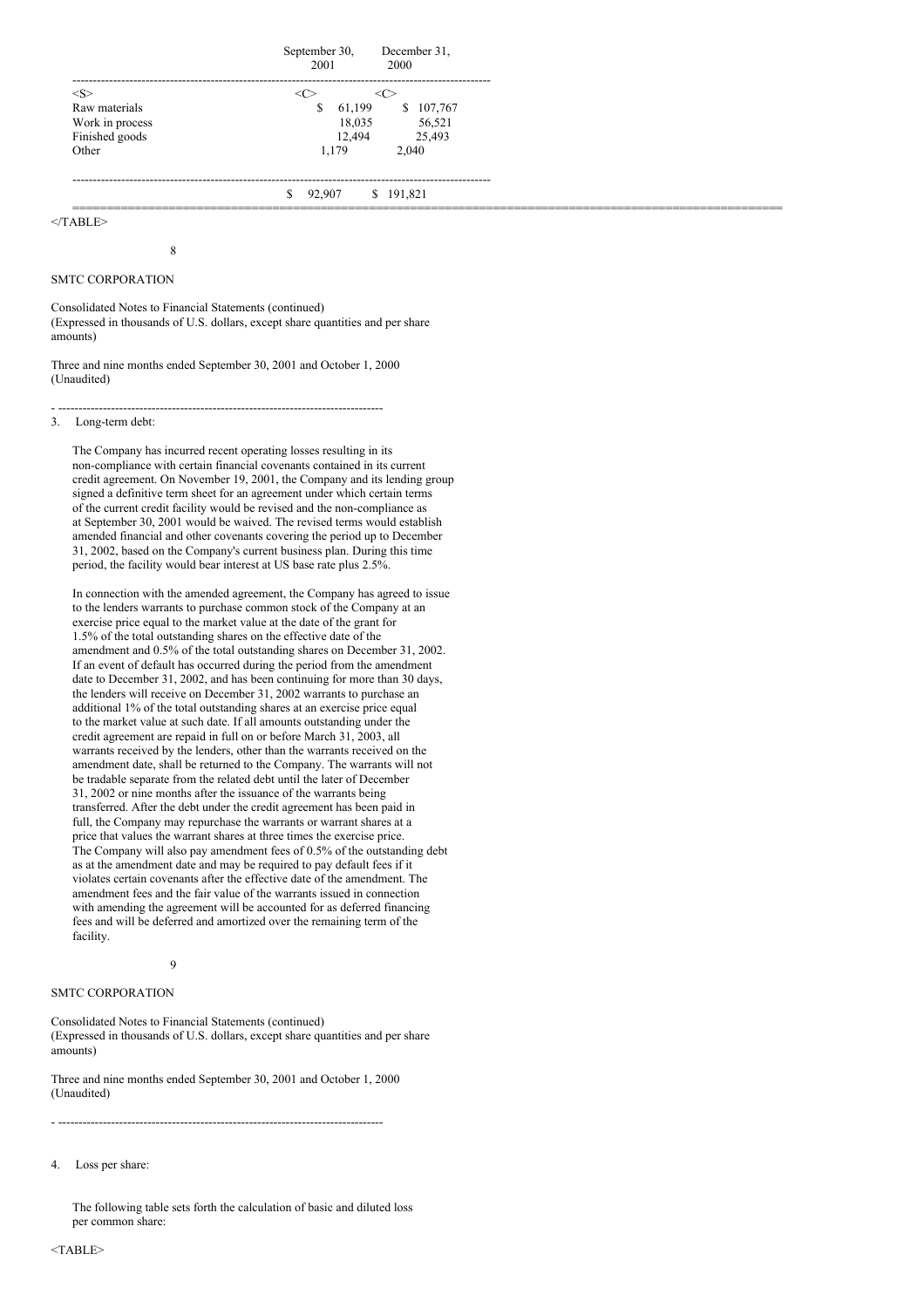| | September 30, 2001 | December 31, 2000 |
|---|---|---|
| Raw materials | $ 61,199 | $ 107,767 |
| Work in process | 18,035 | 56,521 |
| Finished goods | 12,494 | 25,493 |
| Other | 1,179 | 2,040 |
| | $ 92,907 | $ 191,821 |

SMTC CORPORATION

Consolidated Notes to Financial Statements (continued)
(Expressed in thousands of U.S. dollars, except share quantities and per share amounts)

Three and nine months ended September 30, 2001 and October 1, 2000
(Unaudited)

---

3. Long-term debt:

The Company has incurred recent operating losses resulting in its non-compliance with certain financial covenants contained in its current credit agreement. On November 19, 2001, the Company and its lending group signed a definitive term sheet for an agreement under which certain terms of the current credit facility would be revised and the non-compliance as at September 30, 2001 would be waived. The revised terms would establish amended financial and other covenants covering the period up to December 31, 2002, based on the Company's current business plan. During this time period, the facility would bear interest at US base rate plus 2.5%.

In connection with the amended agreement, the Company has agreed to issue to the lenders warrants to purchase common stock of the Company at an exercise price equal to the market value at the date of the grant for 1.5% of the total outstanding shares on the effective date of the amendment and 0.5% of the total outstanding shares on December 31, 2002. If an event of default has occurred during the period from the amendment date to December 31, 2002, and has been continuing for more than 30 days, the lenders will receive on December 31, 2002 warrants to purchase an additional 1% of the total outstanding shares at an exercise price equal to the market value at such date. If all amounts outstanding under the credit agreement are repaid in full on or before March 31, 2003, all warrants received by the lenders, other than the warrants received on the amendment date, shall be returned to the Company. The warrants will not be tradable separate from the related debt until the later of December 31, 2002 or nine months after the issuance of the warrants being transferred. After the debt under the credit agreement has been paid in full, the Company may repurchase the warrants or warrant shares at a price that values the warrant shares at three times the exercise price. The Company will also pay amendment fees of 0.5% of the outstanding debt as at the amendment date and may be required to pay default fees if it violates certain covenants after the effective date of the amendment. The amendment fees and the fair value of the warrants issued in connection with amending the agreement will be accounted for as deferred financing fees and will be deferred and amortized over the remaining term of the facility.

SMTC CORPORATION

Consolidated Notes to Financial Statements (continued)
(Expressed in thousands of U.S. dollars, except share quantities and per share amounts)

Three and nine months ended September 30, 2001 and October 1, 2000
(Unaudited)

---

4. Loss per share:

The following table sets forth the calculation of basic and diluted loss per common share: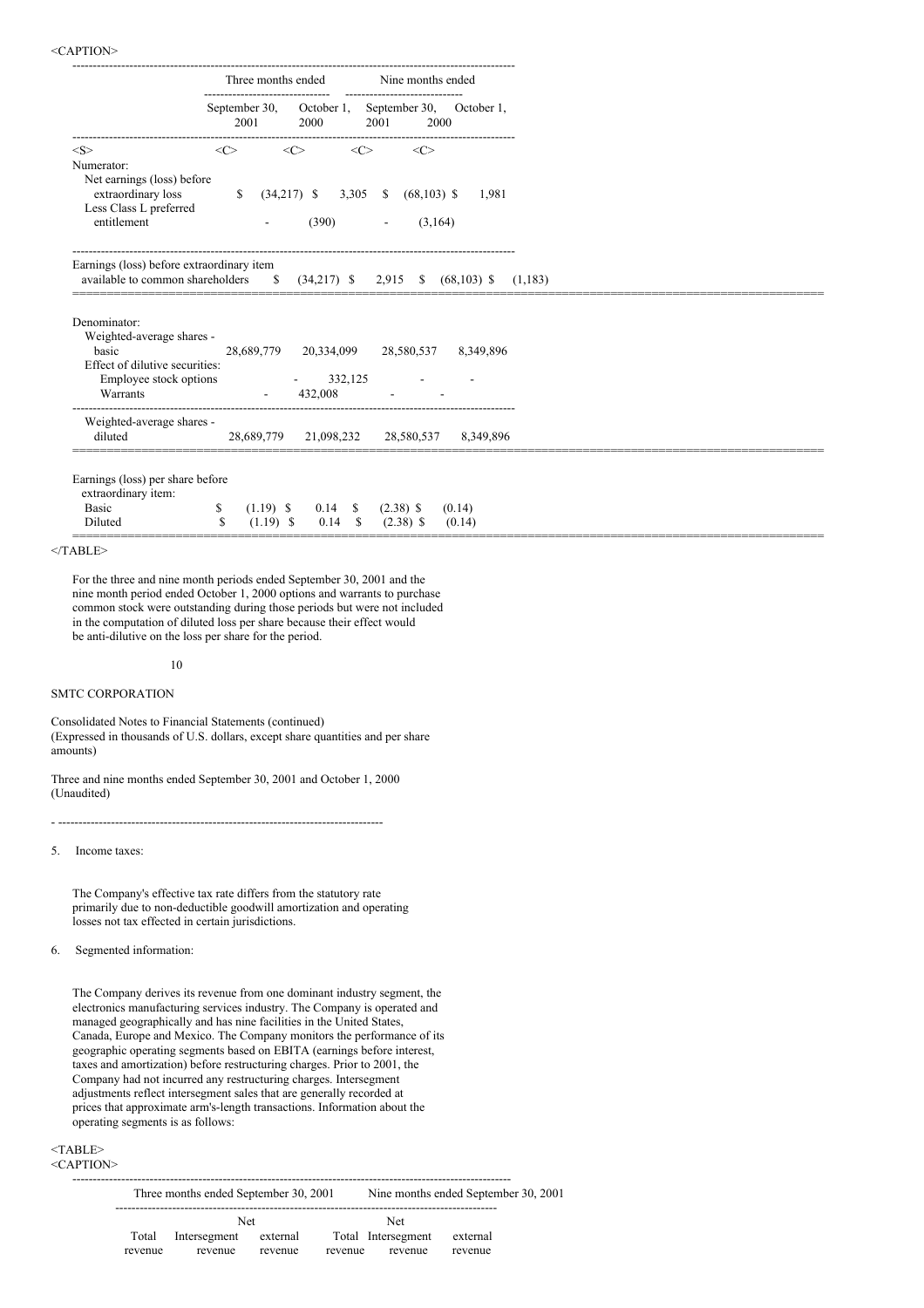| | Three months ended | | Nine months ended | |
|---|---|---|---|---|
| | September 30, 2001 | October 1, 2000 | September 30, 2001 | October 1, 2000 |
| Numerator: | | | | |
| Net earnings (loss) before extraordinary loss | $ (34,217) | $ 3,305 | $ (68,103) | $ 1,981 |
| Less Class L preferred entitlement | - | (390) | - | (3,164) |
| Earnings (loss) before extraordinary item available to common shareholders | $ (34,217) | $ 2,915 | $ (68,103) | $ (1,183) |
| Denominator: | | | | |
| Weighted-average shares - basic | 28,689,779 | 20,334,099 | 28,580,537 | 8,349,896 |
| Effect of dilutive securities: | | | | |
| Employee stock options | - | 332,125 | - | - |
| Warrants | - | 432,008 | - | - |
| Weighted-average shares - diluted | 28,689,779 | 21,098,232 | 28,580,537 | 8,349,896 |
| Earnings (loss) per share before extraordinary item: | | | | |
| Basic | $ (1.19) | $ 0.14 | $ (2.38) | $ (0.14) |
| Diluted | $ (1.19) | $ 0.14 | $ (2.38) | $ (0.14) |

For the three and nine month periods ended September 30, 2001 and the nine month period ended October 1, 2000 options and warrants to purchase common stock were outstanding during those periods but were not included in the computation of diluted loss per share because their effect would be anti-dilutive on the loss per share for the period.

SMTC CORPORATION

Consolidated Notes to Financial Statements (continued)
(Expressed in thousands of U.S. dollars, except share quantities and per share amounts)

Three and nine months ended September 30, 2001 and October 1, 2000
(Unaudited)

5. Income taxes:

The Company's effective tax rate differs from the statutory rate primarily due to non-deductible goodwill amortization and operating losses not tax effected in certain jurisdictions.

6. Segmented information:

The Company derives its revenue from one dominant industry segment, the electronics manufacturing services industry. The Company is operated and managed geographically and has nine facilities in the United States, Canada, Europe and Mexico. The Company monitors the performance of its geographic operating segments based on EBITA (earnings before interest, taxes and amortization) before restructuring charges. Prior to 2001, the Company had not incurred any restructuring charges. Intersegment adjustments reflect intersegment sales that are generally recorded at prices that approximate arm's-length transactions. Information about the operating segments is as follows:

| Three months ended September 30, 2001 | | | Nine months ended September 30, 2001 | | |
|---|---|---|---|---|---|
| Total revenue | Intersegment revenue | Net external revenue | Total revenue | Intersegment revenue | Net external revenue |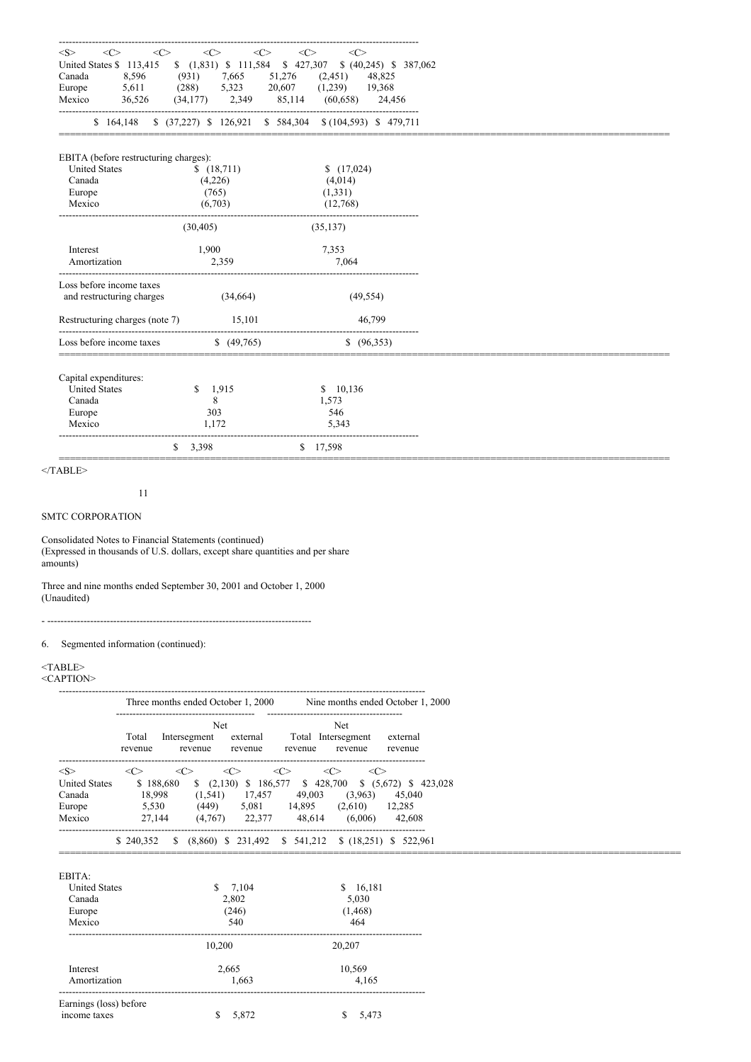| | Total revenue | Intersegment revenue | Net external revenue | Total revenue | Intersegment revenue | Net external revenue |
|---|---|---|---|---|---|---|
| United States | $ 113,415 | $ (1,831) | $ 111,584 | $ 427,307 | $ (40,245) | $ 387,062 |
| Canada | 8,596 | (931) | 7,665 | 51,276 | (2,451) | 48,825 |
| Europe | 5,611 | (288) | 5,323 | 20,607 | (1,239) | 19,368 |
| Mexico | 36,526 | (34,177) | 2,349 | 85,114 | (60,658) | 24,456 |
| | $ 164,148 | $ (37,227) | $ 126,921 | $ 584,304 | $ (104,593) | $ 479,711 |

| | | |
|---|---|---|
| EBITA (before restructuring charges): | | |
| United States | $ (18,711) | $ (17,024) |
| Canada | (4,226) | (4,014) |
| Europe | (765) | (1,331) |
| Mexico | (6,703) | (12,768) |
| | (30,405) | (35,137) |
| Interest | 1,900 | 7,353 |
| Amortization | 2,359 | 7,064 |
| Loss before income taxes and restructuring charges | (34,664) | (49,554) |
| Restructuring charges (note 7) | 15,101 | 46,799 |
| Loss before income taxes | $ (49,765) | $ (96,353) |

| | | |
|---|---|---|
| Capital expenditures: | | |
| United States | $ 1,915 | $ 10,136 |
| Canada | 8 | 1,573 |
| Europe | 303 | 546 |
| Mexico | 1,172 | 5,343 |
| | $ 3,398 | $ 17,598 |

SMTC CORPORATION

Consolidated Notes to Financial Statements (continued)
(Expressed in thousands of U.S. dollars, except share quantities and per share amounts)

Three and nine months ended September 30, 2001 and October 1, 2000
(Unaudited)

6. Segmented information (continued):

| | Three months ended October 1, 2000 | | | Nine months ended October 1, 2000 | | |
|---|---|---|---|---|---|---|
| | Total revenue | Intersegment revenue | Net external revenue | Total revenue | Intersegment revenue | Net external revenue |
| United States | $ 188,680 | $ (2,130) | $ 186,577 | $ 428,700 | $ (5,672) | $ 423,028 |
| Canada | 18,998 | (1,541) | 17,457 | 49,003 | (3,963) | 45,040 |
| Europe | 5,530 | (449) | 5,081 | 14,895 | (2,610) | 12,285 |
| Mexico | 27,144 | (4,767) | 22,377 | 48,614 | (6,006) | 42,608 |
| | $ 240,352 | $ (8,860) | $ 231,492 | $ 541,212 | $ (18,251) | $ 522,961 |

| | | |
|---|---|---|
| EBITA: | | |
| United States | $ 7,104 | $ 16,181 |
| Canada | 2,802 | 5,030 |
| Europe | (246) | (1,468) |
| Mexico | 540 | 464 |
| | 10,200 | 20,207 |
| Interest | 2,665 | 10,569 |
| Amortization | 1,663 | 4,165 |
| Earnings (loss) before income taxes | $ 5,872 | $ 5,473 |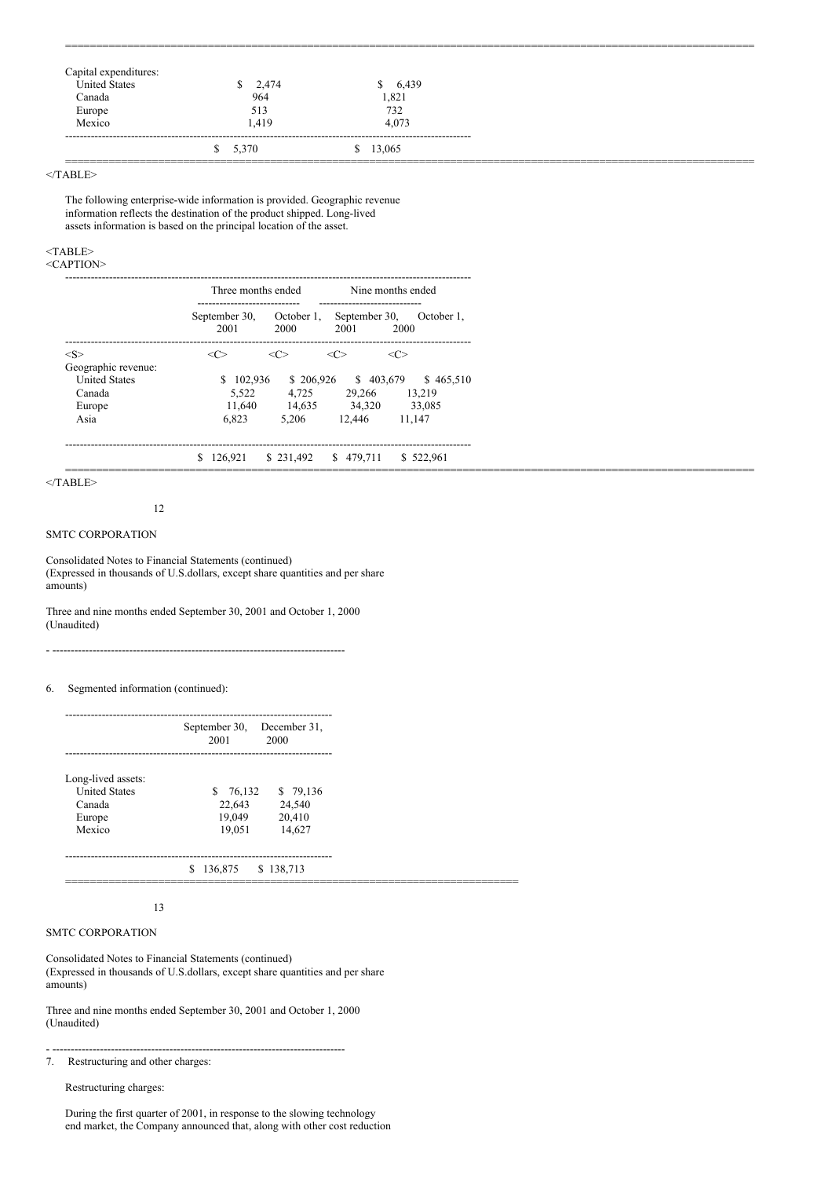| | | |
|---|---|---|
| Capital expenditures: | | |
| United States | $ 2,474 | $ 6,439 |
| Canada | 964 | 1,821 |
| Europe | 513 | 732 |
| Mexico | 1,419 | 4,073 |
| | $ 5,370 | $ 13,065 |

The following enterprise-wide information is provided. Geographic revenue information reflects the destination of the product shipped. Long-lived assets information is based on the principal location of the asset.

| | Three months ended | | Nine months ended | |
|---|---|---|---|---|
| | September 30, 2001 | October 1, 2000 | September 30, 2001 | October 1, 2000 |
| Geographic revenue: | | | | |
| United States | $ 102,936 | $ 206,926 | $ 403,679 | $ 465,510 |
| Canada | 5,522 | 4,725 | 29,266 | 13,219 |
| Europe | 11,640 | 14,635 | 34,320 | 33,085 |
| Asia | 6,823 | 5,206 | 12,446 | 11,147 |
| | $ 126,921 | $ 231,492 | $ 479,711 | $ 522,961 |

SMTC CORPORATION

Consolidated Notes to Financial Statements (continued)
(Expressed in thousands of U.S.dollars, except share quantities and per share amounts)

Three and nine months ended September 30, 2001 and October 1, 2000
(Unaudited)

6. Segmented information (continued):

| | September 30, 2001 | December 31, 2000 |
|---|---|---|
| Long-lived assets: | | |
| United States | $ 76,132 | $ 79,136 |
| Canada | 22,643 | 24,540 |
| Europe | 19,049 | 20,410 |
| Mexico | 19,051 | 14,627 |
| | $ 136,875 | $ 138,713 |

SMTC CORPORATION

Consolidated Notes to Financial Statements (continued)
(Expressed in thousands of U.S.dollars, except share quantities and per share amounts)

Three and nine months ended September 30, 2001 and October 1, 2000
(Unaudited)

7. Restructuring and other charges:

Restructuring charges:

During the first quarter of 2001, in response to the slowing technology end market, the Company announced that, along with other cost reduction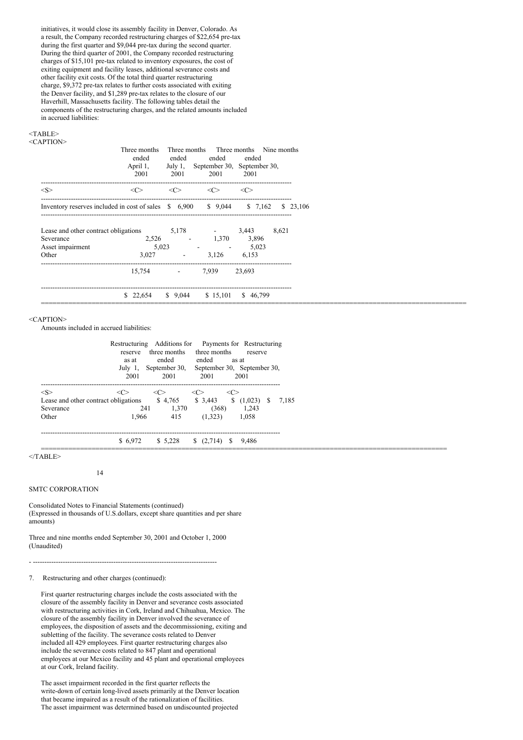initiatives, it would close its assembly facility in Denver, Colorado. As a result, the Company recorded restructuring charges of $22,654 pre-tax during the first quarter and $9,044 pre-tax during the second quarter. During the third quarter of 2001, the Company recorded restructuring charges of $15,101 pre-tax related to inventory exposures, the cost of exiting equipment and facility leases, additional severance costs and other facility exit costs. Of the total third quarter restructuring charge, $9,372 pre-tax relates to further costs associated with exiting the Denver facility, and $1,289 pre-tax relates to the closure of our Haverhill, Massachusetts facility. The following tables detail the components of the restructuring charges, and the related amounts included in accrued liabilities:

| | Three months ended April 1, 2001 | Three months ended July 1, 2001 | Three months ended September 30, 2001 | Nine months ended September 30, 2001 |
|---|---|---|---|---|
| Inventory reserves included in cost of sales | $ 6,900 | $ 9,044 | $ 7,162 | $ 23,106 |
| Lease and other contract obligations | 5,178 | - | 3,443 | 8,621 |
| Severance | 2,526 | - | 1,370 | 3,896 |
| Asset impairment | 5,023 | - | - | 5,023 |
| Other | 3,027 | - | 3,126 | 6,153 |
| | 15,754 | - | 7,939 | 23,693 |
| | $ 22,654 | $ 9,044 | $ 15,101 | $ 46,799 |

Amounts included in accrued liabilities:

| | Restructuring reserve as at July 1, 2001 | Additions for three months ended September 30, 2001 | Payments for three months ended September 30, 2001 | Restructuring reserve as at September 30, 2001 |
|---|---|---|---|---|
| Lease and other contract obligations | $ 4,765 | $ 3,443 | $ (1,023) | $ 7,185 |
| Severance | 241 | 1,370 | (368) | 1,243 |
| Other | 1,966 | 415 | (1,323) | 1,058 |
| | $ 6,972 | $ 5,228 | $ (2,714) | $ 9,486 |

7. Restructuring and other charges (continued):

First quarter restructuring charges include the costs associated with the closure of the assembly facility in Denver and severance costs associated with restructuring activities in Cork, Ireland and Chihuahua, Mexico. The closure of the assembly facility in Denver involved the severance of employees, the disposition of assets and the decommissioning, exiting and subletting of the facility. The severance costs related to Denver included all 429 employees. First quarter restructuring charges also include the severance costs related to 847 plant and operational employees at our Mexico facility and 45 plant and operational employees at our Cork, Ireland facility.

The asset impairment recorded in the first quarter reflects the write-down of certain long-lived assets primarily at the Denver location that became impaired as a result of the rationalization of facilities. The asset impairment was determined based on undiscounted projected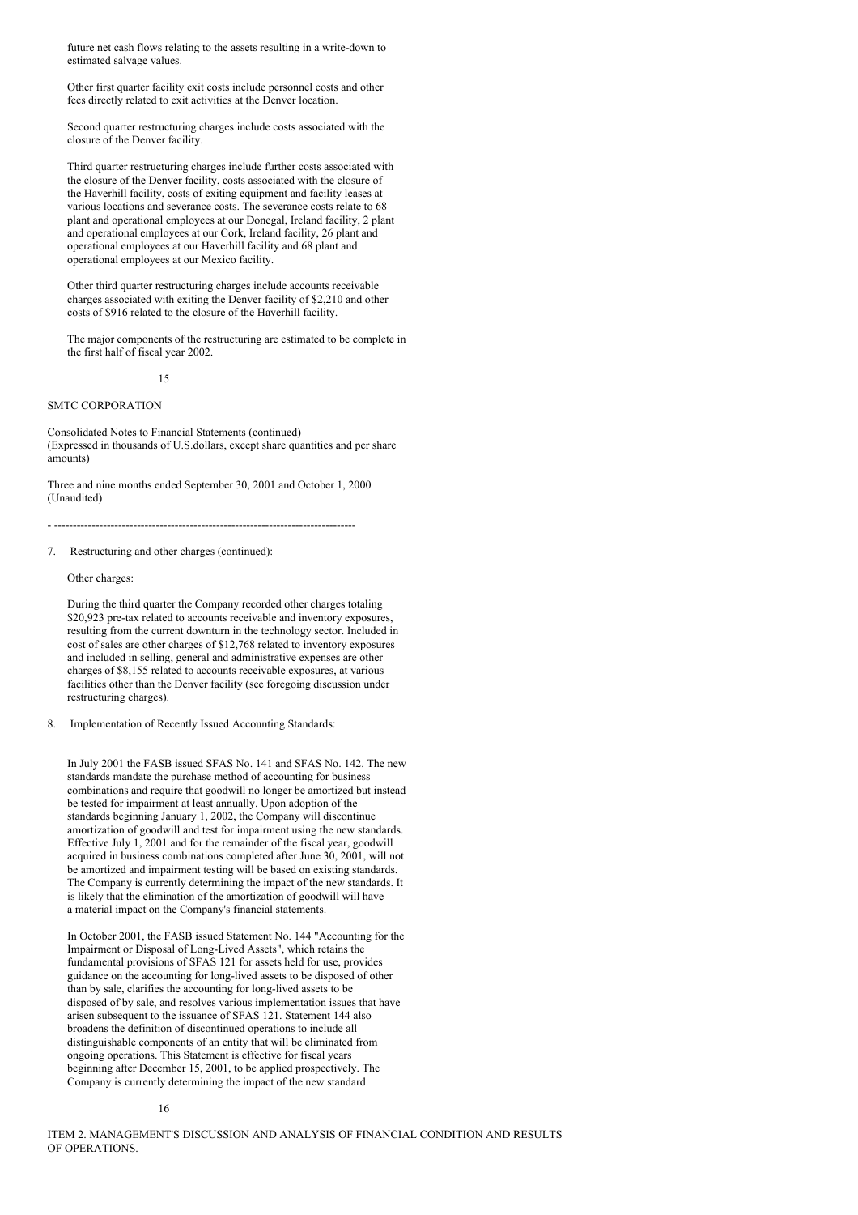future net cash flows relating to the assets resulting in a write-down to estimated salvage values.

Other first quarter facility exit costs include personnel costs and other fees directly related to exit activities at the Denver location.

Second quarter restructuring charges include costs associated with the closure of the Denver facility.

Third quarter restructuring charges include further costs associated with the closure of the Denver facility, costs associated with the closure of the Haverhill facility, costs of exiting equipment and facility leases at various locations and severance costs. The severance costs relate to 68 plant and operational employees at our Donegal, Ireland facility, 2 plant and operational employees at our Cork, Ireland facility, 26 plant and operational employees at our Haverhill facility and 68 plant and operational employees at our Mexico facility.

Other third quarter restructuring charges include accounts receivable charges associated with exiting the Denver facility of $2,210 and other costs of $916 related to the closure of the Haverhill facility.

The major components of the restructuring are estimated to be complete in the first half of fiscal year 2002.

SMTC CORPORATION

Consolidated Notes to Financial Statements (continued)
(Expressed in thousands of U.S.dollars, except share quantities and per share amounts)

Three and nine months ended September 30, 2001 and October 1, 2000
(Unaudited)

---

7. Restructuring and other charges (continued):

Other charges:

During the third quarter the Company recorded other charges totaling $20,923 pre-tax related to accounts receivable and inventory exposures, resulting from the current downturn in the technology sector. Included in cost of sales are other charges of $12,768 related to inventory exposures and included in selling, general and administrative expenses are other charges of $8,155 related to accounts receivable exposures, at various facilities other than the Denver facility (see foregoing discussion under restructuring charges).

8. Implementation of Recently Issued Accounting Standards:

In July 2001 the FASB issued SFAS No. 141 and SFAS No. 142. The new standards mandate the purchase method of accounting for business combinations and require that goodwill no longer be amortized but instead be tested for impairment at least annually. Upon adoption of the standards beginning January 1, 2002, the Company will discontinue amortization of goodwill and test for impairment using the new standards. Effective July 1, 2001 and for the remainder of the fiscal year, goodwill acquired in business combinations completed after June 30, 2001, will not be amortized and impairment testing will be based on existing standards. The Company is currently determining the impact of the new standards. It is likely that the elimination of the amortization of goodwill will have a material impact on the Company's financial statements.

In October 2001, the FASB issued Statement No. 144 "Accounting for the Impairment or Disposal of Long-Lived Assets", which retains the fundamental provisions of SFAS 121 for assets held for use, provides guidance on the accounting for long-lived assets to be disposed of other than by sale, clarifies the accounting for long-lived assets to be disposed of by sale, and resolves various implementation issues that have arisen subsequent to the issuance of SFAS 121. Statement 144 also broadens the definition of discontinued operations to include all distinguishable components of an entity that will be eliminated from ongoing operations. This Statement is effective for fiscal years beginning after December 15, 2001, to be applied prospectively. The Company is currently determining the impact of the new standard.

ITEM 2. MANAGEMENT'S DISCUSSION AND ANALYSIS OF FINANCIAL CONDITION AND RESULTS OF OPERATIONS.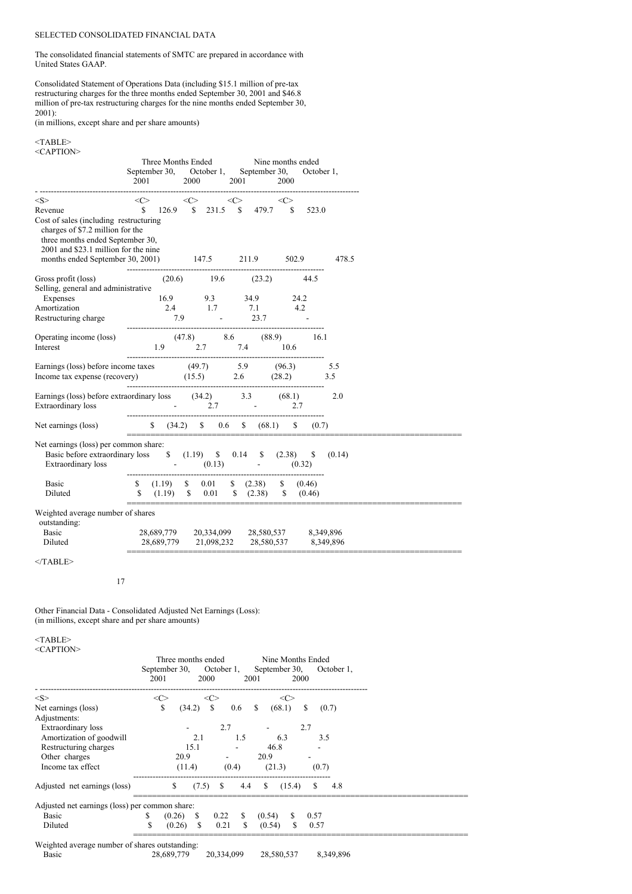SELECTED CONSOLIDATED FINANCIAL DATA

The consolidated financial statements of SMTC are prepared in accordance with United States GAAP.

Consolidated Statement of Operations Data (including $15.1 million of pre-tax restructuring charges for the three months ended September 30, 2001 and $46.8 million of pre-tax restructuring charges for the nine months ended September 30, 2001):
(in millions, except share and per share amounts)

| | Three Months Ended | | Nine months ended | |
|---|---|---|---|---|
| | September 30, 2001 | October 1, 2000 | September 30, 2001 | October 1, 2000 |
| Revenue | $ 126.9 | $ 231.5 | $ 479.7 | $ 523.0 |
| Cost of sales (including restructuring charges of $7.2 million for the three months ended September 30, 2001 and $23.1 million for the nine months ended September 30, 2001) | 147.5 | 211.9 | 502.9 | 478.5 |
| Gross profit (loss) | (20.6) | 19.6 | (23.2) | 44.5 |
| Selling, general and administrative Expenses | 16.9 | 9.3 | 34.9 | 24.2 |
| Amortization | 2.4 | 1.7 | 7.1 | 4.2 |
| Restructuring charge | 7.9 | - | 23.7 | - |
| Operating income (loss) | (47.8) | 8.6 | (88.9) | 16.1 |
| Interest | 1.9 | 2.7 | 7.4 | 10.6 |
| Earnings (loss) before income taxes | (49.7) | 5.9 | (96.3) | 5.5 |
| Income tax expense (recovery) | (15.5) | 2.6 | (28.2) | 3.5 |
| Earnings (loss) before extraordinary loss | (34.2) | 3.3 | (68.1) | 2.0 |
| Extraordinary loss | - | 2.7 | - | 2.7 |
| Net earnings (loss) | $ (34.2) | $ 0.6 | $ (68.1) | $ (0.7) |
| Net earnings (loss) per common share: | | | | |
| Basic before extraordinary loss | $ (1.19) | $ 0.14 | $ (2.38) | $ (0.14) |
| Extraordinary loss | - | (0.13) | - | (0.32) |
| Basic | $ (1.19) | $ 0.01 | $ (2.38) | $ (0.46) |
| Diluted | $ (1.19) | $ 0.01 | $ (2.38) | $ (0.46) |
| Weighted average number of shares outstanding: | | | | |
| Basic | 28,689,779 | 20,334,099 | 28,580,537 | 8,349,896 |
| Diluted | 28,689,779 | 21,098,232 | 28,580,537 | 8,349,896 |

Other Financial Data - Consolidated Adjusted Net Earnings (Loss):
(in millions, except share and per share amounts)

| | Three months ended | | Nine Months Ended | |
|---|---|---|---|---|
| | September 30, 2001 | October 1, 2000 | September 30, 2001 | October 1, 2000 |
| Net earnings (loss) | $ (34.2) | $ 0.6 | $ (68.1) | $ (0.7) |
| Adjustments: | | | | |
| Extraordinary loss | - | 2.7 | - | 2.7 |
| Amortization of goodwill | 2.1 | 1.5 | 6.3 | 3.5 |
| Restructuring charges | 15.1 | - | 46.8 | - |
| Other charges | 20.9 | - | 20.9 | - |
| Income tax effect | (11.4) | (0.4) | (21.3) | (0.7) |
| Adjusted net earnings (loss) | $ (7.5) | $ 4.4 | $ (15.4) | $ 4.8 |
| Adjusted net earnings (loss) per common share: | | | | |
| Basic | $ (0.26) | $ 0.22 | $ (0.54) | $ 0.57 |
| Diluted | $ (0.26) | $ 0.21 | $ (0.54) | $ 0.57 |
| Weighted average number of shares outstanding: | | | | |
| Basic | 28,689,779 | 20,334,099 | 28,580,537 | 8,349,896 |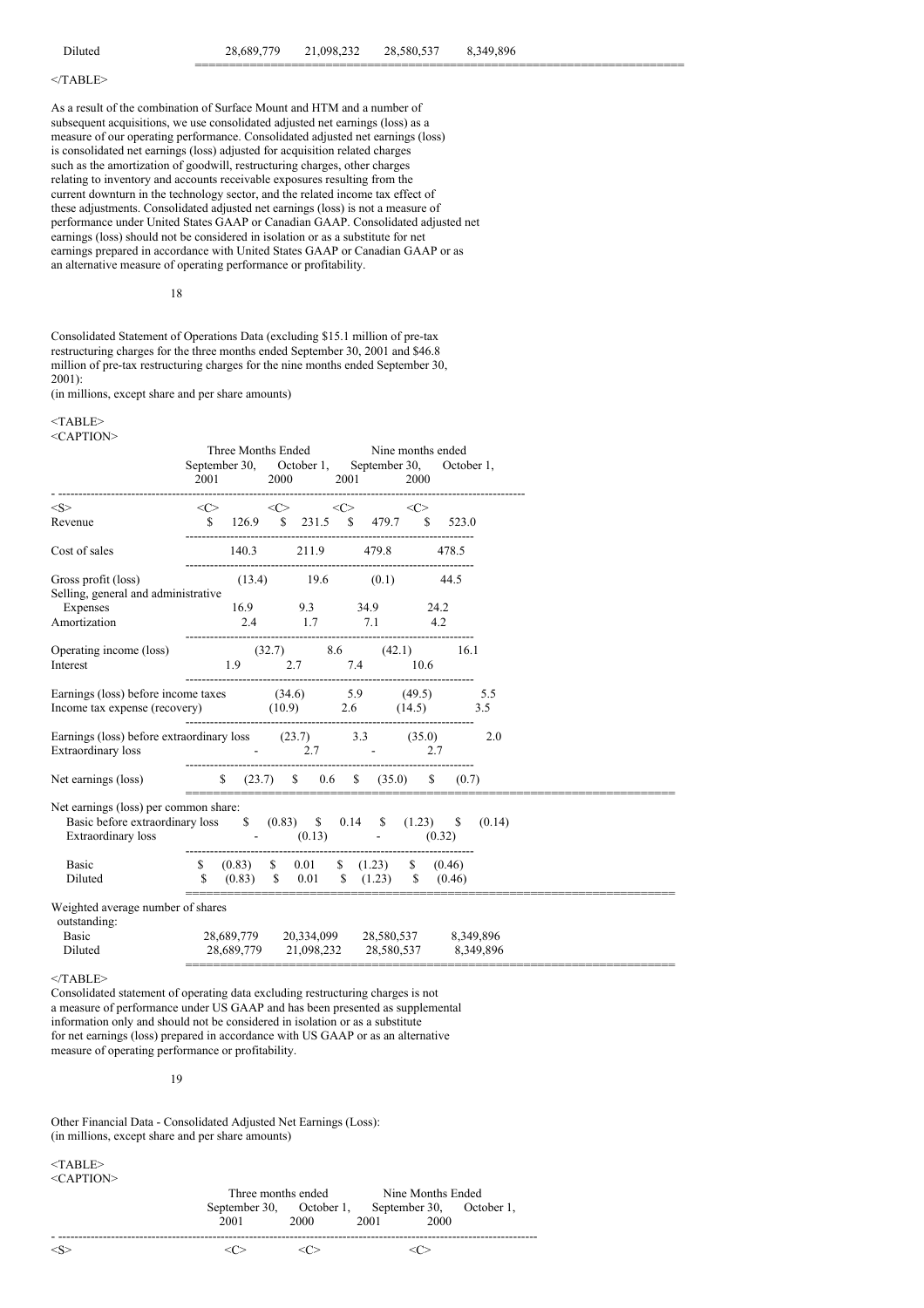| | | | | |
|---|---|---|---|---|
| Diluted | 28,689,779 | 21,098,232 | 28,580,537 | 8,349,896 |

As a result of the combination of Surface Mount and HTM and a number of subsequent acquisitions, we use consolidated adjusted net earnings (loss) as a measure of our operating performance. Consolidated adjusted net earnings (loss) is consolidated net earnings (loss) adjusted for acquisition related charges such as the amortization of goodwill, restructuring charges, other charges relating to inventory and accounts receivable exposures resulting from the current downturn in the technology sector, and the related income tax effect of these adjustments. Consolidated adjusted net earnings (loss) is not a measure of performance under United States GAAP or Canadian GAAP. Consolidated adjusted net earnings (loss) should not be considered in isolation or as a substitute for net earnings prepared in accordance with United States GAAP or Canadian GAAP or as an alternative measure of operating performance or profitability.

Consolidated Statement of Operations Data (excluding $15.1 million of pre-tax restructuring charges for the three months ended September 30, 2001 and $46.8 million of pre-tax restructuring charges for the nine months ended September 30, 2001):
(in millions, except share and per share amounts)

| | Three Months Ended | | Nine months ended | |
|---|---|---|---|---|
| | September 30, 2001 | October 1, 2000 | September 30, 2001 | October 1, 2000 |
| Revenue | $ 126.9 | $ 231.5 | $ 479.7 | $ 523.0 |
| Cost of sales | 140.3 | 211.9 | 479.8 | 478.5 |
| Gross profit (loss) | (13.4) | 19.6 | (0.1) | 44.5 |
| Selling, general and administrative Expenses | 16.9 | 9.3 | 34.9 | 24.2 |
| Amortization | 2.4 | 1.7 | 7.1 | 4.2 |
| Operating income (loss) | (32.7) | 8.6 | (42.1) | 16.1 |
| Interest | 1.9 | 2.7 | 7.4 | 10.6 |
| Earnings (loss) before income taxes | (34.6) | 5.9 | (49.5) | 5.5 |
| Income tax expense (recovery) | (10.9) | 2.6 | (14.5) | 3.5 |
| Earnings (loss) before extraordinary loss | (23.7) | 3.3 | (35.0) | 2.0 |
| Extraordinary loss | - | 2.7 | - | 2.7 |
| Net earnings (loss) | $ (23.7) | $ 0.6 | $ (35.0) | $ (0.7) |
| Net earnings (loss) per common share: | | | | |
| Basic before extraordinary loss | $ (0.83) | $ 0.14 | $ (1.23) | $ (0.14) |
| Extraordinary loss | - | (0.13) | - | (0.32) |
| Basic | $ (0.83) | $ 0.01 | $ (1.23) | $ (0.46) |
| Diluted | $ (0.83) | $ 0.01 | $ (1.23) | $ (0.46) |
| Weighted average number of shares outstanding: | | | | |
| Basic | 28,689,779 | 20,334,099 | 28,580,537 | 8,349,896 |
| Diluted | 28,689,779 | 21,098,232 | 28,580,537 | 8,349,896 |

Consolidated statement of operating data excluding restructuring charges is not a measure of performance under US GAAP and has been presented as supplemental information only and should not be considered in isolation or as a substitute for net earnings (loss) prepared in accordance with US GAAP or as an alternative measure of operating performance or profitability.

Other Financial Data - Consolidated Adjusted Net Earnings (Loss):
(in millions, except share and per share amounts)

| | Three months ended | | Nine Months Ended | |
|---|---|---|---|---|
| | September 30, 2001 | October 1, 2000 | September 30, 2001 | October 1, 2000 |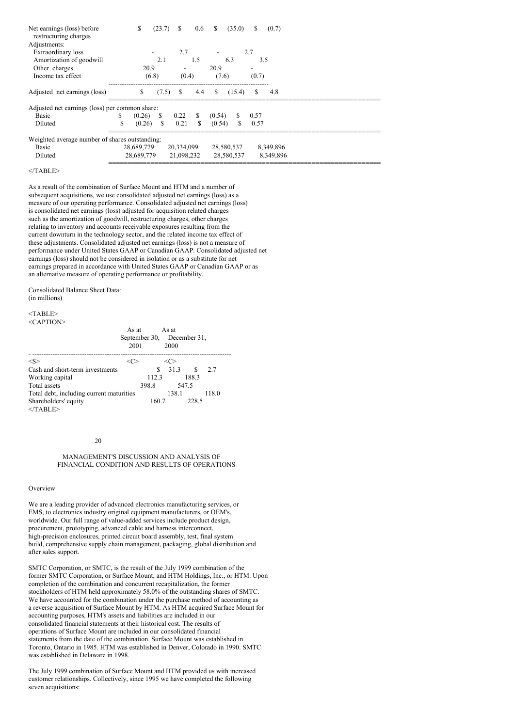| | | | | |
|---|---|---|---|---|
| Net earnings (loss) before restructuring charges | $ (23.7) | $ 0.6 | $ (35.0) | $ (0.7) |
| Adjustments: | | | | |
| Extraordinary loss | - | 2.7 | - | 2.7 |
| Amortization of goodwill | 2.1 | 1.5 | 6.3 | 3.5 |
| Other charges | 20.9 | - | 20.9 | - |
| Income tax effect | (6.8) | (0.4) | (7.6) | (0.7) |
| Adjusted net earnings (loss) | $ (7.5) | $ 4.4 | $ (15.4) | $ 4.8 |
| Adjusted net earnings (loss) per common share: | | | | |
| Basic | $ (0.26) | $ 0.22 | $ (0.54) | $ 0.57 |
| Diluted | $ (0.26) | $ 0.21 | $ (0.54) | $ 0.57 |
| Weighted average number of shares outstanding: | | | | |
| Basic | 28,689,779 | 20,334,099 | 28,580,537 | 8,349,896 |
| Diluted | 28,689,779 | 21,098,232 | 28,580,537 | 8,349,896 |

As a result of the combination of Surface Mount and HTM and a number of subsequent acquisitions, we use consolidated adjusted net earnings (loss) as a measure of our operating performance. Consolidated adjusted net earnings (loss) is consolidated net earnings (loss) adjusted for acquisition related charges such as the amortization of goodwill, restructuring charges, other charges relating to inventory and accounts receivable exposures resulting from the current downturn in the technology sector, and the related income tax effect of these adjustments. Consolidated adjusted net earnings (loss) is not a measure of performance under United States GAAP or Canadian GAAP. Consolidated adjusted net earnings (loss) should not be considered in isolation or as a substitute for net earnings prepared in accordance with United States GAAP or Canadian GAAP or as an alternative measure of operating performance or profitability.

Consolidated Balance Sheet Data:
(in millions)

| | As at September 30, 2001 | As at December 31, 2000 |
|---|---|---|
| Cash and short-term investments | $ 31.3 | $ 2.7 |
| Working capital | 112.3 | 188.3 |
| Total assets | 398.8 | 547.5 |
| Total debt, including current maturities | 138.1 | 118.0 |
| Shareholders' equity | 160.7 | 228.5 |

## MANAGEMENT'S DISCUSSION AND ANALYSIS OF FINANCIAL CONDITION AND RESULTS OF OPERATIONS

### Overview

We are a leading provider of advanced electronics manufacturing services, or EMS, to electronics industry original equipment manufacturers, or OEM's, worldwide. Our full range of value-added services include product design, procurement, prototyping, advanced cable and harness interconnect, high-precision enclosures, printed circuit board assembly, test, final system build, comprehensive supply chain management, packaging, global distribution and after sales support.

SMTC Corporation, or SMTC, is the result of the July 1999 combination of the former SMTC Corporation, or Surface Mount, and HTM Holdings, Inc., or HTM. Upon completion of the combination and concurrent recapitalization, the former stockholders of HTM held approximately 58.0% of the outstanding shares of SMTC. We have accounted for the combination under the purchase method of accounting as a reverse acquisition of Surface Mount by HTM. As HTM acquired Surface Mount for accounting purposes, HTM's assets and liabilities are included in our consolidated financial statements at their historical cost. The results of operations of Surface Mount are included in our consolidated financial statements from the date of the combination. Surface Mount was established in Toronto, Ontario in 1985. HTM was established in Denver, Colorado in 1990. SMTC was established in Delaware in 1998.

The July 1999 combination of Surface Mount and HTM provided us with increased customer relationships. Collectively, since 1995 we have completed the following seven acquisitions: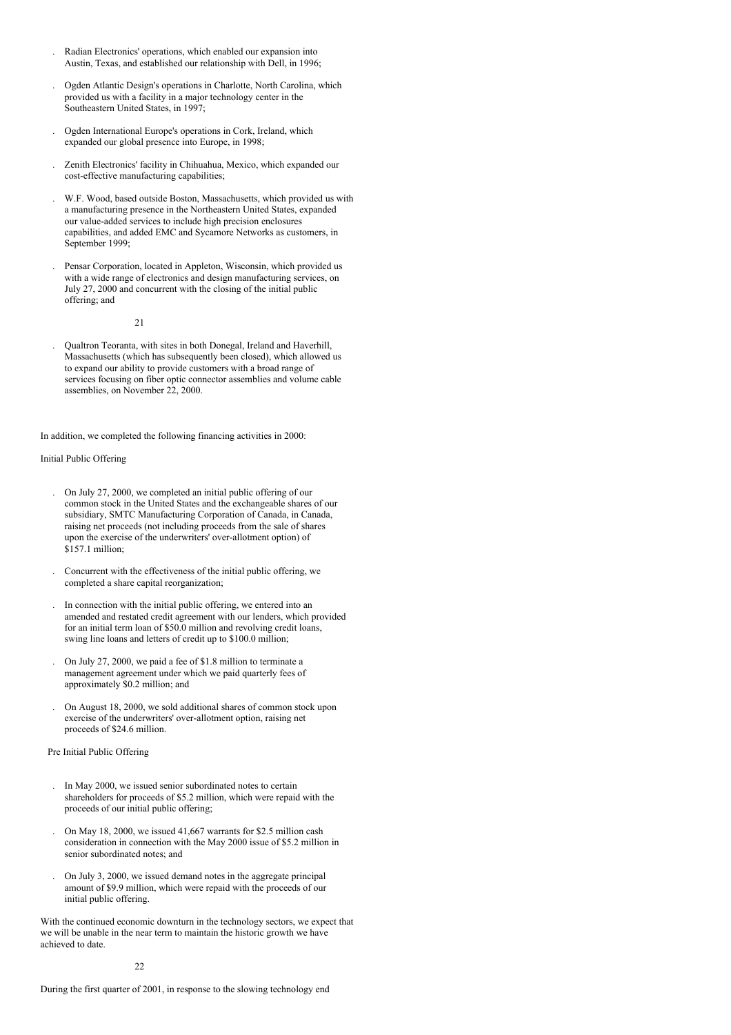- Radian Electronics' operations, which enabled our expansion into Austin, Texas, and established our relationship with Dell, in 1996;
- Ogden Atlantic Design's operations in Charlotte, North Carolina, which provided us with a facility in a major technology center in the Southeastern United States, in 1997;
- Ogden International Europe's operations in Cork, Ireland, which expanded our global presence into Europe, in 1998;
- Zenith Electronics' facility in Chihuahua, Mexico, which expanded our cost-effective manufacturing capabilities;
- W.F. Wood, based outside Boston, Massachusetts, which provided us with a manufacturing presence in the Northeastern United States, expanded our value-added services to include high precision enclosures capabilities, and added EMC and Sycamore Networks as customers, in September 1999;
- Pensar Corporation, located in Appleton, Wisconsin, which provided us with a wide range of electronics and design manufacturing services, on July 27, 2000 and concurrent with the closing of the initial public offering; and
- Qualtron Teoranta, with sites in both Donegal, Ireland and Haverhill, Massachusetts (which has subsequently been closed), which allowed us to expand our ability to provide customers with a broad range of services focusing on fiber optic connector assemblies and volume cable assemblies, on November 22, 2000.

In addition, we completed the following financing activities in 2000:

Initial Public Offering

- On July 27, 2000, we completed an initial public offering of our common stock in the United States and the exchangeable shares of our subsidiary, SMTC Manufacturing Corporation of Canada, in Canada, raising net proceeds (not including proceeds from the sale of shares upon the exercise of the underwriters' over-allotment option) of $157.1 million;
- Concurrent with the effectiveness of the initial public offering, we completed a share capital reorganization;
- In connection with the initial public offering, we entered into an amended and restated credit agreement with our lenders, which provided for an initial term loan of $50.0 million and revolving credit loans, swing line loans and letters of credit up to $100.0 million;
- On July 27, 2000, we paid a fee of $1.8 million to terminate a management agreement under which we paid quarterly fees of approximately $0.2 million; and
- On August 18, 2000, we sold additional shares of common stock upon exercise of the underwriters' over-allotment option, raising net proceeds of $24.6 million.

Pre Initial Public Offering

- In May 2000, we issued senior subordinated notes to certain shareholders for proceeds of $5.2 million, which were repaid with the proceeds of our initial public offering;
- On May 18, 2000, we issued 41,667 warrants for $2.5 million cash consideration in connection with the May 2000 issue of $5.2 million in senior subordinated notes; and
- On July 3, 2000, we issued demand notes in the aggregate principal amount of $9.9 million, which were repaid with the proceeds of our initial public offering.

With the continued economic downturn in the technology sectors, we expect that we will be unable in the near term to maintain the historic growth we have achieved to date.

During the first quarter of 2001, in response to the slowing technology end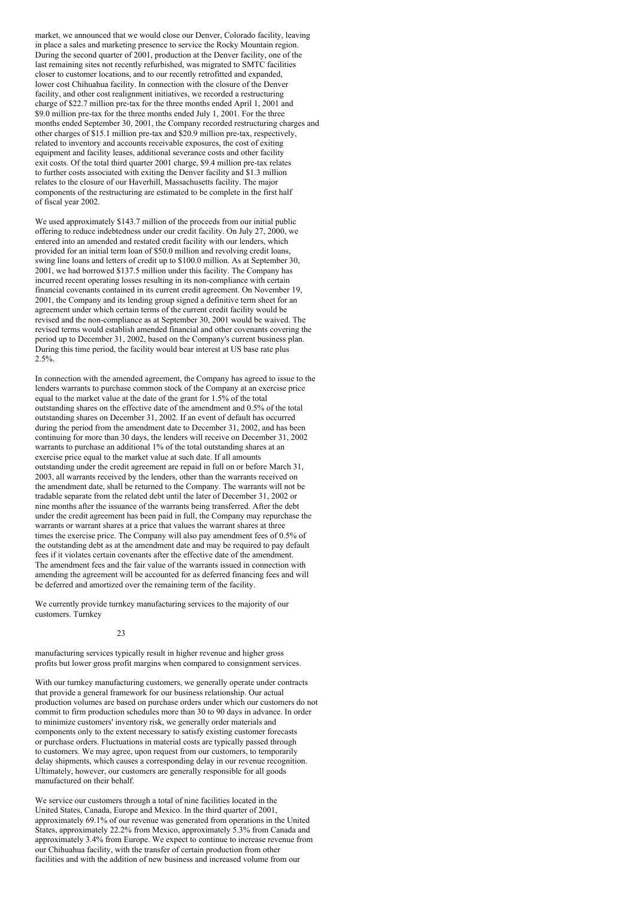market, we announced that we would close our Denver, Colorado facility, leaving in place a sales and marketing presence to service the Rocky Mountain region. During the second quarter of 2001, production at the Denver facility, one of the last remaining sites not recently refurbished, was migrated to SMTC facilities closer to customer locations, and to our recently retrofitted and expanded, lower cost Chihuahua facility. In connection with the closure of the Denver facility, and other cost realignment initiatives, we recorded a restructuring charge of $22.7 million pre-tax for the three months ended April 1, 2001 and $9.0 million pre-tax for the three months ended July 1, 2001. For the three months ended September 30, 2001, the Company recorded restructuring charges and other charges of $15.1 million pre-tax and $20.9 million pre-tax, respectively, related to inventory and accounts receivable exposures, the cost of exiting equipment and facility leases, additional severance costs and other facility exit costs. Of the total third quarter 2001 charge, $9.4 million pre-tax relates to further costs associated with exiting the Denver facility and $1.3 million relates to the closure of our Haverhill, Massachusetts facility. The major components of the restructuring are estimated to be complete in the first half of fiscal year 2002.

We used approximately $143.7 million of the proceeds from our initial public offering to reduce indebtedness under our credit facility. On July 27, 2000, we entered into an amended and restated credit facility with our lenders, which provided for an initial term loan of $50.0 million and revolving credit loans, swing line loans and letters of credit up to $100.0 million. As at September 30, 2001, we had borrowed $137.5 million under this facility. The Company has incurred recent operating losses resulting in its non-compliance with certain financial covenants contained in its current credit agreement. On November 19, 2001, the Company and its lending group signed a definitive term sheet for an agreement under which certain terms of the current credit facility would be revised and the non-compliance as at September 30, 2001 would be waived. The revised terms would establish amended financial and other covenants covering the period up to December 31, 2002, based on the Company's current business plan. During this time period, the facility would bear interest at US base rate plus 2.5%.

In connection with the amended agreement, the Company has agreed to issue to the lenders warrants to purchase common stock of the Company at an exercise price equal to the market value at the date of the grant for 1.5% of the total outstanding shares on the effective date of the amendment and 0.5% of the total outstanding shares on December 31, 2002. If an event of default has occurred during the period from the amendment date to December 31, 2002, and has been continuing for more than 30 days, the lenders will receive on December 31, 2002 warrants to purchase an additional 1% of the total outstanding shares at an exercise price equal to the market value at such date. If all amounts outstanding under the credit agreement are repaid in full on or before March 31, 2003, all warrants received by the lenders, other than the warrants received on the amendment date, shall be returned to the Company. The warrants will not be tradable separate from the related debt until the later of December 31, 2002 or nine months after the issuance of the warrants being transferred. After the debt under the credit agreement has been paid in full, the Company may repurchase the warrants or warrant shares at a price that values the warrant shares at three times the exercise price. The Company will also pay amendment fees of 0.5% of the outstanding debt as at the amendment date and may be required to pay default fees if it violates certain covenants after the effective date of the amendment. The amendment fees and the fair value of the warrants issued in connection with amending the agreement will be accounted for as deferred financing fees and will be deferred and amortized over the remaining term of the facility.

We currently provide turnkey manufacturing services to the majority of our customers. Turnkey manufacturing services typically result in higher revenue and higher gross profits but lower gross profit margins when compared to consignment services.

With our turnkey manufacturing customers, we generally operate under contracts that provide a general framework for our business relationship. Our actual production volumes are based on purchase orders under which our customers do not commit to firm production schedules more than 30 to 90 days in advance. In order to minimize customers' inventory risk, we generally order materials and components only to the extent necessary to satisfy existing customer forecasts or purchase orders. Fluctuations in material costs are typically passed through to customers. We may agree, upon request from our customers, to temporarily delay shipments, which causes a corresponding delay in our revenue recognition. Ultimately, however, our customers are generally responsible for all goods manufactured on their behalf.

We service our customers through a total of nine facilities located in the United States, Canada, Europe and Mexico. In the third quarter of 2001, approximately 69.1% of our revenue was generated from operations in the United States, approximately 22.2% from Mexico, approximately 5.3% from Canada and approximately 3.4% from Europe. We expect to continue to increase revenue from our Chihuahua facility, with the transfer of certain production from other facilities and with the addition of new business and increased volume from our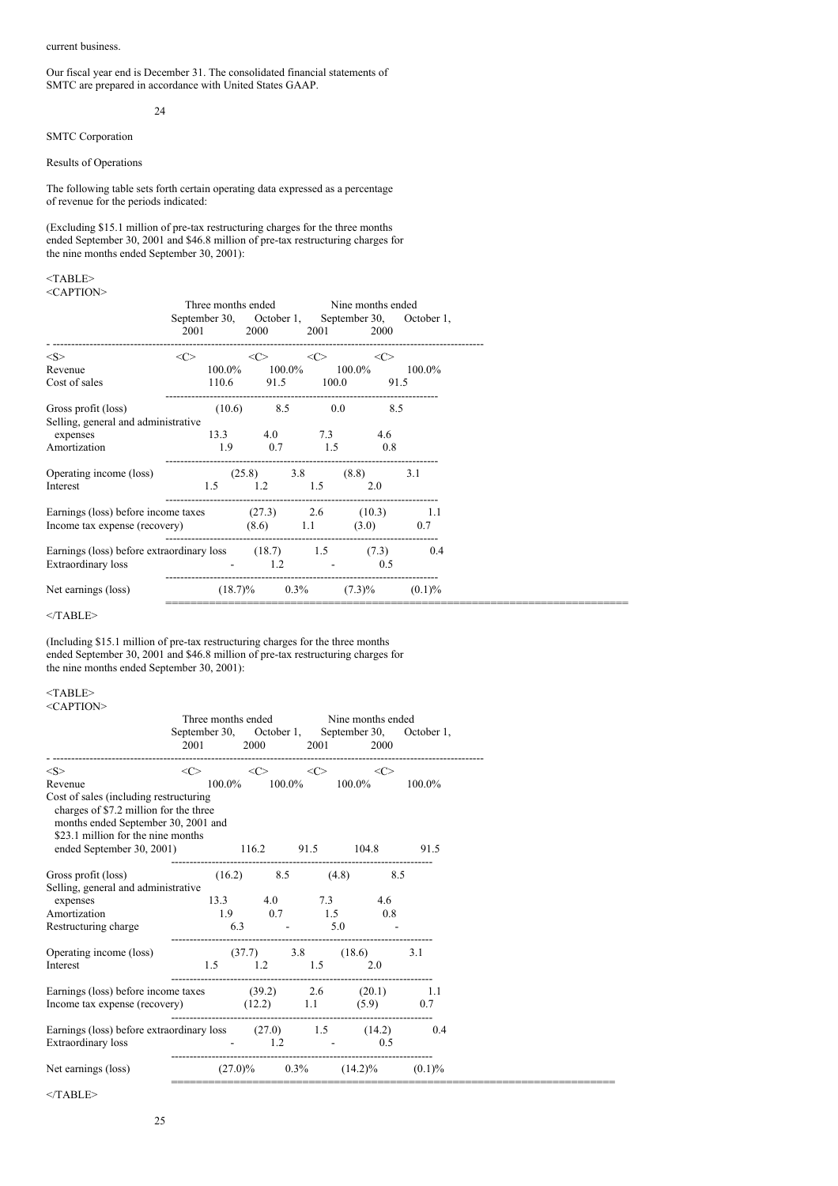current business.

Our fiscal year end is December 31. The consolidated financial statements of SMTC are prepared in accordance with United States GAAP.

SMTC Corporation

Results of Operations

The following table sets forth certain operating data expressed as a percentage of revenue for the periods indicated:

(Excluding $15.1 million of pre-tax restructuring charges for the three months ended September 30, 2001 and $46.8 million of pre-tax restructuring charges for the nine months ended September 30, 2001):

| | Three months ended | | Nine months ended | |
|---|---|---|---|---|
| | September 30, 2001 | October 1, 2000 | September 30, 2001 | October 1, 2000 |
| Revenue | 100.0% | 100.0% | 100.0% | 100.0% |
| Cost of sales | 110.6 | 91.5 | 100.0 | 91.5 |
| Gross profit (loss) | (10.6) | 8.5 | 0.0 | 8.5 |
| Selling, general and administrative expenses | 13.3 | 4.0 | 7.3 | 4.6 |
| Amortization | 1.9 | 0.7 | 1.5 | 0.8 |
| Operating income (loss) | (25.8) | 3.8 | (8.8) | 3.1 |
| Interest | 1.5 | 1.2 | 1.5 | 2.0 |
| Earnings (loss) before income taxes | (27.3) | 2.6 | (10.3) | 1.1 |
| Income tax expense (recovery) | (8.6) | 1.1 | (3.0) | 0.7 |
| Earnings (loss) before extraordinary loss | (18.7) | 1.5 | (7.3) | 0.4 |
| Extraordinary loss | - | 1.2 | - | 0.5 |
| Net earnings (loss) | (18.7)% | 0.3% | (7.3)% | (0.1)% |

(Including $15.1 million of pre-tax restructuring charges for the three months ended September 30, 2001 and $46.8 million of pre-tax restructuring charges for the nine months ended September 30, 2001):

| | Three months ended | | Nine months ended | |
|---|---|---|---|---|
| | September 30, 2001 | October 1, 2000 | September 30, 2001 | October 1, 2000 |
| Revenue | 100.0% | 100.0% | 100.0% | 100.0% |
| Cost of sales (including restructuring charges of $7.2 million for the three months ended September 30, 2001 and $23.1 million for the nine months ended September 30, 2001) | 116.2 | 91.5 | 104.8 | 91.5 |
| Gross profit (loss) | (16.2) | 8.5 | (4.8) | 8.5 |
| Selling, general and administrative expenses | 13.3 | 4.0 | 7.3 | 4.6 |
| Amortization | 1.9 | 0.7 | 1.5 | 0.8 |
| Restructuring charge | 6.3 | - | 5.0 | - |
| Operating income (loss) | (37.7) | 3.8 | (18.6) | 3.1 |
| Interest | 1.5 | 1.2 | 1.5 | 2.0 |
| Earnings (loss) before income taxes | (39.2) | 2.6 | (20.1) | 1.1 |
| Income tax expense (recovery) | (12.2) | 1.1 | (5.9) | 0.7 |
| Earnings (loss) before extraordinary loss | (27.0) | 1.5 | (14.2) | 0.4 |
| Extraordinary loss | - | 1.2 | - | 0.5 |
| Net earnings (loss) | (27.0)% | 0.3% | (14.2)% | (0.1)% |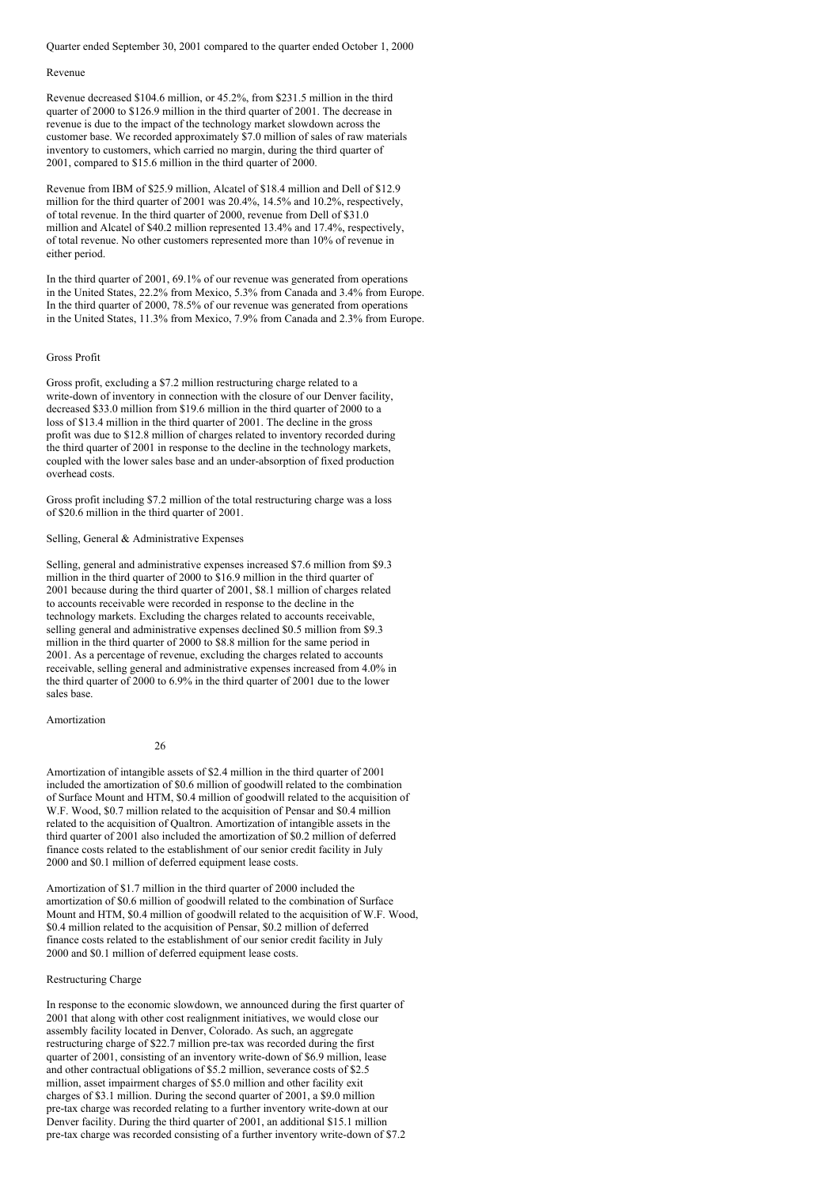Quarter ended September 30, 2001 compared to the quarter ended October 1, 2000

## Revenue

Revenue decreased $104.6 million, or 45.2%, from $231.5 million in the third quarter of 2000 to $126.9 million in the third quarter of 2001. The decrease in revenue is due to the impact of the technology market slowdown across the customer base. We recorded approximately $7.0 million of sales of raw materials inventory to customers, which carried no margin, during the third quarter of 2001, compared to $15.6 million in the third quarter of 2000.

Revenue from IBM of $25.9 million, Alcatel of $18.4 million and Dell of $12.9 million for the third quarter of 2001 was 20.4%, 14.5% and 10.2%, respectively, of total revenue. In the third quarter of 2000, revenue from Dell of $31.0 million and Alcatel of $40.2 million represented 13.4% and 17.4%, respectively, of total revenue. No other customers represented more than 10% of revenue in either period.

In the third quarter of 2001, 69.1% of our revenue was generated from operations in the United States, 22.2% from Mexico, 5.3% from Canada and 3.4% from Europe. In the third quarter of 2000, 78.5% of our revenue was generated from operations in the United States, 11.3% from Mexico, 7.9% from Canada and 2.3% from Europe.

## Gross Profit

Gross profit, excluding a $7.2 million restructuring charge related to a write-down of inventory in connection with the closure of our Denver facility, decreased $33.0 million from $19.6 million in the third quarter of 2000 to a loss of $13.4 million in the third quarter of 2001. The decline in the gross profit was due to $12.8 million of charges related to inventory recorded during the third quarter of 2001 in response to the decline in the technology markets, coupled with the lower sales base and an under-absorption of fixed production overhead costs.

Gross profit including $7.2 million of the total restructuring charge was a loss of $20.6 million in the third quarter of 2001.

## Selling, General & Administrative Expenses

Selling, general and administrative expenses increased $7.6 million from $9.3 million in the third quarter of 2000 to $16.9 million in the third quarter of 2001 because during the third quarter of 2001, $8.1 million of charges related to accounts receivable were recorded in response to the decline in the technology markets. Excluding the charges related to accounts receivable, selling general and administrative expenses declined $0.5 million from $9.3 million in the third quarter of 2000 to $8.8 million for the same period in 2001. As a percentage of revenue, excluding the charges related to accounts receivable, selling general and administrative expenses increased from 4.0% in the third quarter of 2000 to 6.9% in the third quarter of 2001 due to the lower sales base.

## Amortization

Amortization of intangible assets of $2.4 million in the third quarter of 2001 included the amortization of $0.6 million of goodwill related to the combination of Surface Mount and HTM, $0.4 million of goodwill related to the acquisition of W.F. Wood, $0.7 million related to the acquisition of Pensar and $0.4 million related to the acquisition of Qualtron. Amortization of intangible assets in the third quarter of 2001 also included the amortization of $0.2 million of deferred finance costs related to the establishment of our senior credit facility in July 2000 and $0.1 million of deferred equipment lease costs.

Amortization of $1.7 million in the third quarter of 2000 included the amortization of $0.6 million of goodwill related to the combination of Surface Mount and HTM, $0.4 million of goodwill related to the acquisition of W.F. Wood, $0.4 million related to the acquisition of Pensar, $0.2 million of deferred finance costs related to the establishment of our senior credit facility in July 2000 and $0.1 million of deferred equipment lease costs.

## Restructuring Charge

In response to the economic slowdown, we announced during the first quarter of 2001 that along with other cost realignment initiatives, we would close our assembly facility located in Denver, Colorado. As such, an aggregate restructuring charge of $22.7 million pre-tax was recorded during the first quarter of 2001, consisting of an inventory write-down of $6.9 million, lease and other contractual obligations of $5.2 million, severance costs of $2.5 million, asset impairment charges of $5.0 million and other facility exit charges of $3.1 million. During the second quarter of 2001, a $9.0 million pre-tax charge was recorded relating to a further inventory write-down at our Denver facility. During the third quarter of 2001, an additional $15.1 million pre-tax charge was recorded consisting of a further inventory write-down of $7.2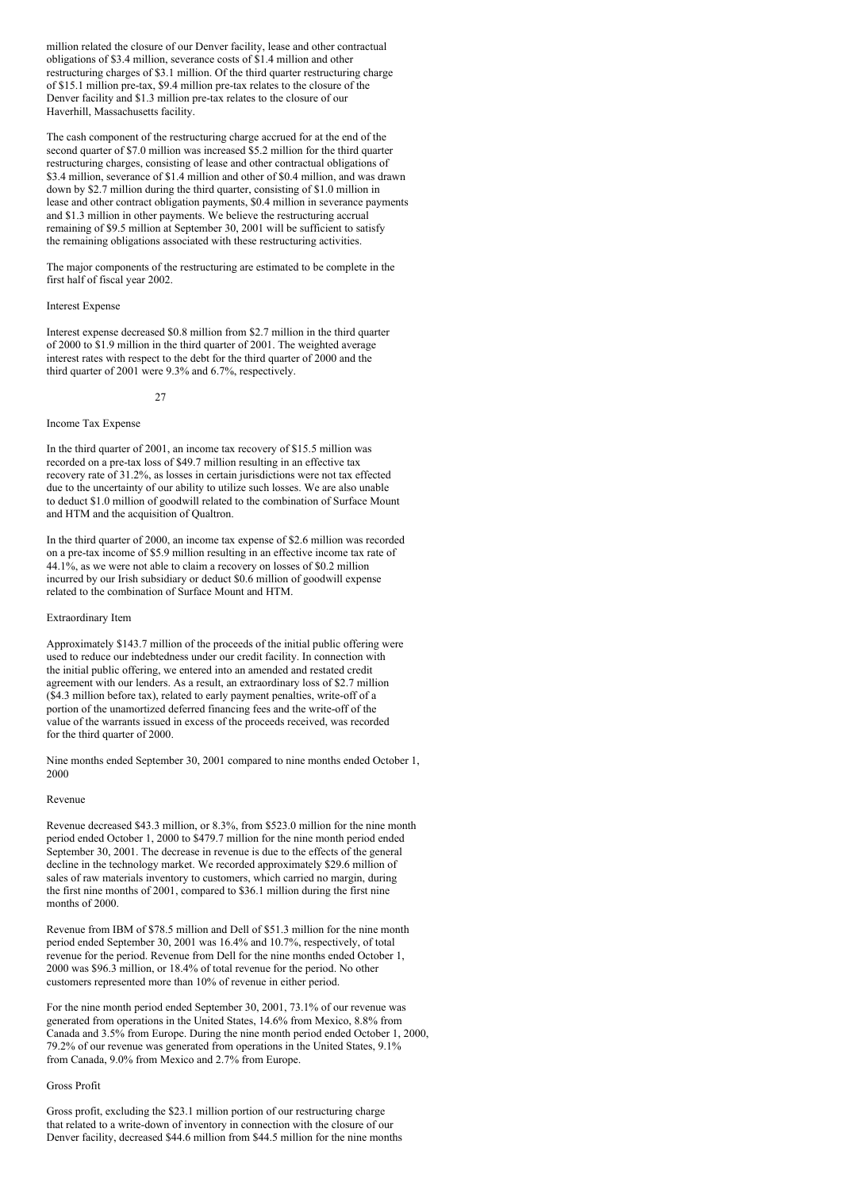million related the closure of our Denver facility, lease and other contractual obligations of $3.4 million, severance costs of $1.4 million and other restructuring charges of $3.1 million. Of the third quarter restructuring charge of $15.1 million pre-tax, $9.4 million pre-tax relates to the closure of the Denver facility and $1.3 million pre-tax relates to the closure of our Haverhill, Massachusetts facility.

The cash component of the restructuring charge accrued for at the end of the second quarter of $7.0 million was increased $5.2 million for the third quarter restructuring charges, consisting of lease and other contractual obligations of $3.4 million, severance of $1.4 million and other of $0.4 million, and was drawn down by $2.7 million during the third quarter, consisting of $1.0 million in lease and other contract obligation payments, $0.4 million in severance payments and $1.3 million in other payments. We believe the restructuring accrual remaining of $9.5 million at September 30, 2001 will be sufficient to satisfy the remaining obligations associated with these restructuring activities.

The major components of the restructuring are estimated to be complete in the first half of fiscal year 2002.

Interest Expense

Interest expense decreased $0.8 million from $2.7 million in the third quarter of 2000 to $1.9 million in the third quarter of 2001. The weighted average interest rates with respect to the debt for the third quarter of 2000 and the third quarter of 2001 were 9.3% and 6.7%, respectively.

Income Tax Expense

In the third quarter of 2001, an income tax recovery of $15.5 million was recorded on a pre-tax loss of $49.7 million resulting in an effective tax recovery rate of 31.2%, as losses in certain jurisdictions were not tax effected due to the uncertainty of our ability to utilize such losses. We are also unable to deduct $1.0 million of goodwill related to the combination of Surface Mount and HTM and the acquisition of Qualtron.

In the third quarter of 2000, an income tax expense of $2.6 million was recorded on a pre-tax income of $5.9 million resulting in an effective income tax rate of 44.1%, as we were not able to claim a recovery on losses of $0.2 million incurred by our Irish subsidiary or deduct $0.6 million of goodwill expense related to the combination of Surface Mount and HTM.

Extraordinary Item

Approximately $143.7 million of the proceeds of the initial public offering were used to reduce our indebtedness under our credit facility. In connection with the initial public offering, we entered into an amended and restated credit agreement with our lenders. As a result, an extraordinary loss of $2.7 million ($4.3 million before tax), related to early payment penalties, write-off of a portion of the unamortized deferred financing fees and the write-off of the value of the warrants issued in excess of the proceeds received, was recorded for the third quarter of 2000.

Nine months ended September 30, 2001 compared to nine months ended October 1, 2000

Revenue

Revenue decreased $43.3 million, or 8.3%, from $523.0 million for the nine month period ended October 1, 2000 to $479.7 million for the nine month period ended September 30, 2001. The decrease in revenue is due to the effects of the general decline in the technology market. We recorded approximately $29.6 million of sales of raw materials inventory to customers, which carried no margin, during the first nine months of 2001, compared to $36.1 million during the first nine months of 2000.

Revenue from IBM of $78.5 million and Dell of $51.3 million for the nine month period ended September 30, 2001 was 16.4% and 10.7%, respectively, of total revenue for the period. Revenue from Dell for the nine months ended October 1, 2000 was $96.3 million, or 18.4% of total revenue for the period. No other customers represented more than 10% of revenue in either period.

For the nine month period ended September 30, 2001, 73.1% of our revenue was generated from operations in the United States, 14.6% from Mexico, 8.8% from Canada and 3.5% from Europe. During the nine month period ended October 1, 2000, 79.2% of our revenue was generated from operations in the United States, 9.1% from Canada, 9.0% from Mexico and 2.7% from Europe.

Gross Profit

Gross profit, excluding the $23.1 million portion of our restructuring charge that related to a write-down of inventory in connection with the closure of our Denver facility, decreased $44.6 million from $44.5 million for the nine months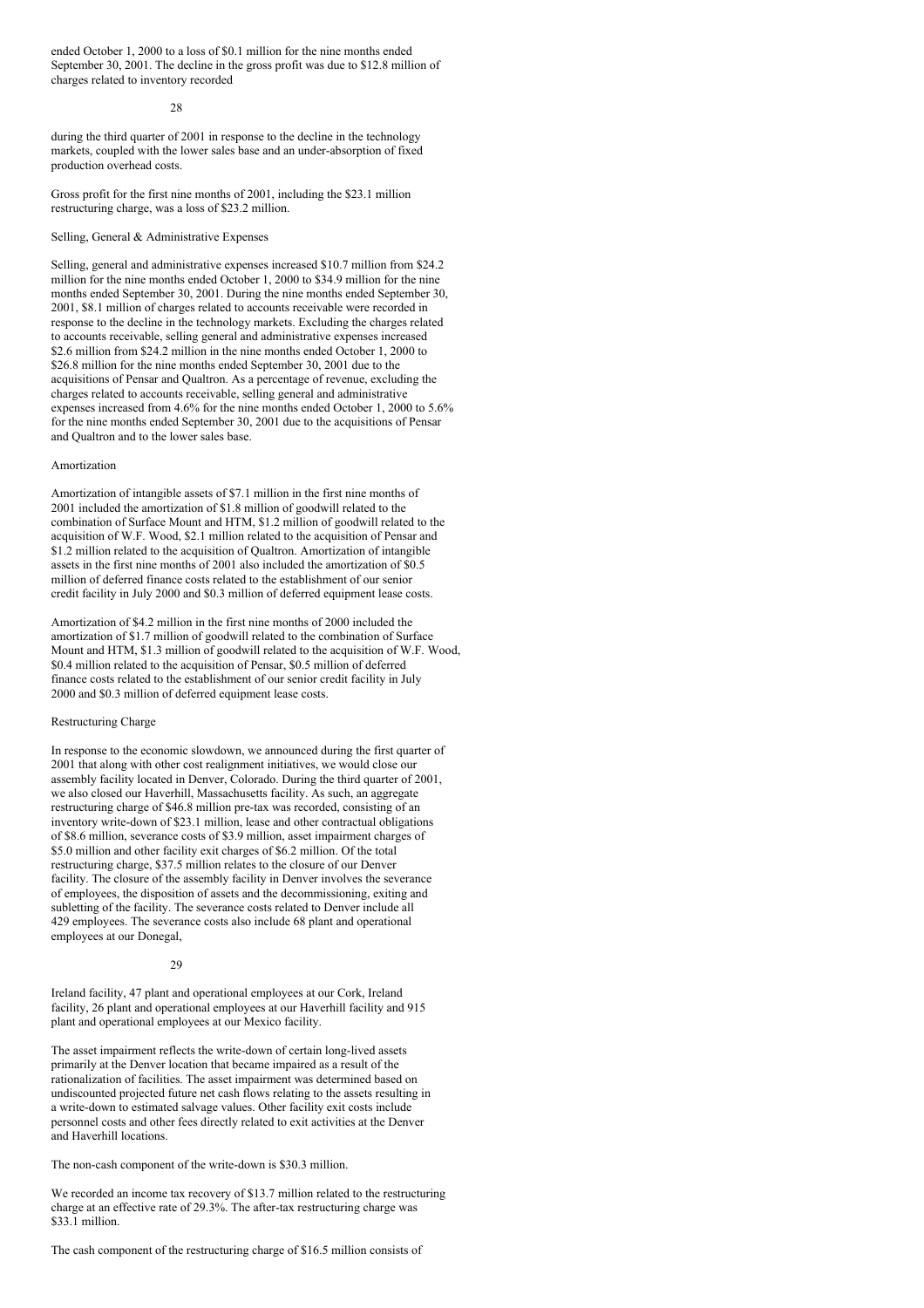ended October 1, 2000 to a loss of $0.1 million for the nine months ended September 30, 2001. The decline in the gross profit was due to $12.8 million of charges related to inventory recorded

during the third quarter of 2001 in response to the decline in the technology markets, coupled with the lower sales base and an under-absorption of fixed production overhead costs.

Gross profit for the first nine months of 2001, including the $23.1 million restructuring charge, was a loss of $23.2 million.

Selling, General & Administrative Expenses

Selling, general and administrative expenses increased $10.7 million from $24.2 million for the nine months ended October 1, 2000 to $34.9 million for the nine months ended September 30, 2001. During the nine months ended September 30, 2001, $8.1 million of charges related to accounts receivable were recorded in response to the decline in the technology markets. Excluding the charges related to accounts receivable, selling general and administrative expenses increased $2.6 million from $24.2 million in the nine months ended October 1, 2000 to $26.8 million for the nine months ended September 30, 2001 due to the acquisitions of Pensar and Qualtron. As a percentage of revenue, excluding the charges related to accounts receivable, selling general and administrative expenses increased from 4.6% for the nine months ended October 1, 2000 to 5.6% for the nine months ended September 30, 2001 due to the acquisitions of Pensar and Qualtron and to the lower sales base.

Amortization

Amortization of intangible assets of $7.1 million in the first nine months of 2001 included the amortization of $1.8 million of goodwill related to the combination of Surface Mount and HTM, $1.2 million of goodwill related to the acquisition of W.F. Wood, $2.1 million related to the acquisition of Pensar and $1.2 million related to the acquisition of Qualtron. Amortization of intangible assets in the first nine months of 2001 also included the amortization of $0.5 million of deferred finance costs related to the establishment of our senior credit facility in July 2000 and $0.3 million of deferred equipment lease costs.

Amortization of $4.2 million in the first nine months of 2000 included the amortization of $1.7 million of goodwill related to the combination of Surface Mount and HTM, $1.3 million of goodwill related to the acquisition of W.F. Wood, $0.4 million related to the acquisition of Pensar, $0.5 million of deferred finance costs related to the establishment of our senior credit facility in July 2000 and $0.3 million of deferred equipment lease costs.

Restructuring Charge

In response to the economic slowdown, we announced during the first quarter of 2001 that along with other cost realignment initiatives, we would close our assembly facility located in Denver, Colorado. During the third quarter of 2001, we also closed our Haverhill, Massachusetts facility. As such, an aggregate restructuring charge of $46.8 million pre-tax was recorded, consisting of an inventory write-down of $23.1 million, lease and other contractual obligations of $8.6 million, severance costs of $3.9 million, asset impairment charges of $5.0 million and other facility exit charges of $6.2 million. Of the total restructuring charge, $37.5 million relates to the closure of our Denver facility. The closure of the assembly facility in Denver involves the severance of employees, the disposition of assets and the decommissioning, exiting and subletting of the facility. The severance costs related to Denver include all 429 employees. The severance costs also include 68 plant and operational employees at our Donegal,

Ireland facility, 47 plant and operational employees at our Cork, Ireland facility, 26 plant and operational employees at our Haverhill facility and 915 plant and operational employees at our Mexico facility.

The asset impairment reflects the write-down of certain long-lived assets primarily at the Denver location that became impaired as a result of the rationalization of facilities. The asset impairment was determined based on undiscounted projected future net cash flows relating to the assets resulting in a write-down to estimated salvage values. Other facility exit costs include personnel costs and other fees directly related to exit activities at the Denver and Haverhill locations.

The non-cash component of the write-down is $30.3 million.

We recorded an income tax recovery of $13.7 million related to the restructuring charge at an effective rate of 29.3%. The after-tax restructuring charge was $33.1 million.

The cash component of the restructuring charge of $16.5 million consists of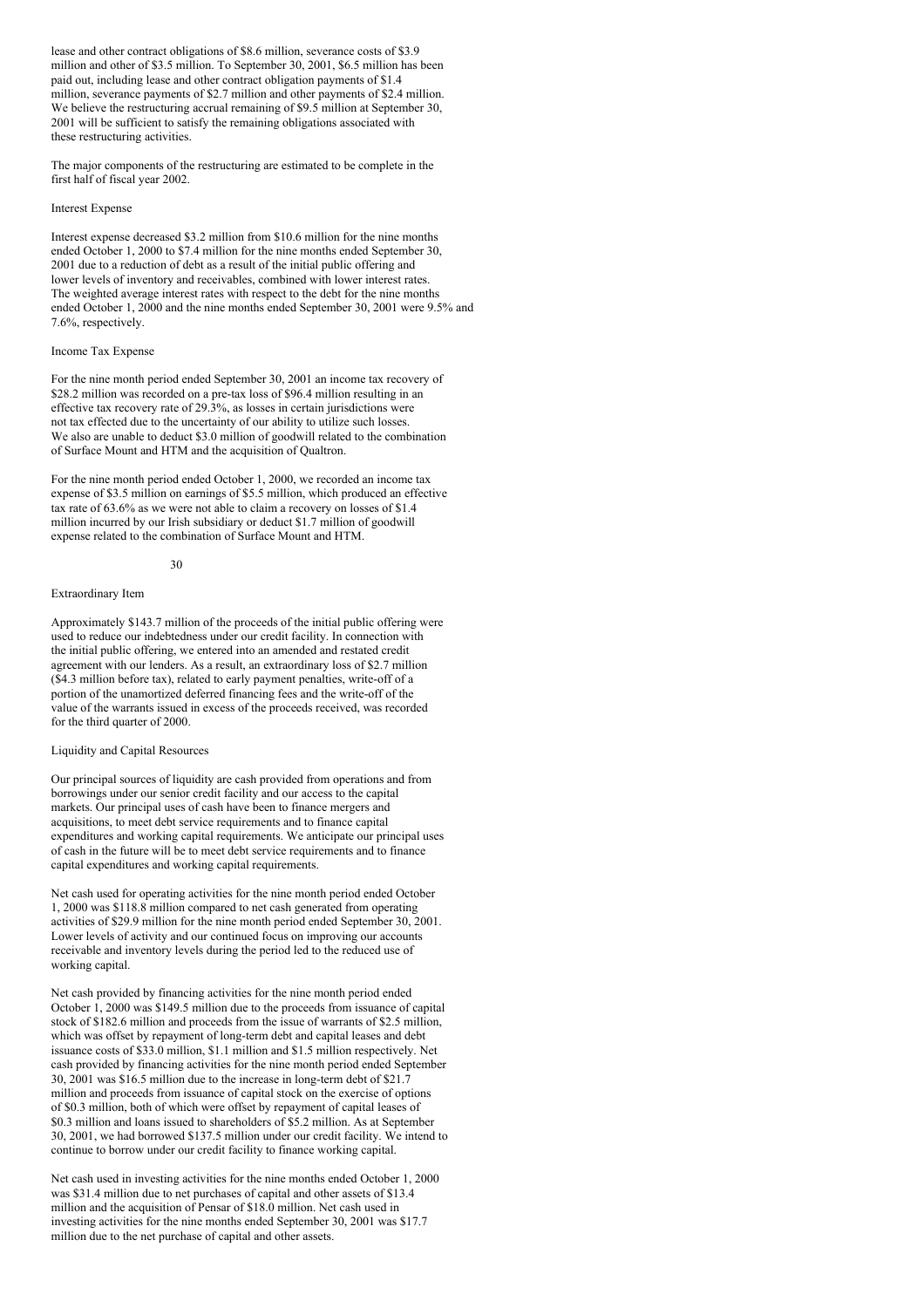lease and other contract obligations of $8.6 million, severance costs of $3.9 million and other of $3.5 million. To September 30, 2001, $6.5 million has been paid out, including lease and other contract obligation payments of $1.4 million, severance payments of $2.7 million and other payments of $2.4 million. We believe the restructuring accrual remaining of $9.5 million at September 30, 2001 will be sufficient to satisfy the remaining obligations associated with these restructuring activities.

The major components of the restructuring are estimated to be complete in the first half of fiscal year 2002.

### Interest Expense

Interest expense decreased $3.2 million from $10.6 million for the nine months ended October 1, 2000 to $7.4 million for the nine months ended September 30, 2001 due to a reduction of debt as a result of the initial public offering and lower levels of inventory and receivables, combined with lower interest rates. The weighted average interest rates with respect to the debt for the nine months ended October 1, 2000 and the nine months ended September 30, 2001 were 9.5% and 7.6%, respectively.

### Income Tax Expense

For the nine month period ended September 30, 2001 an income tax recovery of $28.2 million was recorded on a pre-tax loss of $96.4 million resulting in an effective tax recovery rate of 29.3%, as losses in certain jurisdictions were not tax effected due to the uncertainty of our ability to utilize such losses. We also are unable to deduct $3.0 million of goodwill related to the combination of Surface Mount and HTM and the acquisition of Qualtron.

For the nine month period ended October 1, 2000, we recorded an income tax expense of $3.5 million on earnings of $5.5 million, which produced an effective tax rate of 63.6% as we were not able to claim a recovery on losses of $1.4 million incurred by our Irish subsidiary or deduct $1.7 million of goodwill expense related to the combination of Surface Mount and HTM.

### Extraordinary Item

Approximately $143.7 million of the proceeds of the initial public offering were used to reduce our indebtedness under our credit facility. In connection with the initial public offering, we entered into an amended and restated credit agreement with our lenders. As a result, an extraordinary loss of $2.7 million ($4.3 million before tax), related to early payment penalties, write-off of a portion of the unamortized deferred financing fees and the write-off of the value of the warrants issued in excess of the proceeds received, was recorded for the third quarter of 2000.

### Liquidity and Capital Resources

Our principal sources of liquidity are cash provided from operations and from borrowings under our senior credit facility and our access to the capital markets. Our principal uses of cash have been to finance mergers and acquisitions, to meet debt service requirements and to finance capital expenditures and working capital requirements. We anticipate our principal uses of cash in the future will be to meet debt service requirements and to finance capital expenditures and working capital requirements.

Net cash used for operating activities for the nine month period ended October 1, 2000 was $118.8 million compared to net cash generated from operating activities of $29.9 million for the nine month period ended September 30, 2001. Lower levels of activity and our continued focus on improving our accounts receivable and inventory levels during the period led to the reduced use of working capital.

Net cash provided by financing activities for the nine month period ended October 1, 2000 was $149.5 million due to the proceeds from issuance of capital stock of $182.6 million and proceeds from the issue of warrants of $2.5 million, which was offset by repayment of long-term debt and capital leases and debt issuance costs of $33.0 million, $1.1 million and $1.5 million respectively. Net cash provided by financing activities for the nine month period ended September 30, 2001 was $16.5 million due to the increase in long-term debt of $21.7 million and proceeds from issuance of capital stock on the exercise of options of $0.3 million, both of which were offset by repayment of capital leases of $0.3 million and loans issued to shareholders of $5.2 million. As at September 30, 2001, we had borrowed $137.5 million under our credit facility. We intend to continue to borrow under our credit facility to finance working capital.

Net cash used in investing activities for the nine months ended October 1, 2000 was $31.4 million due to net purchases of capital and other assets of $13.4 million and the acquisition of Pensar of $18.0 million. Net cash used in investing activities for the nine months ended September 30, 2001 was $17.7 million due to the net purchase of capital and other assets.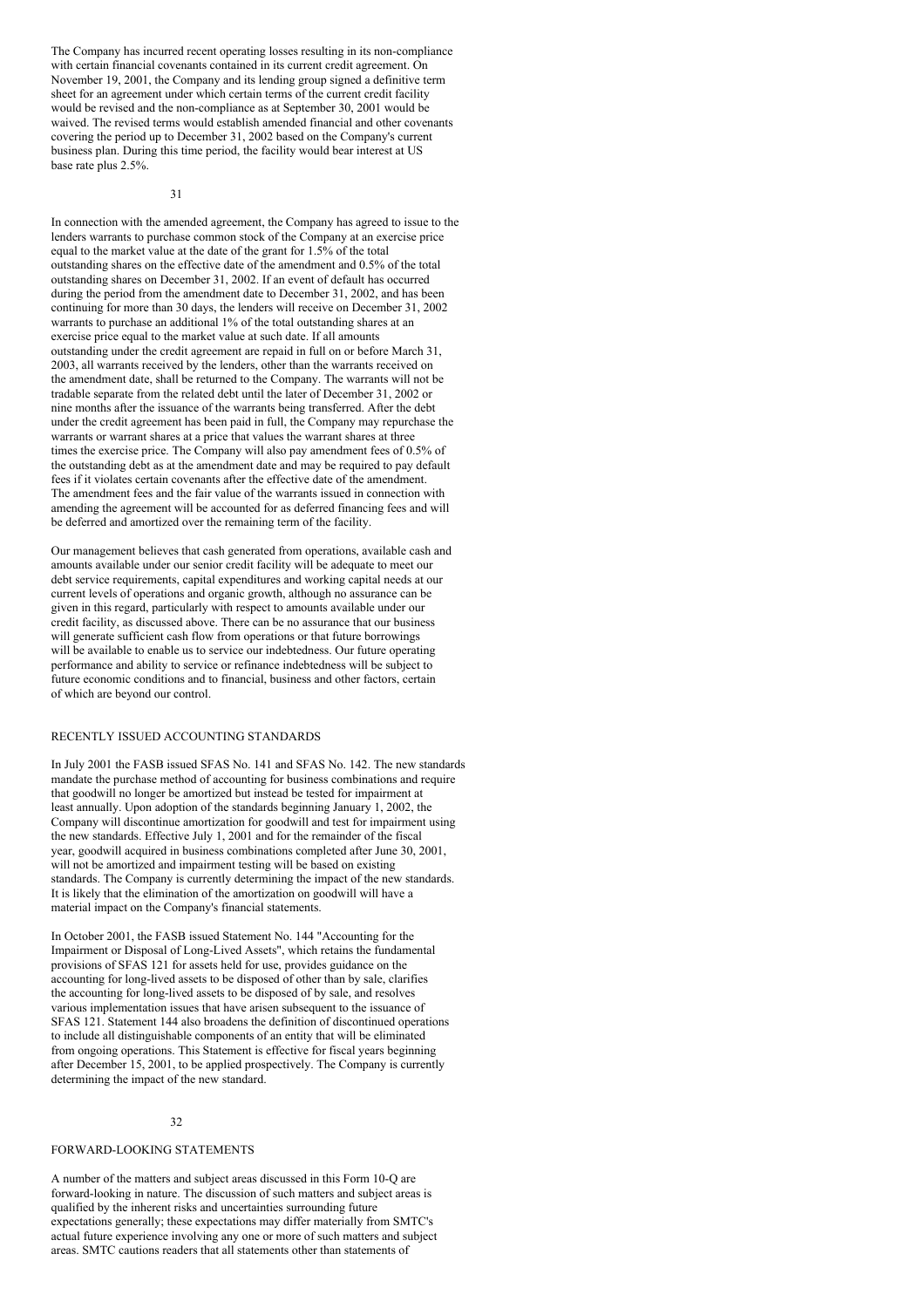The Company has incurred recent operating losses resulting in its non-compliance with certain financial covenants contained in its current credit agreement. On November 19, 2001, the Company and its lending group signed a definitive term sheet for an agreement under which certain terms of the current credit facility would be revised and the non-compliance as at September 30, 2001 would be waived. The revised terms would establish amended financial and other covenants covering the period up to December 31, 2002 based on the Company's current business plan. During this time period, the facility would bear interest at US base rate plus 2.5%.

In connection with the amended agreement, the Company has agreed to issue to the lenders warrants to purchase common stock of the Company at an exercise price equal to the market value at the date of the grant for 1.5% of the total outstanding shares on the effective date of the amendment and 0.5% of the total outstanding shares on December 31, 2002. If an event of default has occurred during the period from the amendment date to December 31, 2002, and has been continuing for more than 30 days, the lenders will receive on December 31, 2002 warrants to purchase an additional 1% of the total outstanding shares at an exercise price equal to the market value at such date. If all amounts outstanding under the credit agreement are repaid in full on or before March 31, 2003, all warrants received by the lenders, other than the warrants received on the amendment date, shall be returned to the Company. The warrants will not be tradable separate from the related debt until the later of December 31, 2002 or nine months after the issuance of the warrants being transferred. After the debt under the credit agreement has been paid in full, the Company may repurchase the warrants or warrant shares at a price that values the warrant shares at three times the exercise price. The Company will also pay amendment fees of 0.5% of the outstanding debt as at the amendment date and may be required to pay default fees if it violates certain covenants after the effective date of the amendment. The amendment fees and the fair value of the warrants issued in connection with amending the agreement will be accounted for as deferred financing fees and will be deferred and amortized over the remaining term of the facility.

Our management believes that cash generated from operations, available cash and amounts available under our senior credit facility will be adequate to meet our debt service requirements, capital expenditures and working capital needs at our current levels of operations and organic growth, although no assurance can be given in this regard, particularly with respect to amounts available under our credit facility, as discussed above. There can be no assurance that our business will generate sufficient cash flow from operations or that future borrowings will be available to enable us to service our indebtedness. Our future operating performance and ability to service or refinance indebtedness will be subject to future economic conditions and to financial, business and other factors, certain of which are beyond our control.

## RECENTLY ISSUED ACCOUNTING STANDARDS

In July 2001 the FASB issued SFAS No. 141 and SFAS No. 142. The new standards mandate the purchase method of accounting for business combinations and require that goodwill no longer be amortized but instead be tested for impairment at least annually. Upon adoption of the standards beginning January 1, 2002, the Company will discontinue amortization for goodwill and test for impairment using the new standards. Effective July 1, 2001 and for the remainder of the fiscal year, goodwill acquired in business combinations completed after June 30, 2001, will not be amortized and impairment testing will be based on existing standards. The Company is currently determining the impact of the new standards. It is likely that the elimination of the amortization on goodwill will have a material impact on the Company's financial statements.

In October 2001, the FASB issued Statement No. 144 "Accounting for the Impairment or Disposal of Long-Lived Assets", which retains the fundamental provisions of SFAS 121 for assets held for use, provides guidance on the accounting for long-lived assets to be disposed of other than by sale, clarifies the accounting for long-lived assets to be disposed of by sale, and resolves various implementation issues that have arisen subsequent to the issuance of SFAS 121. Statement 144 also broadens the definition of discontinued operations to include all distinguishable components of an entity that will be eliminated from ongoing operations. This Statement is effective for fiscal years beginning after December 15, 2001, to be applied prospectively. The Company is currently determining the impact of the new standard.

## FORWARD-LOOKING STATEMENTS

A number of the matters and subject areas discussed in this Form 10-Q are forward-looking in nature. The discussion of such matters and subject areas is qualified by the inherent risks and uncertainties surrounding future expectations generally; these expectations may differ materially from SMTC's actual future experience involving any one or more of such matters and subject areas. SMTC cautions readers that all statements other than statements of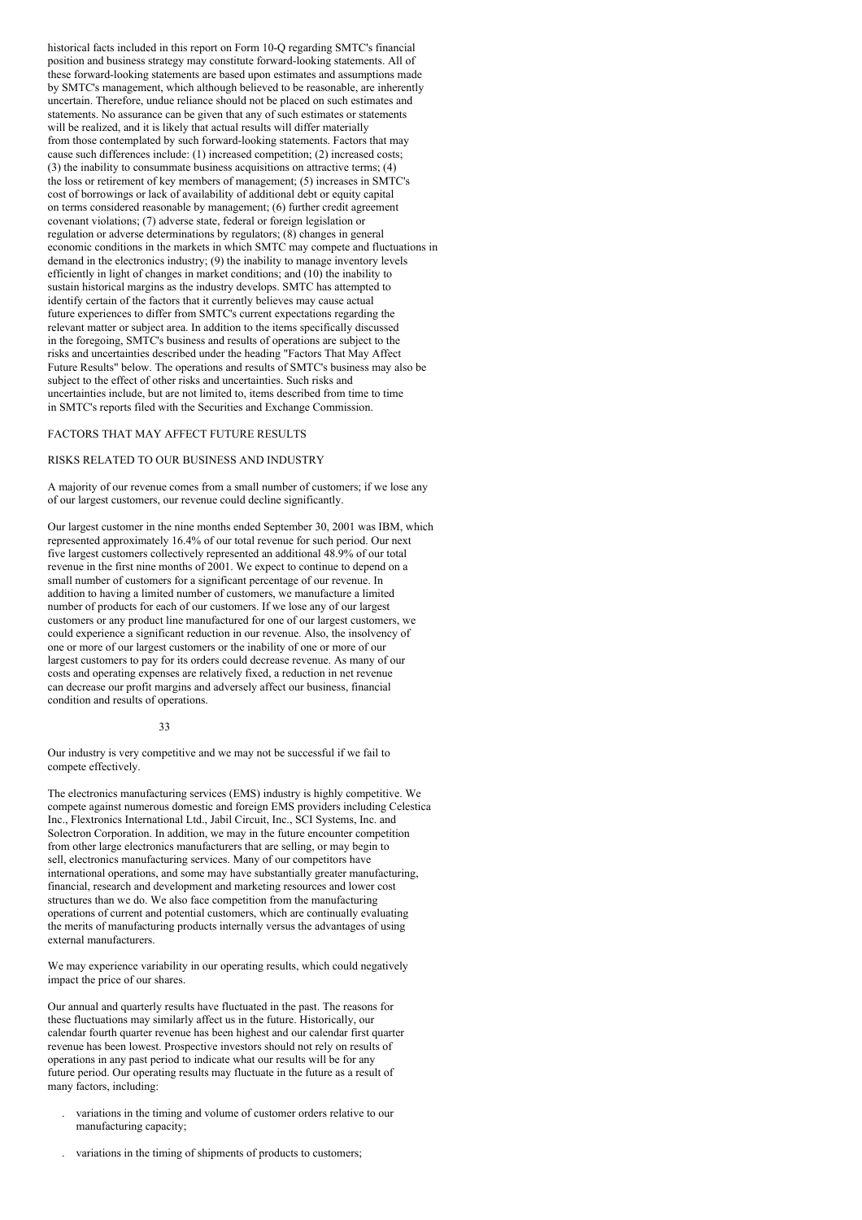historical facts included in this report on Form 10-Q regarding SMTC's financial position and business strategy may constitute forward-looking statements. All of these forward-looking statements are based upon estimates and assumptions made by SMTC's management, which although believed to be reasonable, are inherently uncertain. Therefore, undue reliance should not be placed on such estimates and statements. No assurance can be given that any of such estimates or statements will be realized, and it is likely that actual results will differ materially from those contemplated by such forward-looking statements. Factors that may cause such differences include: (1) increased competition; (2) increased costs; (3) the inability to consummate business acquisitions on attractive terms; (4) the loss or retirement of key members of management; (5) increases in SMTC's cost of borrowings or lack of availability of additional debt or equity capital on terms considered reasonable by management; (6) further credit agreement covenant violations; (7) adverse state, federal or foreign legislation or regulation or adverse determinations by regulators; (8) changes in general economic conditions in the markets in which SMTC may compete and fluctuations in demand in the electronics industry; (9) the inability to manage inventory levels efficiently in light of changes in market conditions; and (10) the inability to sustain historical margins as the industry develops. SMTC has attempted to identify certain of the factors that it currently believes may cause actual future experiences to differ from SMTC's current expectations regarding the relevant matter or subject area. In addition to the items specifically discussed in the foregoing, SMTC's business and results of operations are subject to the risks and uncertainties described under the heading "Factors That May Affect Future Results" below. The operations and results of SMTC's business may also be subject to the effect of other risks and uncertainties. Such risks and uncertainties include, but are not limited to, items described from time to time in SMTC's reports filed with the Securities and Exchange Commission.

## FACTORS THAT MAY AFFECT FUTURE RESULTS

### RISKS RELATED TO OUR BUSINESS AND INDUSTRY

A majority of our revenue comes from a small number of customers; if we lose any of our largest customers, our revenue could decline significantly.

Our largest customer in the nine months ended September 30, 2001 was IBM, which represented approximately 16.4% of our total revenue for such period. Our next five largest customers collectively represented an additional 48.9% of our total revenue in the first nine months of 2001. We expect to continue to depend on a small number of customers for a significant percentage of our revenue. In addition to having a limited number of customers, we manufacture a limited number of products for each of our customers. If we lose any of our largest customers or any product line manufactured for one of our largest customers, we could experience a significant reduction in our revenue. Also, the insolvency of one or more of our largest customers or the inability of one or more of our largest customers to pay for its orders could decrease revenue. As many of our costs and operating expenses are relatively fixed, a reduction in net revenue can decrease our profit margins and adversely affect our business, financial condition and results of operations.

Our industry is very competitive and we may not be successful if we fail to compete effectively.

The electronics manufacturing services (EMS) industry is highly competitive. We compete against numerous domestic and foreign EMS providers including Celestica Inc., Flextronics International Ltd., Jabil Circuit, Inc., SCI Systems, Inc. and Solectron Corporation. In addition, we may in the future encounter competition from other large electronics manufacturers that are selling, or may begin to sell, electronics manufacturing services. Many of our competitors have international operations, and some may have substantially greater manufacturing, financial, research and development and marketing resources and lower cost structures than we do. We also face competition from the manufacturing operations of current and potential customers, which are continually evaluating the merits of manufacturing products internally versus the advantages of using external manufacturers.

We may experience variability in our operating results, which could negatively impact the price of our shares.

Our annual and quarterly results have fluctuated in the past. The reasons for these fluctuations may similarly affect us in the future. Historically, our calendar fourth quarter revenue has been highest and our calendar first quarter revenue has been lowest. Prospective investors should not rely on results of operations in any past period to indicate what our results will be for any future period. Our operating results may fluctuate in the future as a result of many factors, including:

- variations in the timing and volume of customer orders relative to our manufacturing capacity;
- variations in the timing of shipments of products to customers;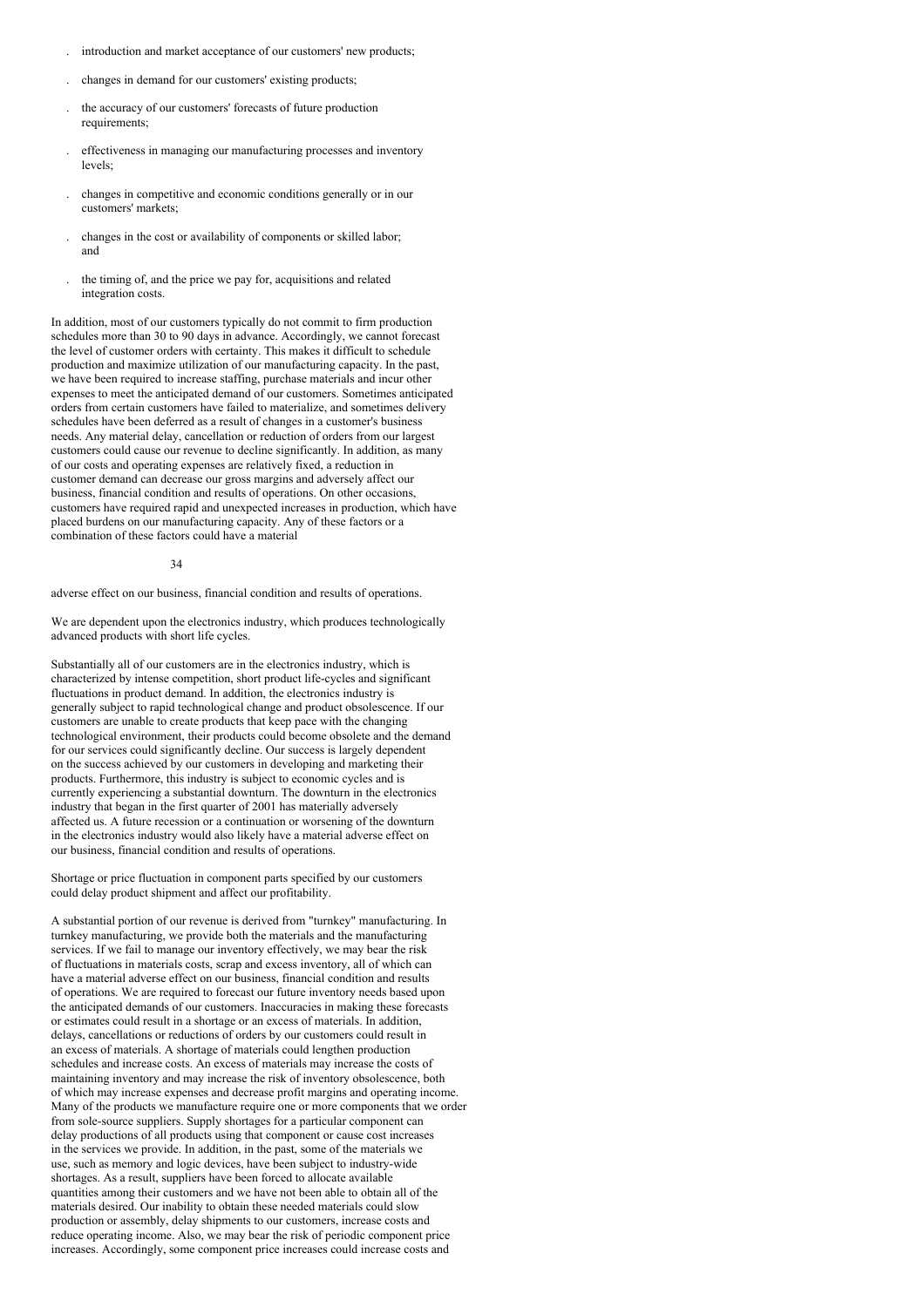- introduction and market acceptance of our customers' new products;
- changes in demand for our customers' existing products;
- the accuracy of our customers' forecasts of future production requirements;
- effectiveness in managing our manufacturing processes and inventory levels;
- changes in competitive and economic conditions generally or in our customers' markets;
- changes in the cost or availability of components or skilled labor; and
- the timing of, and the price we pay for, acquisitions and related integration costs.

In addition, most of our customers typically do not commit to firm production schedules more than 30 to 90 days in advance. Accordingly, we cannot forecast the level of customer orders with certainty. This makes it difficult to schedule production and maximize utilization of our manufacturing capacity. In the past, we have been required to increase staffing, purchase materials and incur other expenses to meet the anticipated demand of our customers. Sometimes anticipated orders from certain customers have failed to materialize, and sometimes delivery schedules have been deferred as a result of changes in a customer's business needs. Any material delay, cancellation or reduction of orders from our largest customers could cause our revenue to decline significantly. In addition, as many of our costs and operating expenses are relatively fixed, a reduction in customer demand can decrease our gross margins and adversely affect our business, financial condition and results of operations. On other occasions, customers have required rapid and unexpected increases in production, which have placed burdens on our manufacturing capacity. Any of these factors or a combination of these factors could have a material adverse effect on our business, financial condition and results of operations.

We are dependent upon the electronics industry, which produces technologically advanced products with short life cycles.

Substantially all of our customers are in the electronics industry, which is characterized by intense competition, short product life-cycles and significant fluctuations in product demand. In addition, the electronics industry is generally subject to rapid technological change and product obsolescence. If our customers are unable to create products that keep pace with the changing technological environment, their products could become obsolete and the demand for our services could significantly decline. Our success is largely dependent on the success achieved by our customers in developing and marketing their products. Furthermore, this industry is subject to economic cycles and is currently experiencing a substantial downturn. The downturn in the electronics industry that began in the first quarter of 2001 has materially adversely affected us. A future recession or a continuation or worsening of the downturn in the electronics industry would also likely have a material adverse effect on our business, financial condition and results of operations.

Shortage or price fluctuation in component parts specified by our customers could delay product shipment and affect our profitability.

A substantial portion of our revenue is derived from "turnkey" manufacturing. In turnkey manufacturing, we provide both the materials and the manufacturing services. If we fail to manage our inventory effectively, we may bear the risk of fluctuations in materials costs, scrap and excess inventory, all of which can have a material adverse effect on our business, financial condition and results of operations. We are required to forecast our future inventory needs based upon the anticipated demands of our customers. Inaccuracies in making these forecasts or estimates could result in a shortage or an excess of materials. In addition, delays, cancellations or reductions of orders by our customers could result in an excess of materials. A shortage of materials could lengthen production schedules and increase costs. An excess of materials may increase the costs of maintaining inventory and may increase the risk of inventory obsolescence, both of which may increase expenses and decrease profit margins and operating income. Many of the products we manufacture require one or more components that we order from sole-source suppliers. Supply shortages for a particular component can delay productions of all products using that component or cause cost increases in the services we provide. In addition, in the past, some of the materials we use, such as memory and logic devices, have been subject to industry-wide shortages. As a result, suppliers have been forced to allocate available quantities among their customers and we have not been able to obtain all of the materials desired. Our inability to obtain these needed materials could slow production or assembly, delay shipments to our customers, increase costs and reduce operating income. Also, we may bear the risk of periodic component price increases. Accordingly, some component price increases could increase costs and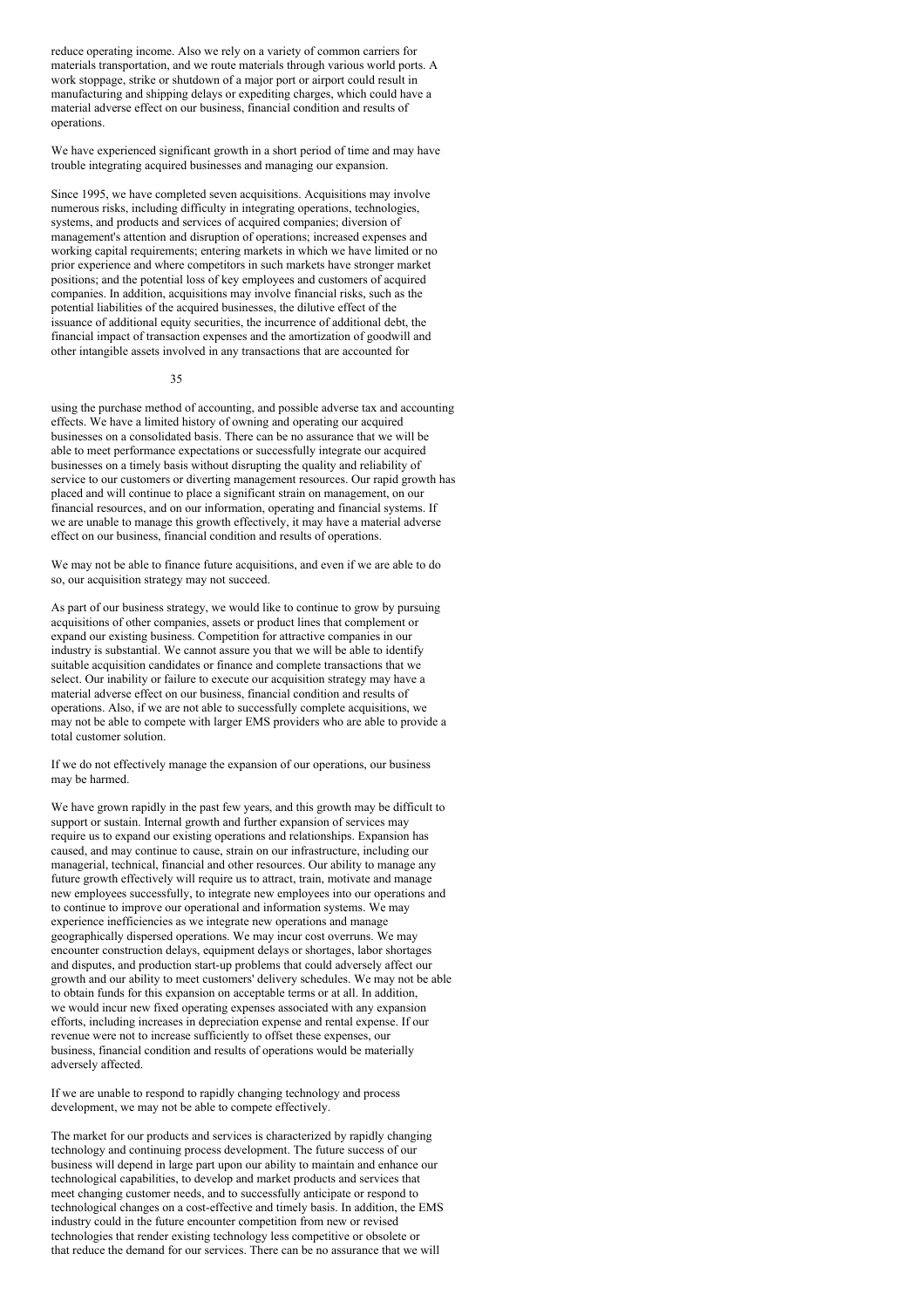reduce operating income. Also we rely on a variety of common carriers for materials transportation, and we route materials through various world ports. A work stoppage, strike or shutdown of a major port or airport could result in manufacturing and shipping delays or expediting charges, which could have a material adverse effect on our business, financial condition and results of operations.

We have experienced significant growth in a short period of time and may have trouble integrating acquired businesses and managing our expansion.

Since 1995, we have completed seven acquisitions. Acquisitions may involve numerous risks, including difficulty in integrating operations, technologies, systems, and products and services of acquired companies; diversion of management's attention and disruption of operations; increased expenses and working capital requirements; entering markets in which we have limited or no prior experience and where competitors in such markets have stronger market positions; and the potential loss of key employees and customers of acquired companies. In addition, acquisitions may involve financial risks, such as the potential liabilities of the acquired businesses, the dilutive effect of the issuance of additional equity securities, the incurrence of additional debt, the financial impact of transaction expenses and the amortization of goodwill and other intangible assets involved in any transactions that are accounted for using the purchase method of accounting, and possible adverse tax and accounting effects. We have a limited history of owning and operating our acquired businesses on a consolidated basis. There can be no assurance that we will be able to meet performance expectations or successfully integrate our acquired businesses on a timely basis without disrupting the quality and reliability of service to our customers or diverting management resources. Our rapid growth has placed and will continue to place a significant strain on management, on our financial resources, and on our information, operating and financial systems. If we are unable to manage this growth effectively, it may have a material adverse effect on our business, financial condition and results of operations.

We may not be able to finance future acquisitions, and even if we are able to do so, our acquisition strategy may not succeed.

As part of our business strategy, we would like to continue to grow by pursuing acquisitions of other companies, assets or product lines that complement or expand our existing business. Competition for attractive companies in our industry is substantial. We cannot assure you that we will be able to identify suitable acquisition candidates or finance and complete transactions that we select. Our inability or failure to execute our acquisition strategy may have a material adverse effect on our business, financial condition and results of operations. Also, if we are not able to successfully complete acquisitions, we may not be able to compete with larger EMS providers who are able to provide a total customer solution.

If we do not effectively manage the expansion of our operations, our business may be harmed.

We have grown rapidly in the past few years, and this growth may be difficult to support or sustain. Internal growth and further expansion of services may require us to expand our existing operations and relationships. Expansion has caused, and may continue to cause, strain on our infrastructure, including our managerial, technical, financial and other resources. Our ability to manage any future growth effectively will require us to attract, train, motivate and manage new employees successfully, to integrate new employees into our operations and to continue to improve our operational and information systems. We may experience inefficiencies as we integrate new operations and manage geographically dispersed operations. We may incur cost overruns. We may encounter construction delays, equipment delays or shortages, labor shortages and disputes, and production start-up problems that could adversely affect our growth and our ability to meet customers' delivery schedules. We may not be able to obtain funds for this expansion on acceptable terms or at all. In addition, we would incur new fixed operating expenses associated with any expansion efforts, including increases in depreciation expense and rental expense. If our revenue were not to increase sufficiently to offset these expenses, our business, financial condition and results of operations would be materially adversely affected.

If we are unable to respond to rapidly changing technology and process development, we may not be able to compete effectively.

The market for our products and services is characterized by rapidly changing technology and continuing process development. The future success of our business will depend in large part upon our ability to maintain and enhance our technological capabilities, to develop and market products and services that meet changing customer needs, and to successfully anticipate or respond to technological changes on a cost-effective and timely basis. In addition, the EMS industry could in the future encounter competition from new or revised technologies that render existing technology less competitive or obsolete or that reduce the demand for our services. There can be no assurance that we will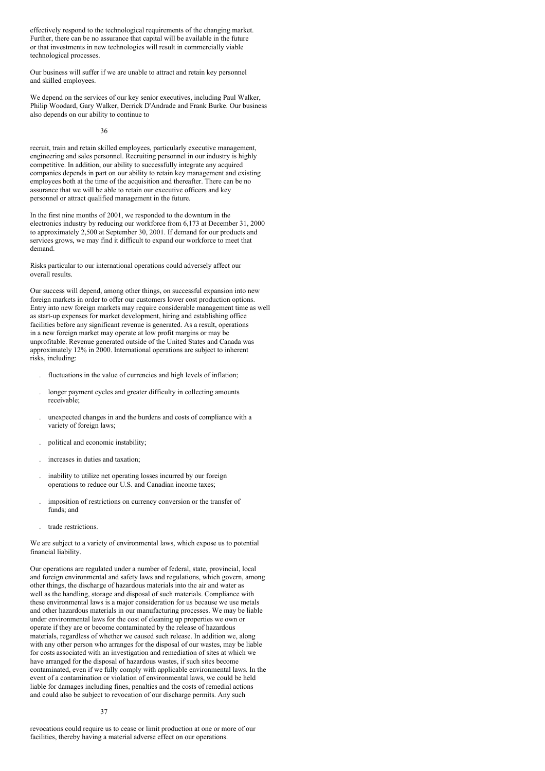effectively respond to the technological requirements of the changing market. Further, there can be no assurance that capital will be available in the future or that investments in new technologies will result in commercially viable technological processes.

Our business will suffer if we are unable to attract and retain key personnel and skilled employees.

We depend on the services of our key senior executives, including Paul Walker, Philip Woodard, Gary Walker, Derrick D'Andrade and Frank Burke. Our business also depends on our ability to continue to recruit, train and retain skilled employees, particularly executive management, engineering and sales personnel. Recruiting personnel in our industry is highly competitive. In addition, our ability to successfully integrate any acquired companies depends in part on our ability to retain key management and existing employees both at the time of the acquisition and thereafter. There can be no assurance that we will be able to retain our executive officers and key personnel or attract qualified management in the future.

In the first nine months of 2001, we responded to the downturn in the electronics industry by reducing our workforce from 6,173 at December 31, 2000 to approximately 2,500 at September 30, 2001. If demand for our products and services grows, we may find it difficult to expand our workforce to meet that demand.

Risks particular to our international operations could adversely affect our overall results.

Our success will depend, among other things, on successful expansion into new foreign markets in order to offer our customers lower cost production options. Entry into new foreign markets may require considerable management time as well as start-up expenses for market development, hiring and establishing office facilities before any significant revenue is generated. As a result, operations in a new foreign market may operate at low profit margins or may be unprofitable. Revenue generated outside of the United States and Canada was approximately 12% in 2000. International operations are subject to inherent risks, including:

- fluctuations in the value of currencies and high levels of inflation;
- longer payment cycles and greater difficulty in collecting amounts receivable;
- unexpected changes in and the burdens and costs of compliance with a variety of foreign laws;
- political and economic instability;
- increases in duties and taxation;
- inability to utilize net operating losses incurred by our foreign operations to reduce our U.S. and Canadian income taxes;
- imposition of restrictions on currency conversion or the transfer of funds; and
- trade restrictions.

We are subject to a variety of environmental laws, which expose us to potential financial liability.

Our operations are regulated under a number of federal, state, provincial, local and foreign environmental and safety laws and regulations, which govern, among other things, the discharge of hazardous materials into the air and water as well as the handling, storage and disposal of such materials. Compliance with these environmental laws is a major consideration for us because we use metals and other hazardous materials in our manufacturing processes. We may be liable under environmental laws for the cost of cleaning up properties we own or operate if they are or become contaminated by the release of hazardous materials, regardless of whether we caused such release. In addition we, along with any other person who arranges for the disposal of our wastes, may be liable for costs associated with an investigation and remediation of sites at which we have arranged for the disposal of hazardous wastes, if such sites become contaminated, even if we fully comply with applicable environmental laws. In the event of a contamination or violation of environmental laws, we could be held liable for damages including fines, penalties and the costs of remedial actions and could also be subject to revocation of our discharge permits. Any such revocations could require us to cease or limit production at one or more of our facilities, thereby having a material adverse effect on our operations.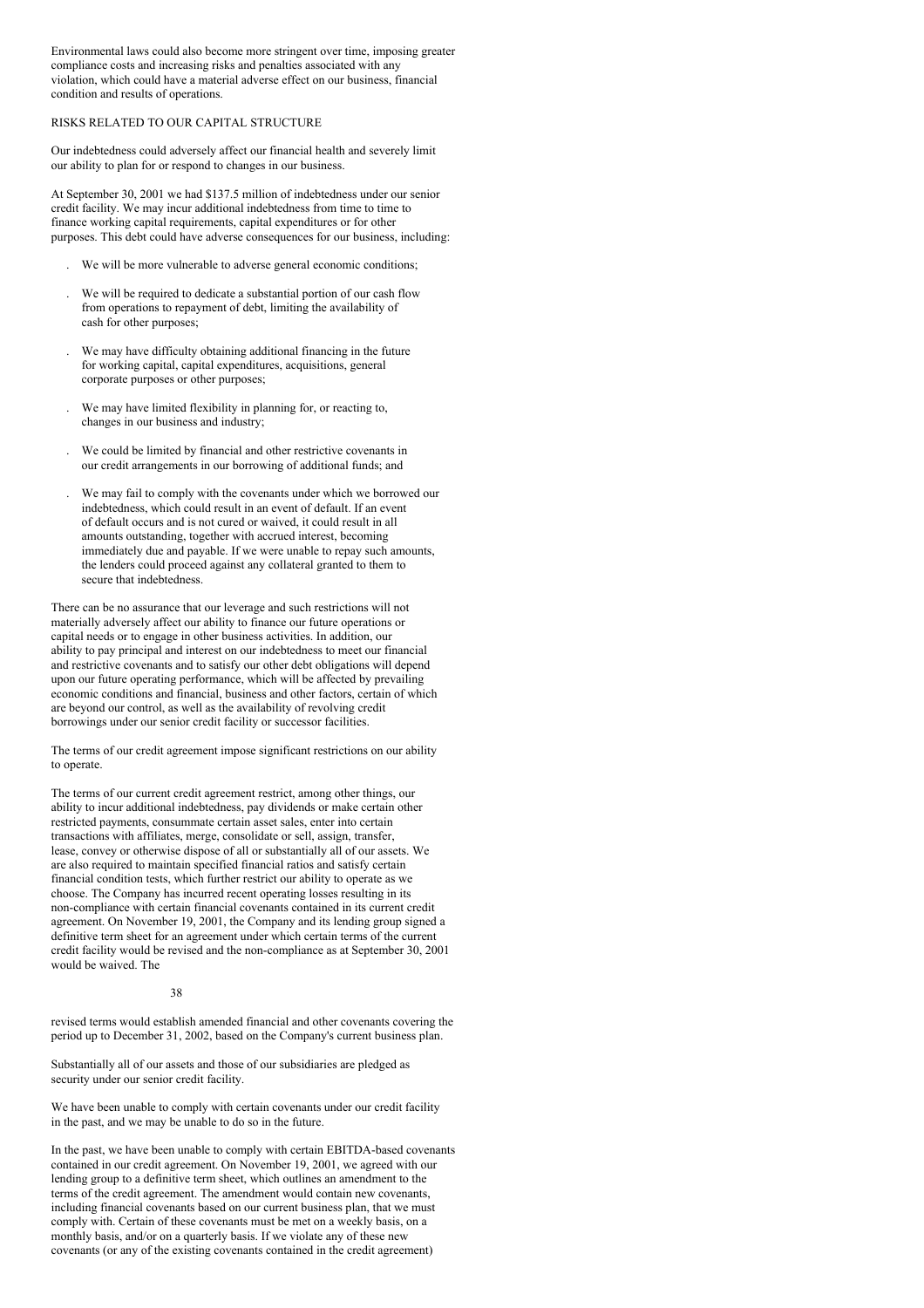Environmental laws could also become more stringent over time, imposing greater compliance costs and increasing risks and penalties associated with any violation, which could have a material adverse effect on our business, financial condition and results of operations.

## RISKS RELATED TO OUR CAPITAL STRUCTURE

Our indebtedness could adversely affect our financial health and severely limit our ability to plan for or respond to changes in our business.

At September 30, 2001 we had $137.5 million of indebtedness under our senior credit facility. We may incur additional indebtedness from time to time to finance working capital requirements, capital expenditures or for other purposes. This debt could have adverse consequences for our business, including:

- We will be more vulnerable to adverse general economic conditions;
- We will be required to dedicate a substantial portion of our cash flow from operations to repayment of debt, limiting the availability of cash for other purposes;
- We may have difficulty obtaining additional financing in the future for working capital, capital expenditures, acquisitions, general corporate purposes or other purposes;
- We may have limited flexibility in planning for, or reacting to, changes in our business and industry;
- We could be limited by financial and other restrictive covenants in our credit arrangements in our borrowing of additional funds; and
- We may fail to comply with the covenants under which we borrowed our indebtedness, which could result in an event of default. If an event of default occurs and is not cured or waived, it could result in all amounts outstanding, together with accrued interest, becoming immediately due and payable. If we were unable to repay such amounts, the lenders could proceed against any collateral granted to them to secure that indebtedness.

There can be no assurance that our leverage and such restrictions will not materially adversely affect our ability to finance our future operations or capital needs or to engage in other business activities. In addition, our ability to pay principal and interest on our indebtedness to meet our financial and restrictive covenants and to satisfy our other debt obligations will depend upon our future operating performance, which will be affected by prevailing economic conditions and financial, business and other factors, certain of which are beyond our control, as well as the availability of revolving credit borrowings under our senior credit facility or successor facilities.

The terms of our credit agreement impose significant restrictions on our ability to operate.

The terms of our current credit agreement restrict, among other things, our ability to incur additional indebtedness, pay dividends or make certain other restricted payments, consummate certain asset sales, enter into certain transactions with affiliates, merge, consolidate or sell, assign, transfer, lease, convey or otherwise dispose of all or substantially all of our assets. We are also required to maintain specified financial ratios and satisfy certain financial condition tests, which further restrict our ability to operate as we choose. The Company has incurred recent operating losses resulting in its non-compliance with certain financial covenants contained in its current credit agreement. On November 19, 2001, the Company and its lending group signed a definitive term sheet for an agreement under which certain terms of the current credit facility would be revised and the non-compliance as at September 30, 2001 would be waived. The revised terms would establish amended financial and other covenants covering the period up to December 31, 2002, based on the Company's current business plan.

Substantially all of our assets and those of our subsidiaries are pledged as security under our senior credit facility.

We have been unable to comply with certain covenants under our credit facility in the past, and we may be unable to do so in the future.

In the past, we have been unable to comply with certain EBITDA-based covenants contained in our credit agreement. On November 19, 2001, we agreed with our lending group to a definitive term sheet, which outlines an amendment to the terms of the credit agreement. The amendment would contain new covenants, including financial covenants based on our current business plan, that we must comply with. Certain of these covenants must be met on a weekly basis, on a monthly basis, and/or on a quarterly basis. If we violate any of these new covenants (or any of the existing covenants contained in the credit agreement)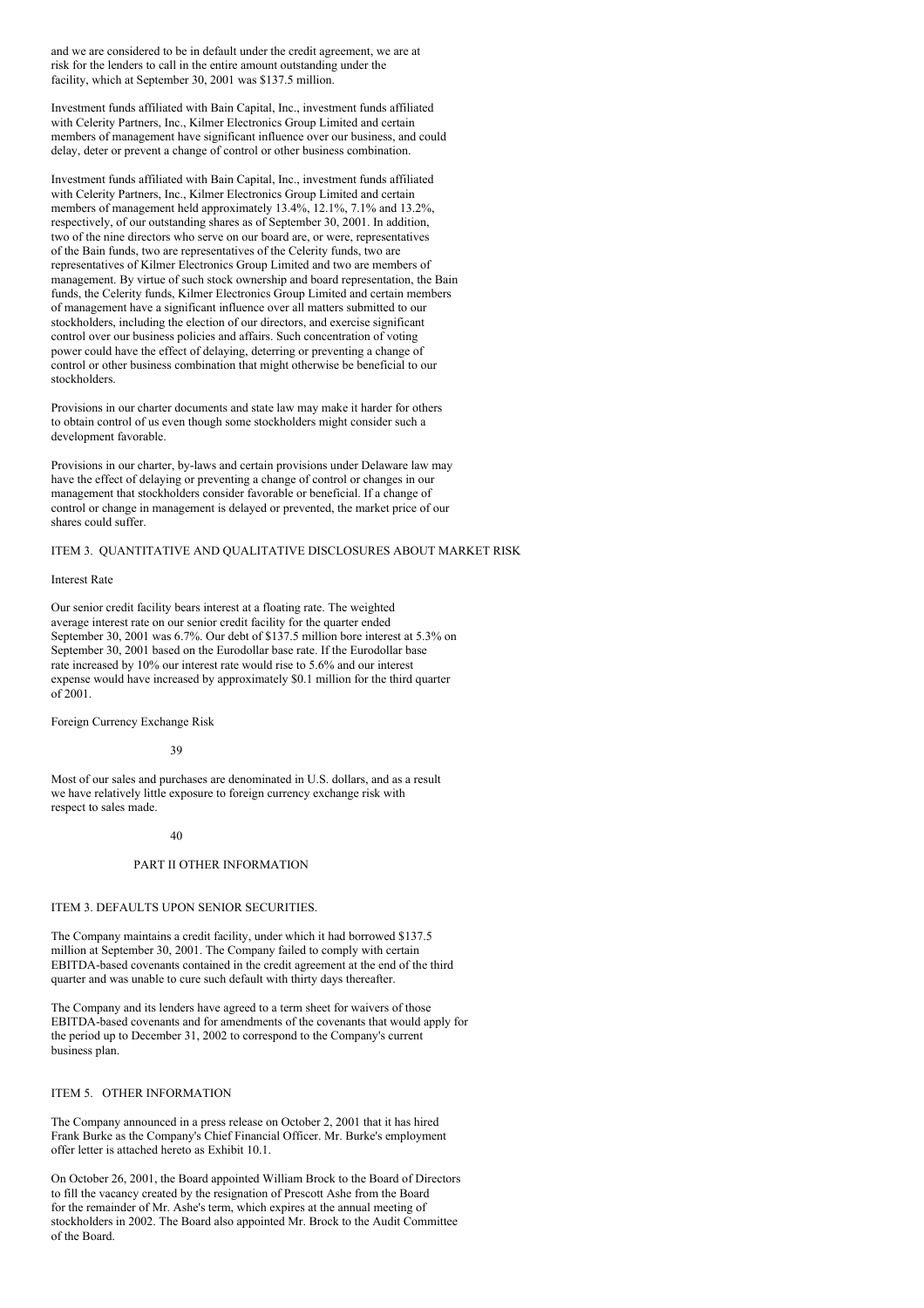and we are considered to be in default under the credit agreement, we are at risk for the lenders to call in the entire amount outstanding under the facility, which at September 30, 2001 was $137.5 million.

Investment funds affiliated with Bain Capital, Inc., investment funds affiliated with Celerity Partners, Inc., Kilmer Electronics Group Limited and certain members of management have significant influence over our business, and could delay, deter or prevent a change of control or other business combination.

Investment funds affiliated with Bain Capital, Inc., investment funds affiliated with Celerity Partners, Inc., Kilmer Electronics Group Limited and certain members of management held approximately 13.4%, 12.1%, 7.1% and 13.2%, respectively, of our outstanding shares as of September 30, 2001. In addition, two of the nine directors who serve on our board are, or were, representatives of the Bain funds, two are representatives of the Celerity funds, two are representatives of Kilmer Electronics Group Limited and two are members of management. By virtue of such stock ownership and board representation, the Bain funds, the Celerity funds, Kilmer Electronics Group Limited and certain members of management have a significant influence over all matters submitted to our stockholders, including the election of our directors, and exercise significant control over our business policies and affairs. Such concentration of voting power could have the effect of delaying, deterring or preventing a change of control or other business combination that might otherwise be beneficial to our stockholders.

Provisions in our charter documents and state law may make it harder for others to obtain control of us even though some stockholders might consider such a development favorable.

Provisions in our charter, by-laws and certain provisions under Delaware law may have the effect of delaying or preventing a change of control or changes in our management that stockholders consider favorable or beneficial. If a change of control or change in management is delayed or prevented, the market price of our shares could suffer.

## ITEM 3. QUANTITATIVE AND QUALITATIVE DISCLOSURES ABOUT MARKET RISK

### Interest Rate

Our senior credit facility bears interest at a floating rate. The weighted average interest rate on our senior credit facility for the quarter ended September 30, 2001 was 6.7%. Our debt of $137.5 million bore interest at 5.3% on September 30, 2001 based on the Eurodollar base rate. If the Eurodollar base rate increased by 10% our interest rate would rise to 5.6% and our interest expense would have increased by approximately $0.1 million for the third quarter of 2001.

### Foreign Currency Exchange Risk

Most of our sales and purchases are denominated in U.S. dollars, and as a result we have relatively little exposure to foreign currency exchange risk with respect to sales made.

# PART II OTHER INFORMATION

## ITEM 3. DEFAULTS UPON SENIOR SECURITIES.

The Company maintains a credit facility, under which it had borrowed $137.5 million at September 30, 2001. The Company failed to comply with certain EBITDA-based covenants contained in the credit agreement at the end of the third quarter and was unable to cure such default with thirty days thereafter.

The Company and its lenders have agreed to a term sheet for waivers of those EBITDA-based covenants and for amendments of the covenants that would apply for the period up to December 31, 2002 to correspond to the Company's current business plan.

## ITEM 5. OTHER INFORMATION

The Company announced in a press release on October 2, 2001 that it has hired Frank Burke as the Company's Chief Financial Officer. Mr. Burke's employment offer letter is attached hereto as Exhibit 10.1.

On October 26, 2001, the Board appointed William Brock to the Board of Directors to fill the vacancy created by the resignation of Prescott Ashe from the Board for the remainder of Mr. Ashe's term, which expires at the annual meeting of stockholders in 2002. The Board also appointed Mr. Brock to the Audit Committee of the Board.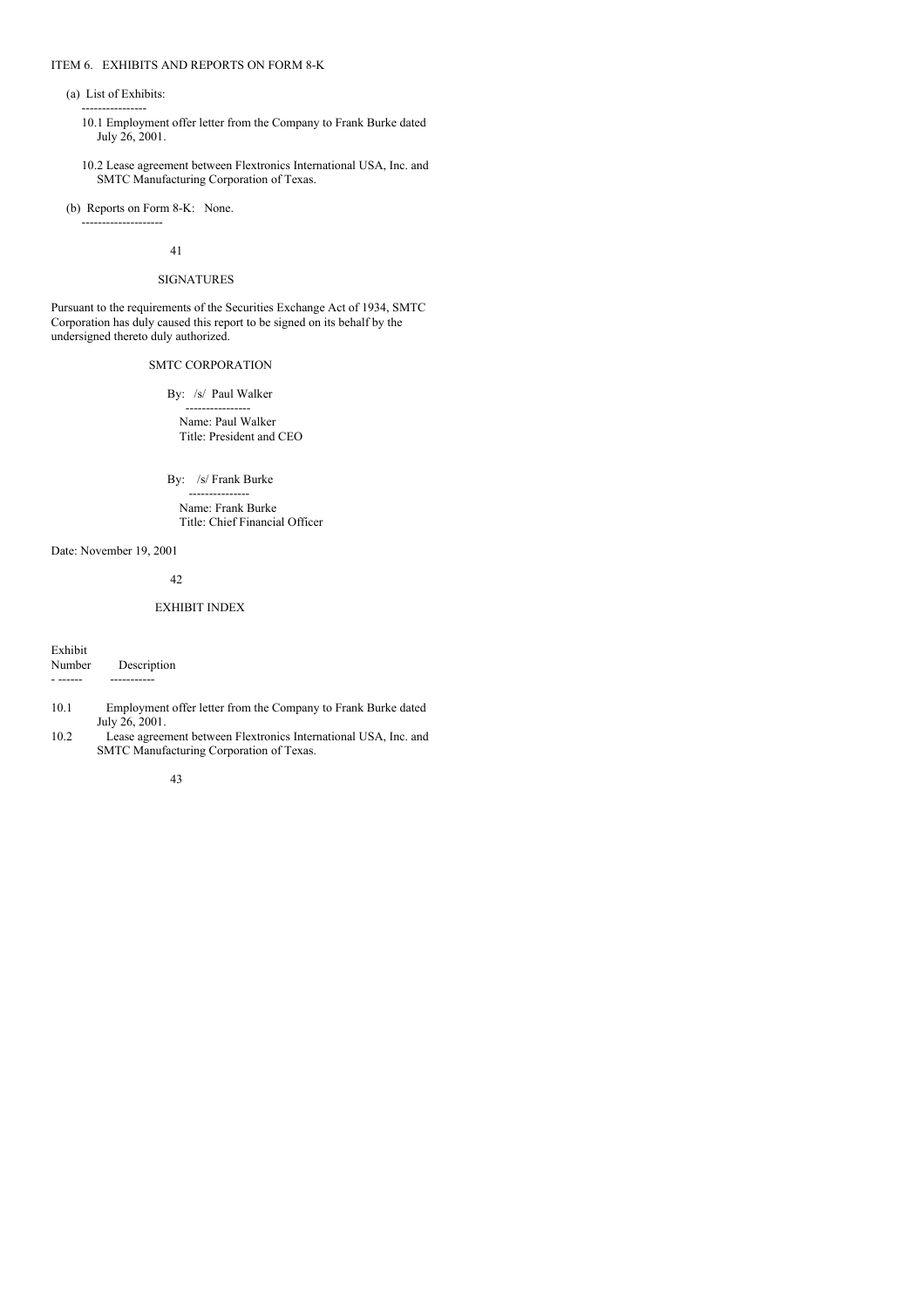## ITEM 6. EXHIBITS AND REPORTS ON FORM 8-K

(a) List of Exhibits:

10.1 Employment offer letter from the Company to Frank Burke dated July 26, 2001.

10.2 Lease agreement between Flextronics International USA, Inc. and SMTC Manufacturing Corporation of Texas.

(b) Reports on Form 8-K: None.

## SIGNATURES

Pursuant to the requirements of the Securities Exchange Act of 1934, SMTC Corporation has duly caused this report to be signed on its behalf by the undersigned thereto duly authorized.

SMTC CORPORATION

By: /s/ Paul Walker

Name: Paul Walker
Title: President and CEO

By: /s/ Frank Burke

Name: Frank Burke
Title: Chief Financial Officer

Date: November 19, 2001

## EXHIBIT INDEX

| Exhibit Number | Description |
|---|---|
| 10.1 | Employment offer letter from the Company to Frank Burke dated July 26, 2001. |
| 10.2 | Lease agreement between Flextronics International USA, Inc. and SMTC Manufacturing Corporation of Texas. |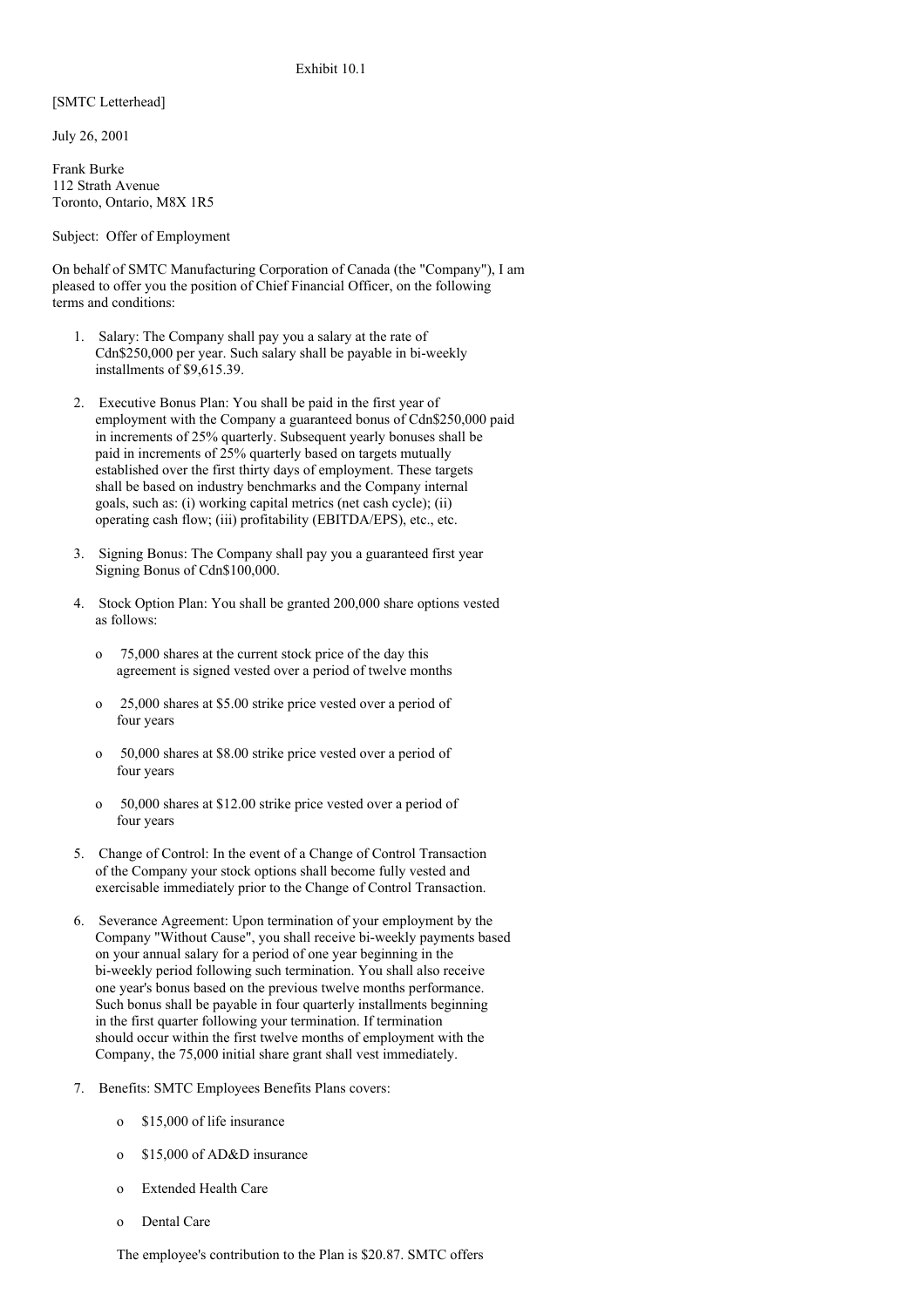Exhibit 10.1

[SMTC Letterhead]

July 26, 2001

Frank Burke
112 Strath Avenue
Toronto, Ontario, M8X 1R5

Subject: Offer of Employment

On behalf of SMTC Manufacturing Corporation of Canada (the "Company"), I am pleased to offer you the position of Chief Financial Officer, on the following terms and conditions:

1. Salary: The Company shall pay you a salary at the rate of Cdn$250,000 per year. Such salary shall be payable in bi-weekly installments of $9,615.39.

2. Executive Bonus Plan: You shall be paid in the first year of employment with the Company a guaranteed bonus of Cdn$250,000 paid in increments of 25% quarterly. Subsequent yearly bonuses shall be paid in increments of 25% quarterly based on targets mutually established over the first thirty days of employment. These targets shall be based on industry benchmarks and the Company internal goals, such as: (i) working capital metrics (net cash cycle); (ii) operating cash flow; (iii) profitability (EBITDA/EPS), etc., etc.

3. Signing Bonus: The Company shall pay you a guaranteed first year Signing Bonus of Cdn$100,000.

4. Stock Option Plan: You shall be granted 200,000 share options vested as follows:

   - 75,000 shares at the current stock price of the day this agreement is signed vested over a period of twelve months

   - 25,000 shares at $5.00 strike price vested over a period of four years

   - 50,000 shares at $8.00 strike price vested over a period of four years

   - 50,000 shares at $12.00 strike price vested over a period of four years

5. Change of Control: In the event of a Change of Control Transaction of the Company your stock options shall become fully vested and exercisable immediately prior to the Change of Control Transaction.

6. Severance Agreement: Upon termination of your employment by the Company "Without Cause", you shall receive bi-weekly payments based on your annual salary for a period of one year beginning in the bi-weekly period following such termination. You shall also receive one year's bonus based on the previous twelve months performance. Such bonus shall be payable in four quarterly installments beginning in the first quarter following your termination. If termination should occur within the first twelve months of employment with the Company, the 75,000 initial share grant shall vest immediately.

7. Benefits: SMTC Employees Benefits Plans covers:

   - $15,000 of life insurance

   - $15,000 of AD&D insurance

   - Extended Health Care

   - Dental Care

   The employee's contribution to the Plan is $20.87. SMTC offers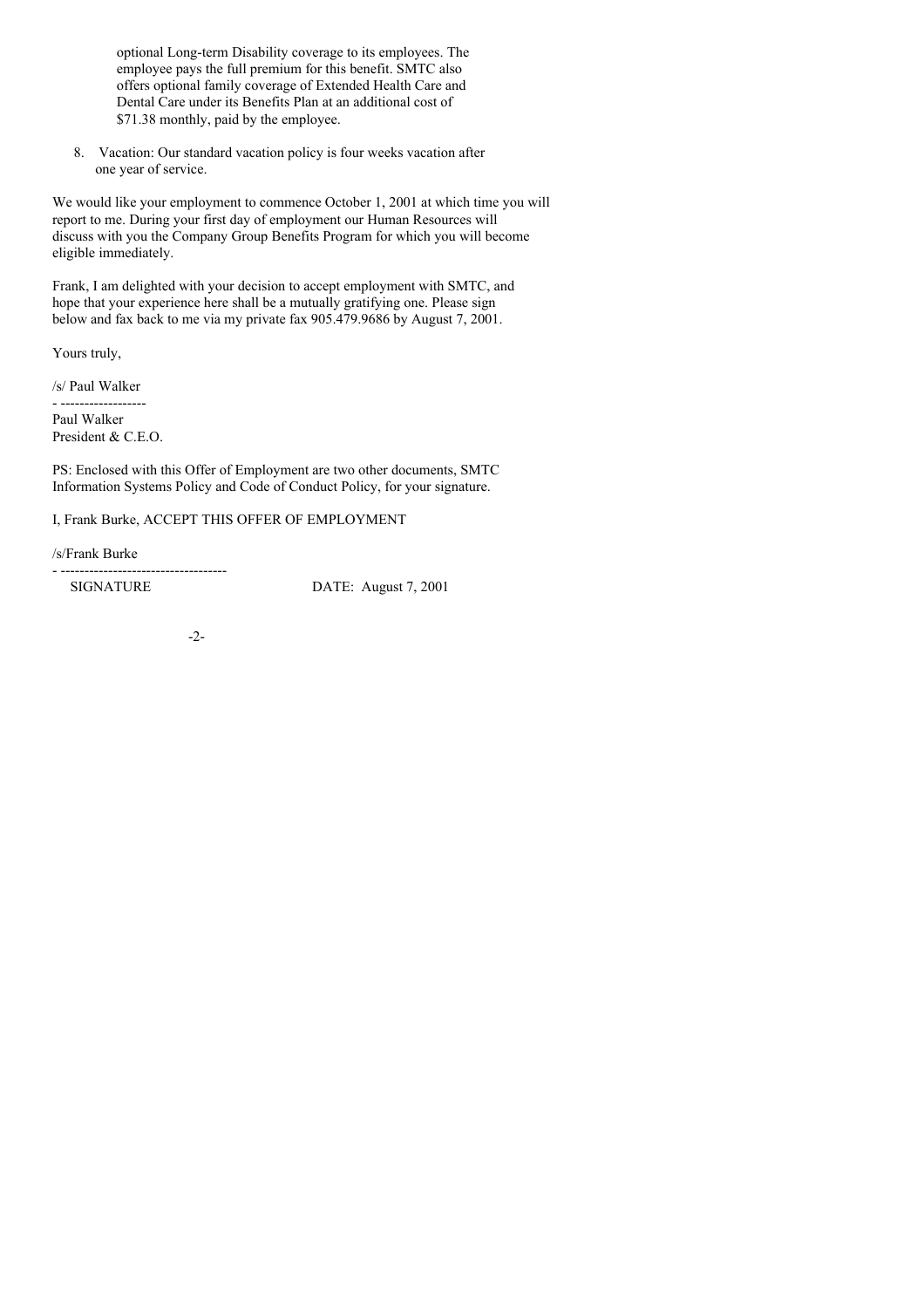optional Long-term Disability coverage to its employees. The employee pays the full premium for this benefit. SMTC also offers optional family coverage of Extended Health Care and Dental Care under its Benefits Plan at an additional cost of $71.38 monthly, paid by the employee.

8. Vacation: Our standard vacation policy is four weeks vacation after one year of service.

We would like your employment to commence October 1, 2001 at which time you will report to me. During your first day of employment our Human Resources will discuss with you the Company Group Benefits Program for which you will become eligible immediately.

Frank, I am delighted with your decision to accept employment with SMTC, and hope that your experience here shall be a mutually gratifying one. Please sign below and fax back to me via my private fax 905.479.9686 by August 7, 2001.

Yours truly,

/s/ Paul Walker

Paul Walker
President & C.E.O.

PS: Enclosed with this Offer of Employment are two other documents, SMTC Information Systems Policy and Code of Conduct Policy, for your signature.

I, Frank Burke, ACCEPT THIS OFFER OF EMPLOYMENT

/s/Frank Burke

SIGNATURE DATE: August 7, 2001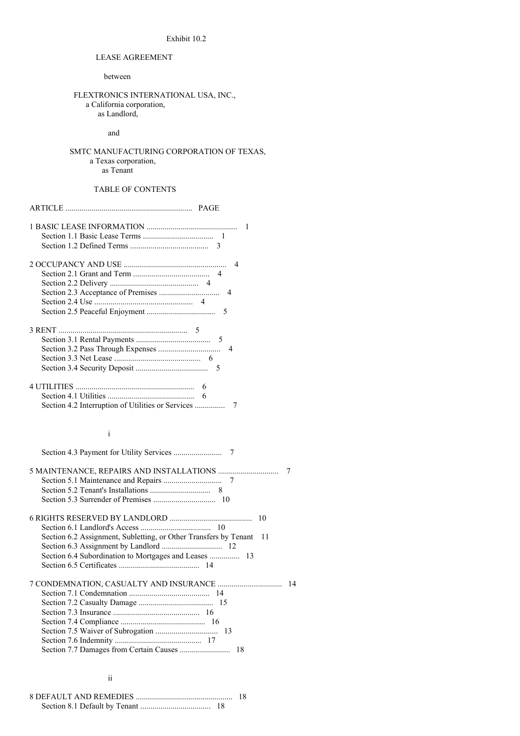Exhibit 10.2

LEASE AGREEMENT

between

FLEXTRONICS INTERNATIONAL USA, INC.,
a California corporation,
as Landlord,

and

SMTC MANUFACTURING CORPORATION OF TEXAS,
a Texas corporation,
as Tenant

TABLE OF CONTENTS

| ARTICLE | PAGE |
|---|---|
| 1 BASIC LEASE INFORMATION | 1 |
| Section 1.1 Basic Lease Terms | 1 |
| Section 1.2 Defined Terms | 3 |
| 2 OCCUPANCY AND USE | 4 |
| Section 2.1 Grant and Term | 4 |
| Section 2.2 Delivery | 4 |
| Section 2.3 Acceptance of Premises | 4 |
| Section 2.4 Use | 4 |
| Section 2.5 Peaceful Enjoyment | 5 |
| 3 RENT | 5 |
| Section 3.1 Rental Payments | 5 |
| Section 3.2 Pass Through Expenses | 4 |
| Section 3.3 Net Lease | 6 |
| Section 3.4 Security Deposit | 5 |
| 4 UTILITIES | 6 |
| Section 4.1 Utilities | 6 |
| Section 4.2 Interruption of Utilities or Services | 7 |
| Section 4.3 Payment for Utility Services | 7 |
| 5 MAINTENANCE, REPAIRS AND INSTALLATIONS | 7 |
| Section 5.1 Maintenance and Repairs | 7 |
| Section 5.2 Tenant's Installations | 8 |
| Section 5.3 Surrender of Premises | 10 |
| 6 RIGHTS RESERVED BY LANDLORD | 10 |
| Section 6.1 Landlord's Access | 10 |
| Section 6.2 Assignment, Subletting, or Other Transfers by Tenant | 11 |
| Section 6.3 Assignment by Landlord | 12 |
| Section 6.4 Subordination to Mortgages and Leases | 13 |
| Section 6.5 Certificates | 14 |
| 7 CONDEMNATION, CASUALTY AND INSURANCE | 14 |
| Section 7.1 Condemnation | 14 |
| Section 7.2 Casualty Damage | 15 |
| Section 7.3 Insurance | 16 |
| Section 7.4 Compliance | 16 |
| Section 7.5 Waiver of Subrogation | 13 |
| Section 7.6 Indemnity | 17 |
| Section 7.7 Damages from Certain Causes | 18 |
| 8 DEFAULT AND REMEDIES | 18 |
| Section 8.1 Default by Tenant | 18 |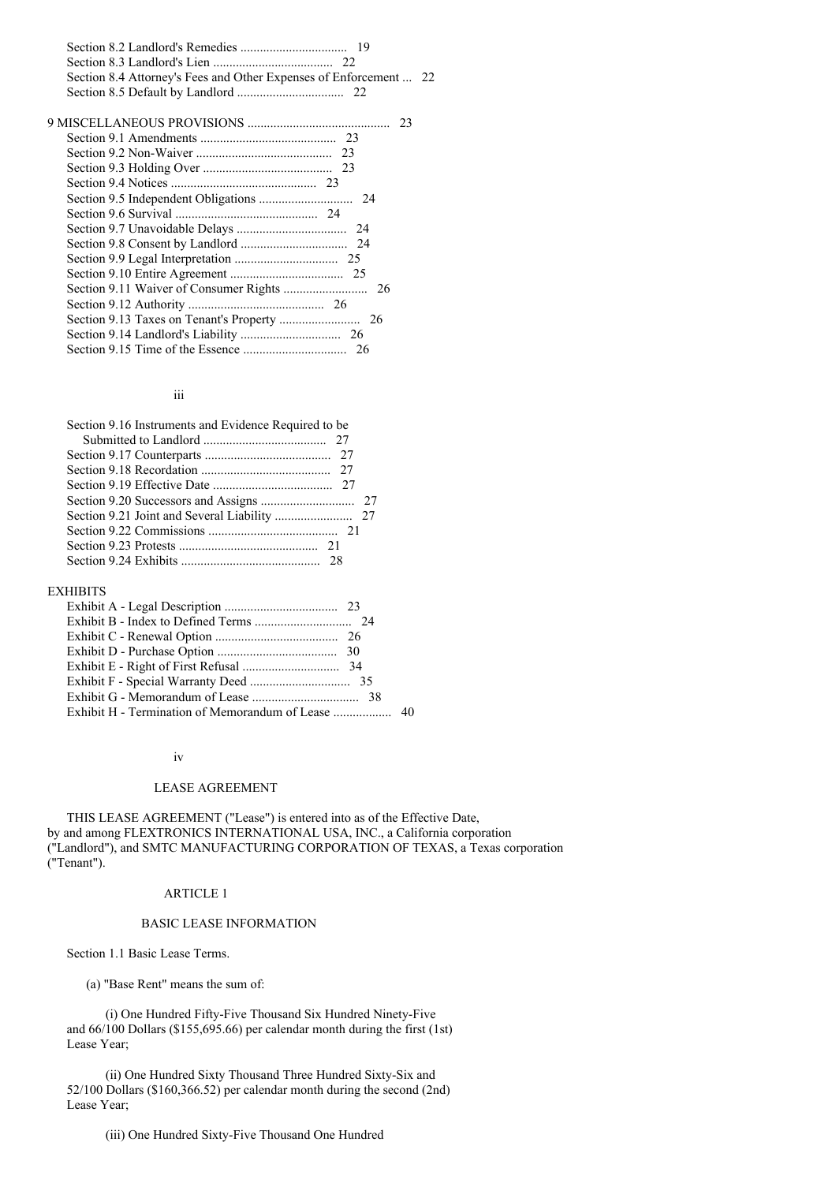Section 8.2 Landlord's Remedies ................................. 19
Section 8.3 Landlord's Lien ..................................... 22
Section 8.4 Attorney's Fees and Other Expenses of Enforcement ... 22
Section 8.5 Default by Landlord ................................. 22

9 MISCELLANEOUS PROVISIONS ........................................... 23
Section 9.1 Amendments .......................................... 23
Section 9.2 Non-Waiver .......................................... 23
Section 9.3 Holding Over ........................................ 23
Section 9.4 Notices ............................................. 23
Section 9.5 Independent Obligations ............................. 24
Section 9.6 Survival ............................................ 24
Section 9.7 Unavoidable Delays .................................. 24
Section 9.8 Consent by Landlord ................................. 24
Section 9.9 Legal Interpretation ................................ 25
Section 9.10 Entire Agreement ................................... 25
Section 9.11 Waiver of Consumer Rights .......................... 26
Section 9.12 Authority .......................................... 26
Section 9.13 Taxes on Tenant's Property ......................... 26
Section 9.14 Landlord's Liability ............................... 26
Section 9.15 Time of the Essence ................................ 26

Section 9.16 Instruments and Evidence Required to be Submitted to Landlord ...................................... 27
Section 9.17 Counterparts ....................................... 27
Section 9.18 Recordation ........................................ 27
Section 9.19 Effective Date ..................................... 27
Section 9.20 Successors and Assigns ............................. 27
Section 9.21 Joint and Several Liability ........................ 27
Section 9.22 Commissions ........................................ 21
Section 9.23 Protests ........................................... 21
Section 9.24 Exhibits ........................................... 28

EXHIBITS
Exhibit A - Legal Description ................................... 23
Exhibit B - Index to Defined Terms .............................. 24
Exhibit C - Renewal Option ...................................... 26
Exhibit D - Purchase Option ..................................... 30
Exhibit E - Right of First Refusal .............................. 34
Exhibit F - Special Warranty Deed ............................... 35
Exhibit G - Memorandum of Lease ................................. 38
Exhibit H - Termination of Memorandum of Lease .................. 40

# LEASE AGREEMENT

THIS LEASE AGREEMENT ("Lease") is entered into as of the Effective Date, by and among FLEXTRONICS INTERNATIONAL USA, INC., a California corporation ("Landlord"), and SMTC MANUFACTURING CORPORATION OF TEXAS, a Texas corporation ("Tenant").

## ARTICLE 1

## BASIC LEASE INFORMATION

Section 1.1 Basic Lease Terms.

(a) "Base Rent" means the sum of:

(i) One Hundred Fifty-Five Thousand Six Hundred Ninety-Five and 66/100 Dollars ($155,695.66) per calendar month during the first (1st) Lease Year;

(ii) One Hundred Sixty Thousand Three Hundred Sixty-Six and 52/100 Dollars ($160,366.52) per calendar month during the second (2nd) Lease Year;

(iii) One Hundred Sixty-Five Thousand One Hundred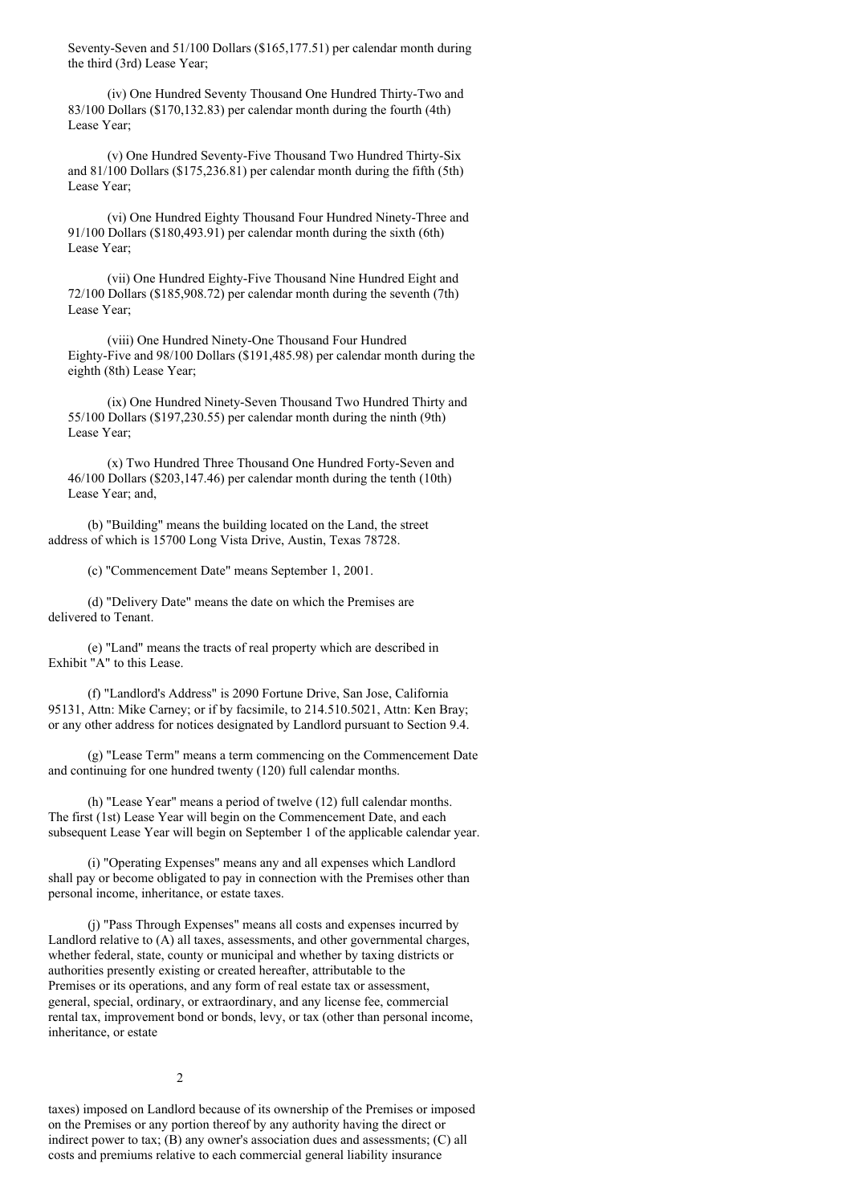Seventy-Seven and 51/100 Dollars ($165,177.51) per calendar month during the third (3rd) Lease Year;

(iv) One Hundred Seventy Thousand One Hundred Thirty-Two and 83/100 Dollars ($170,132.83) per calendar month during the fourth (4th) Lease Year;

(v) One Hundred Seventy-Five Thousand Two Hundred Thirty-Six and 81/100 Dollars ($175,236.81) per calendar month during the fifth (5th) Lease Year;

(vi) One Hundred Eighty Thousand Four Hundred Ninety-Three and 91/100 Dollars ($180,493.91) per calendar month during the sixth (6th) Lease Year;

(vii) One Hundred Eighty-Five Thousand Nine Hundred Eight and 72/100 Dollars ($185,908.72) per calendar month during the seventh (7th) Lease Year;

(viii) One Hundred Ninety-One Thousand Four Hundred Eighty-Five and 98/100 Dollars ($191,485.98) per calendar month during the eighth (8th) Lease Year;

(ix) One Hundred Ninety-Seven Thousand Two Hundred Thirty and 55/100 Dollars ($197,230.55) per calendar month during the ninth (9th) Lease Year;

(x) Two Hundred Three Thousand One Hundred Forty-Seven and 46/100 Dollars ($203,147.46) per calendar month during the tenth (10th) Lease Year; and,

(b) "Building" means the building located on the Land, the street address of which is 15700 Long Vista Drive, Austin, Texas 78728.

(c) "Commencement Date" means September 1, 2001.

(d) "Delivery Date" means the date on which the Premises are delivered to Tenant.

(e) "Land" means the tracts of real property which are described in Exhibit "A" to this Lease.

(f) "Landlord's Address" is 2090 Fortune Drive, San Jose, California 95131, Attn: Mike Carney; or if by facsimile, to 214.510.5021, Attn: Ken Bray; or any other address for notices designated by Landlord pursuant to Section 9.4.

(g) "Lease Term" means a term commencing on the Commencement Date and continuing for one hundred twenty (120) full calendar months.

(h) "Lease Year" means a period of twelve (12) full calendar months. The first (1st) Lease Year will begin on the Commencement Date, and each subsequent Lease Year will begin on September 1 of the applicable calendar year.

(i) "Operating Expenses" means any and all expenses which Landlord shall pay or become obligated to pay in connection with the Premises other than personal income, inheritance, or estate taxes.

(j) "Pass Through Expenses" means all costs and expenses incurred by Landlord relative to (A) all taxes, assessments, and other governmental charges, whether federal, state, county or municipal and whether by taxing districts or authorities presently existing or created hereafter, attributable to the Premises or its operations, and any form of real estate tax or assessment, general, special, ordinary, or extraordinary, and any license fee, commercial rental tax, improvement bond or bonds, levy, or tax (other than personal income, inheritance, or estate taxes) imposed on Landlord because of its ownership of the Premises or imposed on the Premises or any portion thereof by any authority having the direct or indirect power to tax; (B) any owner's association dues and assessments; (C) all costs and premiums relative to each commercial general liability insurance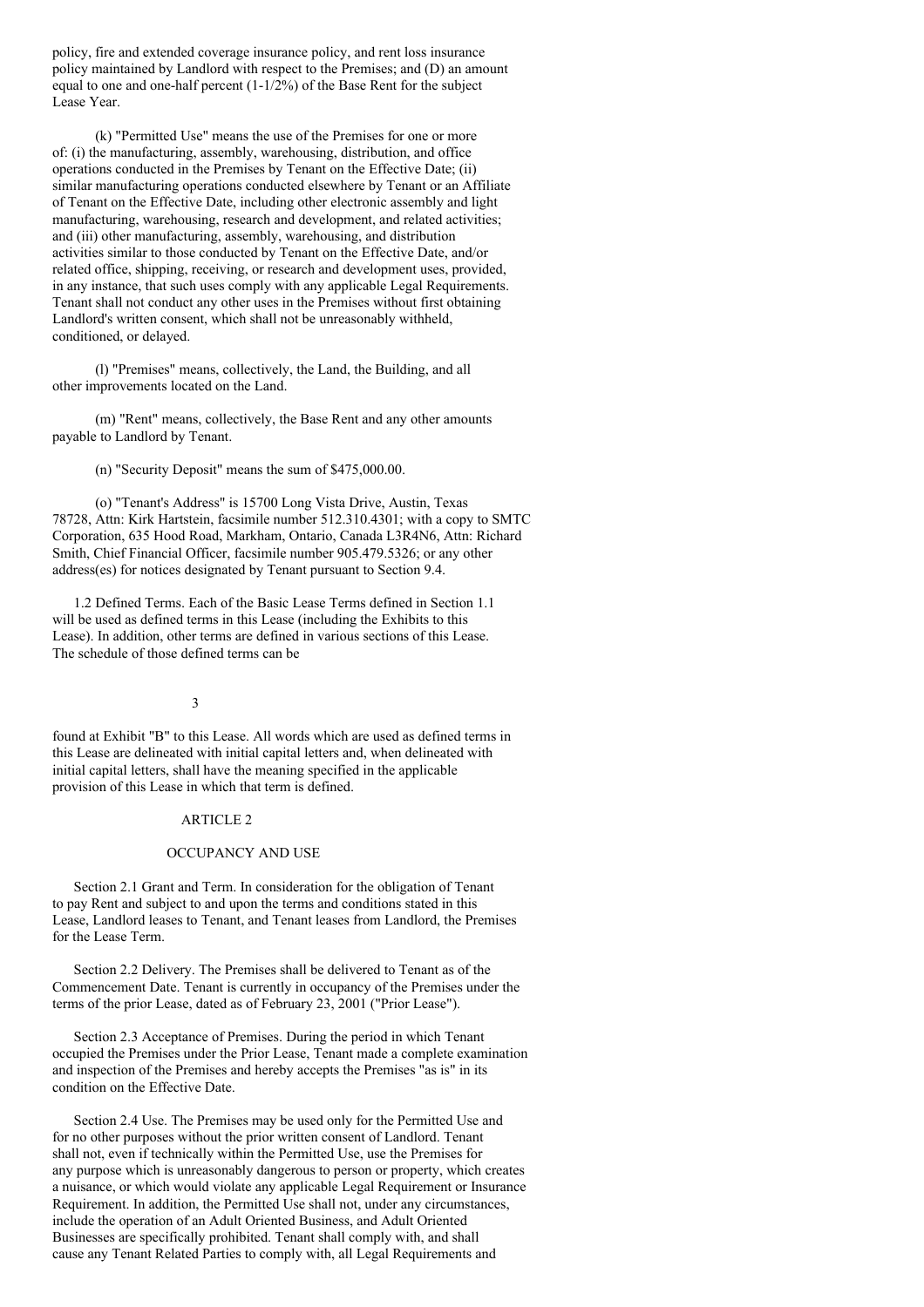policy, fire and extended coverage insurance policy, and rent loss insurance policy maintained by Landlord with respect to the Premises; and (D) an amount equal to one and one-half percent (1-1/2%) of the Base Rent for the subject Lease Year.

(k) "Permitted Use" means the use of the Premises for one or more of: (i) the manufacturing, assembly, warehousing, distribution, and office operations conducted in the Premises by Tenant on the Effective Date; (ii) similar manufacturing operations conducted elsewhere by Tenant or an Affiliate of Tenant on the Effective Date, including other electronic assembly and light manufacturing, warehousing, research and development, and related activities; and (iii) other manufacturing, assembly, warehousing, and distribution activities similar to those conducted by Tenant on the Effective Date, and/or related office, shipping, receiving, or research and development uses, provided, in any instance, that such uses comply with any applicable Legal Requirements. Tenant shall not conduct any other uses in the Premises without first obtaining Landlord's written consent, which shall not be unreasonably withheld, conditioned, or delayed.

(l) "Premises" means, collectively, the Land, the Building, and all other improvements located on the Land.

(m) "Rent" means, collectively, the Base Rent and any other amounts payable to Landlord by Tenant.

(n) "Security Deposit" means the sum of $475,000.00.

(o) "Tenant's Address" is 15700 Long Vista Drive, Austin, Texas 78728, Attn: Kirk Hartstein, facsimile number 512.310.4301; with a copy to SMTC Corporation, 635 Hood Road, Markham, Ontario, Canada L3R4N6, Attn: Richard Smith, Chief Financial Officer, facsimile number 905.479.5326; or any other address(es) for notices designated by Tenant pursuant to Section 9.4.

1.2 Defined Terms. Each of the Basic Lease Terms defined in Section 1.1 will be used as defined terms in this Lease (including the Exhibits to this Lease). In addition, other terms are defined in various sections of this Lease. The schedule of those defined terms can be found at Exhibit "B" to this Lease. All words which are used as defined terms in this Lease are delineated with initial capital letters and, when delineated with initial capital letters, shall have the meaning specified in the applicable provision of this Lease in which that term is defined.

## ARTICLE 2

## OCCUPANCY AND USE

Section 2.1 Grant and Term. In consideration for the obligation of Tenant to pay Rent and subject to and upon the terms and conditions stated in this Lease, Landlord leases to Tenant, and Tenant leases from Landlord, the Premises for the Lease Term.

Section 2.2 Delivery. The Premises shall be delivered to Tenant as of the Commencement Date. Tenant is currently in occupancy of the Premises under the terms of the prior Lease, dated as of February 23, 2001 ("Prior Lease").

Section 2.3 Acceptance of Premises. During the period in which Tenant occupied the Premises under the Prior Lease, Tenant made a complete examination and inspection of the Premises and hereby accepts the Premises "as is" in its condition on the Effective Date.

Section 2.4 Use. The Premises may be used only for the Permitted Use and for no other purposes without the prior written consent of Landlord. Tenant shall not, even if technically within the Permitted Use, use the Premises for any purpose which is unreasonably dangerous to person or property, which creates a nuisance, or which would violate any applicable Legal Requirement or Insurance Requirement. In addition, the Permitted Use shall not, under any circumstances, include the operation of an Adult Oriented Business, and Adult Oriented Businesses are specifically prohibited. Tenant shall comply with, and shall cause any Tenant Related Parties to comply with, all Legal Requirements and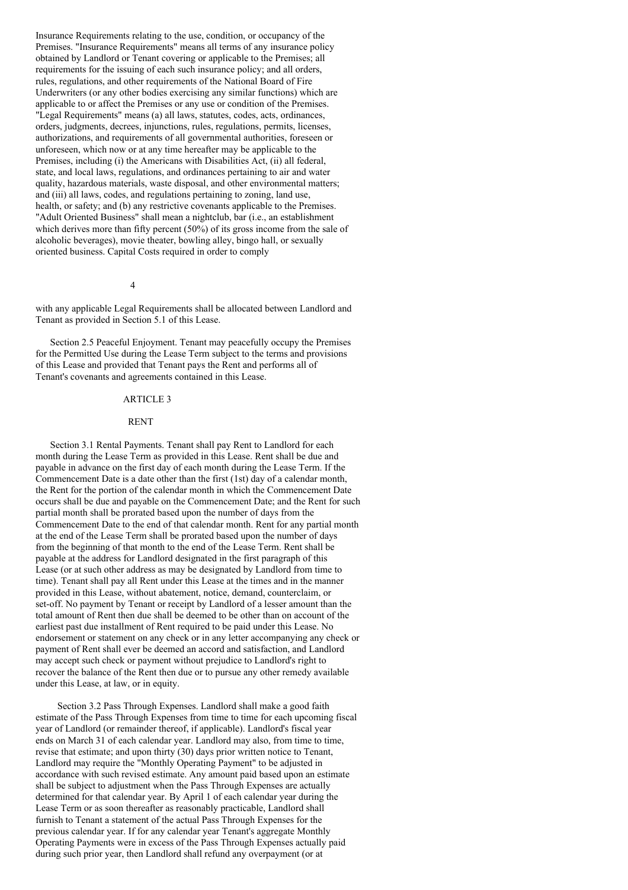Insurance Requirements relating to the use, condition, or occupancy of the Premises. "Insurance Requirements" means all terms of any insurance policy obtained by Landlord or Tenant covering or applicable to the Premises; all requirements for the issuing of each such insurance policy; and all orders, rules, regulations, and other requirements of the National Board of Fire Underwriters (or any other bodies exercising any similar functions) which are applicable to or affect the Premises or any use or condition of the Premises. "Legal Requirements" means (a) all laws, statutes, codes, acts, ordinances, orders, judgments, decrees, injunctions, rules, regulations, permits, licenses, authorizations, and requirements of all governmental authorities, foreseen or unforeseen, which now or at any time hereafter may be applicable to the Premises, including (i) the Americans with Disabilities Act, (ii) all federal, state, and local laws, regulations, and ordinances pertaining to air and water quality, hazardous materials, waste disposal, and other environmental matters; and (iii) all laws, codes, and regulations pertaining to zoning, land use, health, or safety; and (b) any restrictive covenants applicable to the Premises. "Adult Oriented Business" shall mean a nightclub, bar (i.e., an establishment which derives more than fifty percent (50%) of its gross income from the sale of alcoholic beverages), movie theater, bowling alley, bingo hall, or sexually oriented business. Capital Costs required in order to comply with any applicable Legal Requirements shall be allocated between Landlord and Tenant as provided in Section 5.1 of this Lease.

Section 2.5 Peaceful Enjoyment. Tenant may peacefully occupy the Premises for the Permitted Use during the Lease Term subject to the terms and provisions of this Lease and provided that Tenant pays the Rent and performs all of Tenant's covenants and agreements contained in this Lease.

## ARTICLE 3

## RENT

Section 3.1 Rental Payments. Tenant shall pay Rent to Landlord for each month during the Lease Term as provided in this Lease. Rent shall be due and payable in advance on the first day of each month during the Lease Term. If the Commencement Date is a date other than the first (1st) day of a calendar month, the Rent for the portion of the calendar month in which the Commencement Date occurs shall be due and payable on the Commencement Date; and the Rent for such partial month shall be prorated based upon the number of days from the Commencement Date to the end of that calendar month. Rent for any partial month at the end of the Lease Term shall be prorated based upon the number of days from the beginning of that month to the end of the Lease Term. Rent shall be payable at the address for Landlord designated in the first paragraph of this Lease (or at such other address as may be designated by Landlord from time to time). Tenant shall pay all Rent under this Lease at the times and in the manner provided in this Lease, without abatement, notice, demand, counterclaim, or set-off. No payment by Tenant or receipt by Landlord of a lesser amount than the total amount of Rent then due shall be deemed to be other than on account of the earliest past due installment of Rent required to be paid under this Lease. No endorsement or statement on any check or in any letter accompanying any check or payment of Rent shall ever be deemed an accord and satisfaction, and Landlord may accept such check or payment without prejudice to Landlord's right to recover the balance of the Rent then due or to pursue any other remedy available under this Lease, at law, or in equity.

Section 3.2 Pass Through Expenses. Landlord shall make a good faith estimate of the Pass Through Expenses from time to time for each upcoming fiscal year of Landlord (or remainder thereof, if applicable). Landlord's fiscal year ends on March 31 of each calendar year. Landlord may also, from time to time, revise that estimate; and upon thirty (30) days prior written notice to Tenant, Landlord may require the "Monthly Operating Payment" to be adjusted in accordance with such revised estimate. Any amount paid based upon an estimate shall be subject to adjustment when the Pass Through Expenses are actually determined for that calendar year. By April 1 of each calendar year during the Lease Term or as soon thereafter as reasonably practicable, Landlord shall furnish to Tenant a statement of the actual Pass Through Expenses for the previous calendar year. If for any calendar year Tenant's aggregate Monthly Operating Payments were in excess of the Pass Through Expenses actually paid during such prior year, then Landlord shall refund any overpayment (or at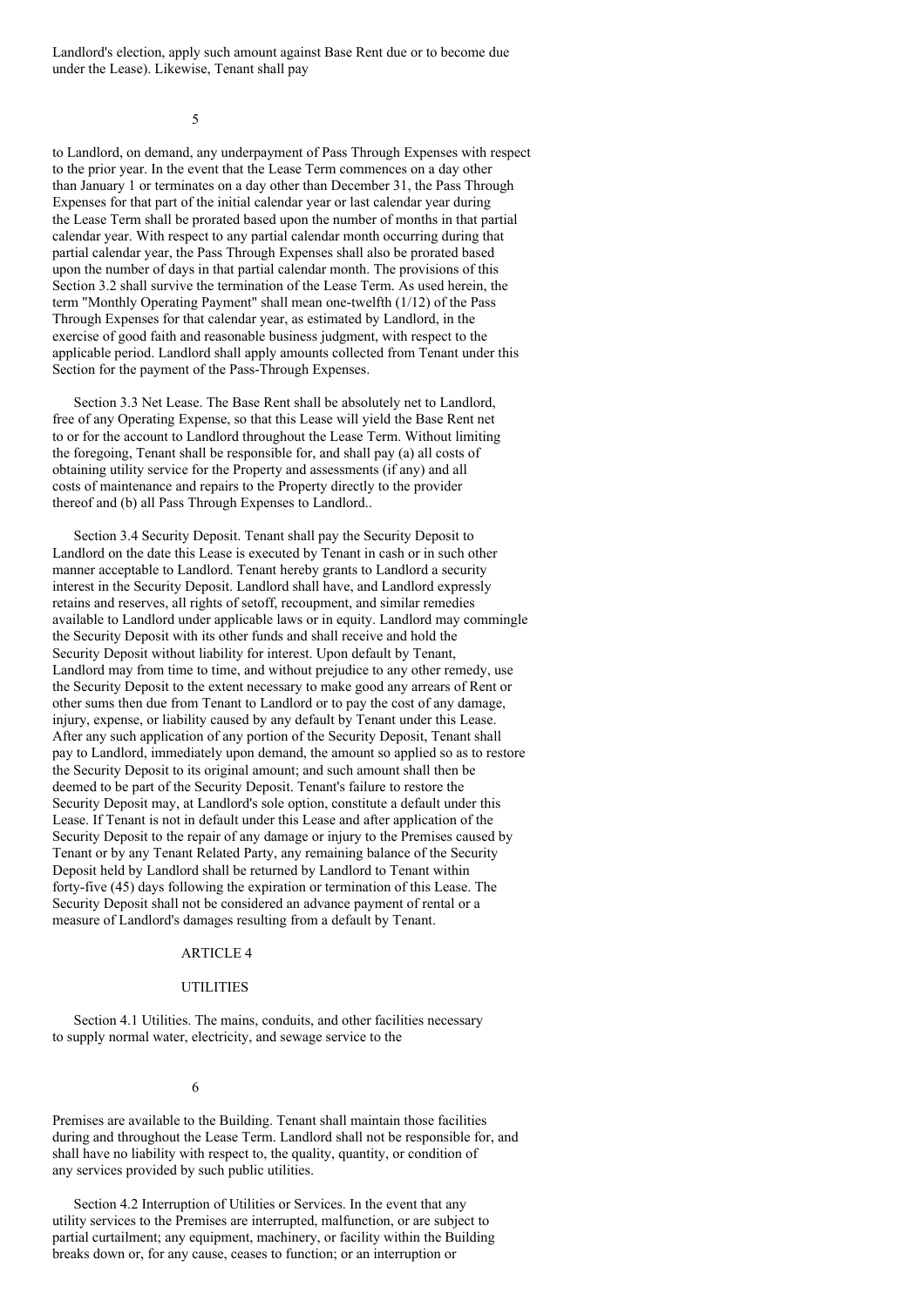Landlord's election, apply such amount against Base Rent due or to become due under the Lease). Likewise, Tenant shall pay

to Landlord, on demand, any underpayment of Pass Through Expenses with respect to the prior year. In the event that the Lease Term commences on a day other than January 1 or terminates on a day other than December 31, the Pass Through Expenses for that part of the initial calendar year or last calendar year during the Lease Term shall be prorated based upon the number of months in that partial calendar year. With respect to any partial calendar month occurring during that partial calendar year, the Pass Through Expenses shall also be prorated based upon the number of days in that partial calendar month. The provisions of this Section 3.2 shall survive the termination of the Lease Term. As used herein, the term "Monthly Operating Payment" shall mean one-twelfth (1/12) of the Pass Through Expenses for that calendar year, as estimated by Landlord, in the exercise of good faith and reasonable business judgment, with respect to the applicable period. Landlord shall apply amounts collected from Tenant under this Section for the payment of the Pass-Through Expenses.

Section 3.3 Net Lease. The Base Rent shall be absolutely net to Landlord, free of any Operating Expense, so that this Lease will yield the Base Rent net to or for the account to Landlord throughout the Lease Term. Without limiting the foregoing, Tenant shall be responsible for, and shall pay (a) all costs of obtaining utility service for the Property and assessments (if any) and all costs of maintenance and repairs to the Property directly to the provider thereof and (b) all Pass Through Expenses to Landlord..

Section 3.4 Security Deposit. Tenant shall pay the Security Deposit to Landlord on the date this Lease is executed by Tenant in cash or in such other manner acceptable to Landlord. Tenant hereby grants to Landlord a security interest in the Security Deposit. Landlord shall have, and Landlord expressly retains and reserves, all rights of setoff, recoupment, and similar remedies available to Landlord under applicable laws or in equity. Landlord may commingle the Security Deposit with its other funds and shall receive and hold the Security Deposit without liability for interest. Upon default by Tenant, Landlord may from time to time, and without prejudice to any other remedy, use the Security Deposit to the extent necessary to make good any arrears of Rent or other sums then due from Tenant to Landlord or to pay the cost of any damage, injury, expense, or liability caused by any default by Tenant under this Lease. After any such application of any portion of the Security Deposit, Tenant shall pay to Landlord, immediately upon demand, the amount so applied so as to restore the Security Deposit to its original amount; and such amount shall then be deemed to be part of the Security Deposit. Tenant's failure to restore the Security Deposit may, at Landlord's sole option, constitute a default under this Lease. If Tenant is not in default under this Lease and after application of the Security Deposit to the repair of any damage or injury to the Premises caused by Tenant or by any Tenant Related Party, any remaining balance of the Security Deposit held by Landlord shall be returned by Landlord to Tenant within forty-five (45) days following the expiration or termination of this Lease. The Security Deposit shall not be considered an advance payment of rental or a measure of Landlord's damages resulting from a default by Tenant.

## ARTICLE 4

## UTILITIES

Section 4.1 Utilities. The mains, conduits, and other facilities necessary to supply normal water, electricity, and sewage service to the Premises are available to the Building. Tenant shall maintain those facilities during and throughout the Lease Term. Landlord shall not be responsible for, and shall have no liability with respect to, the quality, quantity, or condition of any services provided by such public utilities.

Section 4.2 Interruption of Utilities or Services. In the event that any utility services to the Premises are interrupted, malfunction, or are subject to partial curtailment; any equipment, machinery, or facility within the Building breaks down or, for any cause, ceases to function; or an interruption or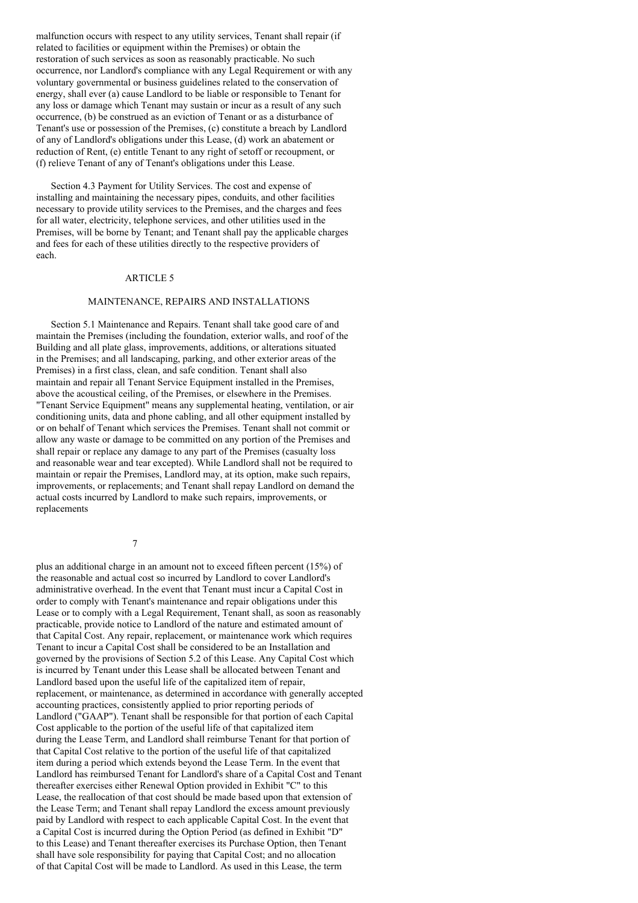malfunction occurs with respect to any utility services, Tenant shall repair (if related to facilities or equipment within the Premises) or obtain the restoration of such services as soon as reasonably practicable. No such occurrence, nor Landlord's compliance with any Legal Requirement or with any voluntary governmental or business guidelines related to the conservation of energy, shall ever (a) cause Landlord to be liable or responsible to Tenant for any loss or damage which Tenant may sustain or incur as a result of any such occurrence, (b) be construed as an eviction of Tenant or as a disturbance of Tenant's use or possession of the Premises, (c) constitute a breach by Landlord of any of Landlord's obligations under this Lease, (d) work an abatement or reduction of Rent, (e) entitle Tenant to any right of setoff or recoupment, or (f) relieve Tenant of any of Tenant's obligations under this Lease.

Section 4.3 Payment for Utility Services. The cost and expense of installing and maintaining the necessary pipes, conduits, and other facilities necessary to provide utility services to the Premises, and the charges and fees for all water, electricity, telephone services, and other utilities used in the Premises, will be borne by Tenant; and Tenant shall pay the applicable charges and fees for each of these utilities directly to the respective providers of each.

## ARTICLE 5

## MAINTENANCE, REPAIRS AND INSTALLATIONS

Section 5.1 Maintenance and Repairs. Tenant shall take good care of and maintain the Premises (including the foundation, exterior walls, and roof of the Building and all plate glass, improvements, additions, or alterations situated in the Premises; and all landscaping, parking, and other exterior areas of the Premises) in a first class, clean, and safe condition. Tenant shall also maintain and repair all Tenant Service Equipment installed in the Premises, above the acoustical ceiling, of the Premises, or elsewhere in the Premises. "Tenant Service Equipment" means any supplemental heating, ventilation, or air conditioning units, data and phone cabling, and all other equipment installed by or on behalf of Tenant which services the Premises. Tenant shall not commit or allow any waste or damage to be committed on any portion of the Premises and shall repair or replace any damage to any part of the Premises (casualty loss and reasonable wear and tear excepted). While Landlord shall not be required to maintain or repair the Premises, Landlord may, at its option, make such repairs, improvements, or replacements; and Tenant shall repay Landlord on demand the actual costs incurred by Landlord to make such repairs, improvements, or replacements

plus an additional charge in an amount not to exceed fifteen percent (15%) of the reasonable and actual cost so incurred by Landlord to cover Landlord's administrative overhead. In the event that Tenant must incur a Capital Cost in order to comply with Tenant's maintenance and repair obligations under this Lease or to comply with a Legal Requirement, Tenant shall, as soon as reasonably practicable, provide notice to Landlord of the nature and estimated amount of that Capital Cost. Any repair, replacement, or maintenance work which requires Tenant to incur a Capital Cost shall be considered to be an Installation and governed by the provisions of Section 5.2 of this Lease. Any Capital Cost which is incurred by Tenant under this Lease shall be allocated between Tenant and Landlord based upon the useful life of the capitalized item of repair, replacement, or maintenance, as determined in accordance with generally accepted accounting practices, consistently applied to prior reporting periods of Landlord ("GAAP"). Tenant shall be responsible for that portion of each Capital Cost applicable to the portion of the useful life of that capitalized item during the Lease Term, and Landlord shall reimburse Tenant for that portion of that Capital Cost relative to the portion of the useful life of that capitalized item during a period which extends beyond the Lease Term. In the event that Landlord has reimbursed Tenant for Landlord's share of a Capital Cost and Tenant thereafter exercises either Renewal Option provided in Exhibit "C" to this Lease, the reallocation of that cost should be made based upon that extension of the Lease Term; and Tenant shall repay Landlord the excess amount previously paid by Landlord with respect to each applicable Capital Cost. In the event that a Capital Cost is incurred during the Option Period (as defined in Exhibit "D" to this Lease) and Tenant thereafter exercises its Purchase Option, then Tenant shall have sole responsibility for paying that Capital Cost; and no allocation of that Capital Cost will be made to Landlord. As used in this Lease, the term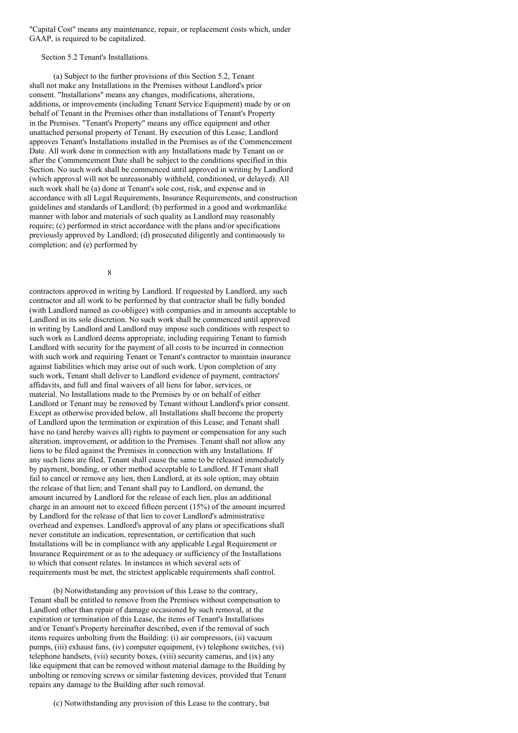"Capital Cost" means any maintenance, repair, or replacement costs which, under GAAP, is required to be capitalized.

Section 5.2 Tenant's Installations.

(a) Subject to the further provisions of this Section 5.2, Tenant shall not make any Installations in the Premises without Landlord's prior consent. "Installations" means any changes, modifications, alterations, additions, or improvements (including Tenant Service Equipment) made by or on behalf of Tenant in the Premises other than installations of Tenant's Property in the Premises. "Tenant's Property" means any office equipment and other unattached personal property of Tenant. By execution of this Lease, Landlord approves Tenant's Installations installed in the Premises as of the Commencement Date. All work done in connection with any Installations made by Tenant on or after the Commencement Date shall be subject to the conditions specified in this Section. No such work shall be commenced until approved in writing by Landlord (which approval will not be unreasonably withheld, conditioned, or delayed). All such work shall be (a) done at Tenant's sole cost, risk, and expense and in accordance with all Legal Requirements, Insurance Requirements, and construction guidelines and standards of Landlord; (b) performed in a good and workmanlike manner with labor and materials of such quality as Landlord may reasonably require; (c) performed in strict accordance with the plans and/or specifications previously approved by Landlord; (d) prosecuted diligently and continuously to completion; and (e) performed by contractors approved in writing by Landlord. If requested by Landlord, any such contractor and all work to be performed by that contractor shall be fully bonded (with Landlord named as co-obligee) with companies and in amounts acceptable to Landlord in its sole discretion. No such work shall be commenced until approved in writing by Landlord and Landlord may impose such conditions with respect to such work as Landlord deems appropriate, including requiring Tenant to furnish Landlord with security for the payment of all costs to be incurred in connection with such work and requiring Tenant or Tenant's contractor to maintain insurance against liabilities which may arise out of such work. Upon completion of any such work, Tenant shall deliver to Landlord evidence of payment, contractors' affidavits, and full and final waivers of all liens for labor, services, or material. No Installations made to the Premises by or on behalf of either Landlord or Tenant may be removed by Tenant without Landlord's prior consent. Except as otherwise provided below, all Installations shall become the property of Landlord upon the termination or expiration of this Lease; and Tenant shall have no (and hereby waives all) rights to payment or compensation for any such alteration, improvement, or addition to the Premises. Tenant shall not allow any liens to be filed against the Premises in connection with any Installations. If any such liens are filed, Tenant shall cause the same to be released immediately by payment, bonding, or other method acceptable to Landlord. If Tenant shall fail to cancel or remove any lien, then Landlord, at its sole option, may obtain the release of that lien; and Tenant shall pay to Landlord, on demand, the amount incurred by Landlord for the release of each lien, plus an additional charge in an amount not to exceed fifteen percent (15%) of the amount incurred by Landlord for the release of that lien to cover Landlord's administrative overhead and expenses. Landlord's approval of any plans or specifications shall never constitute an indication, representation, or certification that such Installations will be in compliance with any applicable Legal Requirement or Insurance Requirement or as to the adequacy or sufficiency of the Installations to which that consent relates. In instances in which several sets of requirements must be met, the strictest applicable requirements shall control.

(b) Notwithstanding any provision of this Lease to the contrary, Tenant shall be entitled to remove from the Premises without compensation to Landlord other than repair of damage occasioned by such removal, at the expiration or termination of this Lease, the items of Tenant's Installations and/or Tenant's Property hereinafter described, even if the removal of such items requires unbolting from the Building: (i) air compressors, (ii) vacuum pumps, (iii) exhaust fans, (iv) computer equipment, (v) telephone switches, (vi) telephone handsets, (vii) security boxes, (viii) security cameras, and (ix) any like equipment that can be removed without material damage to the Building by unbolting or removing screws or similar fastening devices, provided that Tenant repairs any damage to the Building after such removal.

(c) Notwithstanding any provision of this Lease to the contrary, but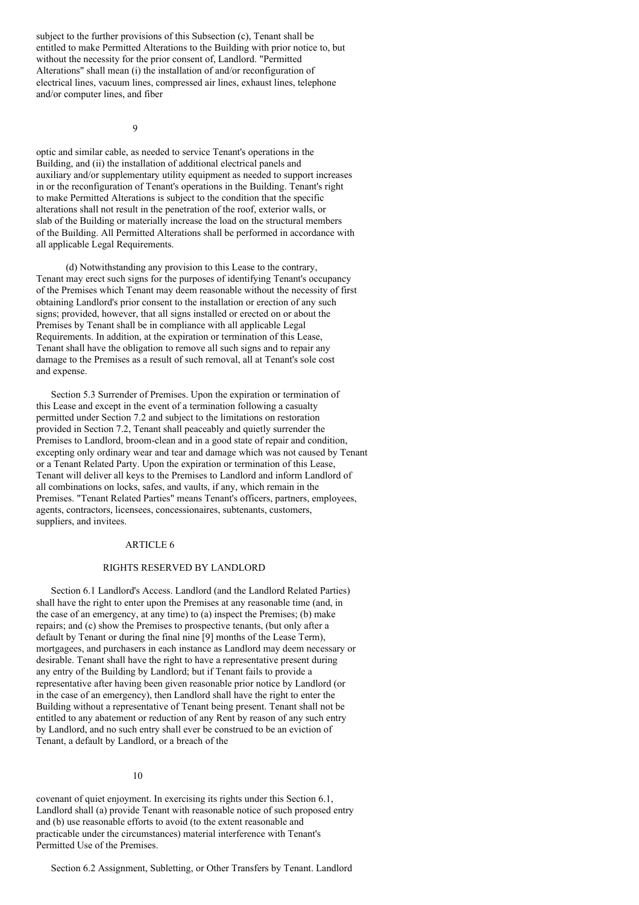subject to the further provisions of this Subsection (c), Tenant shall be entitled to make Permitted Alterations to the Building with prior notice to, but without the necessity for the prior consent of, Landlord. "Permitted Alterations" shall mean (i) the installation of and/or reconfiguration of electrical lines, vacuum lines, compressed air lines, exhaust lines, telephone and/or computer lines, and fiber optic and similar cable, as needed to service Tenant's operations in the Building, and (ii) the installation of additional electrical panels and auxiliary and/or supplementary utility equipment as needed to support increases in or the reconfiguration of Tenant's operations in the Building. Tenant's right to make Permitted Alterations is subject to the condition that the specific alterations shall not result in the penetration of the roof, exterior walls, or slab of the Building or materially increase the load on the structural members of the Building. All Permitted Alterations shall be performed in accordance with all applicable Legal Requirements.

(d) Notwithstanding any provision to this Lease to the contrary, Tenant may erect such signs for the purposes of identifying Tenant's occupancy of the Premises which Tenant may deem reasonable without the necessity of first obtaining Landlord's prior consent to the installation or erection of any such signs; provided, however, that all signs installed or erected on or about the Premises by Tenant shall be in compliance with all applicable Legal Requirements. In addition, at the expiration or termination of this Lease, Tenant shall have the obligation to remove all such signs and to repair any damage to the Premises as a result of such removal, all at Tenant's sole cost and expense.

Section 5.3 Surrender of Premises. Upon the expiration or termination of this Lease and except in the event of a termination following a casualty permitted under Section 7.2 and subject to the limitations on restoration provided in Section 7.2, Tenant shall peaceably and quietly surrender the Premises to Landlord, broom-clean and in a good state of repair and condition, excepting only ordinary wear and tear and damage which was not caused by Tenant or a Tenant Related Party. Upon the expiration or termination of this Lease, Tenant will deliver all keys to the Premises to Landlord and inform Landlord of all combinations on locks, safes, and vaults, if any, which remain in the Premises. "Tenant Related Parties" means Tenant's officers, partners, employees, agents, contractors, licensees, concessionaires, subtenants, customers, suppliers, and invitees.

## ARTICLE 6

## RIGHTS RESERVED BY LANDLORD

Section 6.1 Landlord's Access. Landlord (and the Landlord Related Parties) shall have the right to enter upon the Premises at any reasonable time (and, in the case of an emergency, at any time) to (a) inspect the Premises; (b) make repairs; and (c) show the Premises to prospective tenants, (but only after a default by Tenant or during the final nine [9] months of the Lease Term), mortgagees, and purchasers in each instance as Landlord may deem necessary or desirable. Tenant shall have the right to have a representative present during any entry of the Building by Landlord; but if Tenant fails to provide a representative after having been given reasonable prior notice by Landlord (or in the case of an emergency), then Landlord shall have the right to enter the Building without a representative of Tenant being present. Tenant shall not be entitled to any abatement or reduction of any Rent by reason of any such entry by Landlord, and no such entry shall ever be construed to be an eviction of Tenant, a default by Landlord, or a breach of the covenant of quiet enjoyment. In exercising its rights under this Section 6.1, Landlord shall (a) provide Tenant with reasonable notice of such proposed entry and (b) use reasonable efforts to avoid (to the extent reasonable and practicable under the circumstances) material interference with Tenant's Permitted Use of the Premises.

Section 6.2 Assignment, Subletting, or Other Transfers by Tenant. Landlord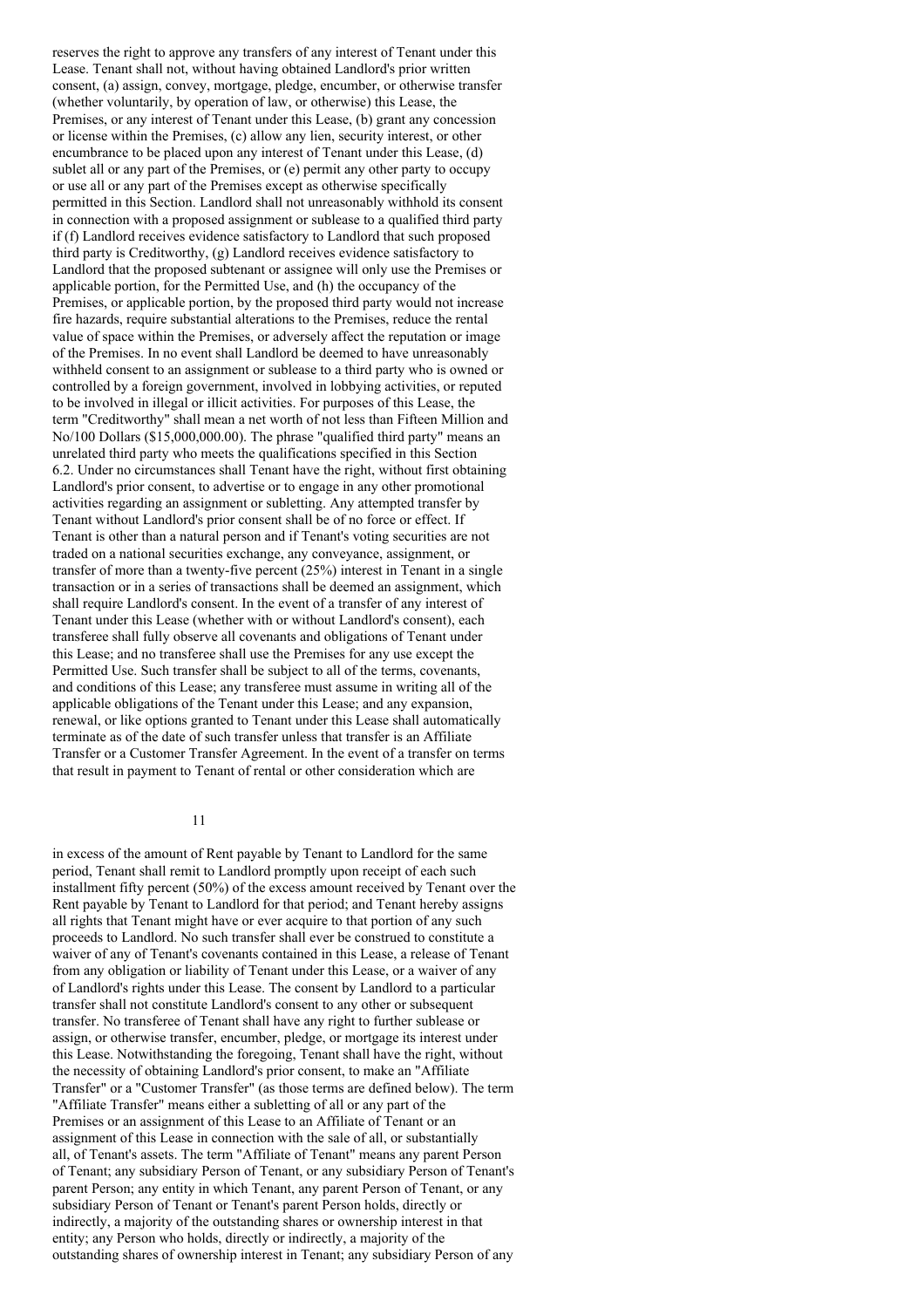reserves the right to approve any transfers of any interest of Tenant under this Lease. Tenant shall not, without having obtained Landlord's prior written consent, (a) assign, convey, mortgage, pledge, encumber, or otherwise transfer (whether voluntarily, by operation of law, or otherwise) this Lease, the Premises, or any interest of Tenant under this Lease, (b) grant any concession or license within the Premises, (c) allow any lien, security interest, or other encumbrance to be placed upon any interest of Tenant under this Lease, (d) sublet all or any part of the Premises, or (e) permit any other party to occupy or use all or any part of the Premises except as otherwise specifically permitted in this Section. Landlord shall not unreasonably withhold its consent in connection with a proposed assignment or sublease to a qualified third party if (f) Landlord receives evidence satisfactory to Landlord that such proposed third party is Creditworthy, (g) Landlord receives evidence satisfactory to Landlord that the proposed subtenant or assignee will only use the Premises or applicable portion, for the Permitted Use, and (h) the occupancy of the Premises, or applicable portion, by the proposed third party would not increase fire hazards, require substantial alterations to the Premises, reduce the rental value of space within the Premises, or adversely affect the reputation or image of the Premises. In no event shall Landlord be deemed to have unreasonably withheld consent to an assignment or sublease to a third party who is owned or controlled by a foreign government, involved in lobbying activities, or reputed to be involved in illegal or illicit activities. For purposes of this Lease, the term "Creditworthy" shall mean a net worth of not less than Fifteen Million and No/100 Dollars ($15,000,000.00). The phrase "qualified third party" means an unrelated third party who meets the qualifications specified in this Section 6.2. Under no circumstances shall Tenant have the right, without first obtaining Landlord's prior consent, to advertise or to engage in any other promotional activities regarding an assignment or subletting. Any attempted transfer by Tenant without Landlord's prior consent shall be of no force or effect. If Tenant is other than a natural person and if Tenant's voting securities are not traded on a national securities exchange, any conveyance, assignment, or transfer of more than a twenty-five percent (25%) interest in Tenant in a single transaction or in a series of transactions shall be deemed an assignment, which shall require Landlord's consent. In the event of a transfer of any interest of Tenant under this Lease (whether with or without Landlord's consent), each transferee shall fully observe all covenants and obligations of Tenant under this Lease; and no transferee shall use the Premises for any use except the Permitted Use. Such transfer shall be subject to all of the terms, covenants, and conditions of this Lease; any transferee must assume in writing all of the applicable obligations of the Tenant under this Lease; and any expansion, renewal, or like options granted to Tenant under this Lease shall automatically terminate as of the date of such transfer unless that transfer is an Affiliate Transfer or a Customer Transfer Agreement. In the event of a transfer on terms that result in payment to Tenant of rental or other consideration which are in excess of the amount of Rent payable by Tenant to Landlord for the same period, Tenant shall remit to Landlord promptly upon receipt of each such installment fifty percent (50%) of the excess amount received by Tenant over the Rent payable by Tenant to Landlord for that period; and Tenant hereby assigns all rights that Tenant might have or ever acquire to that portion of any such proceeds to Landlord. No such transfer shall ever be construed to constitute a waiver of any of Tenant's covenants contained in this Lease, a release of Tenant from any obligation or liability of Tenant under this Lease, or a waiver of any of Landlord's rights under this Lease. The consent by Landlord to a particular transfer shall not constitute Landlord's consent to any other or subsequent transfer. No transferee of Tenant shall have any right to further sublease or assign, or otherwise transfer, encumber, pledge, or mortgage its interest under this Lease. Notwithstanding the foregoing, Tenant shall have the right, without the necessity of obtaining Landlord's prior consent, to make an "Affiliate Transfer" or a "Customer Transfer" (as those terms are defined below). The term "Affiliate Transfer" means either a subletting of all or any part of the Premises or an assignment of this Lease to an Affiliate of Tenant or an assignment of this Lease in connection with the sale of all, or substantially all, of Tenant's assets. The term "Affiliate of Tenant" means any parent Person of Tenant; any subsidiary Person of Tenant, or any subsidiary Person of Tenant's parent Person; any entity in which Tenant, any parent Person of Tenant, or any subsidiary Person of Tenant or Tenant's parent Person holds, directly or indirectly, a majority of the outstanding shares or ownership interest in that entity; any Person who holds, directly or indirectly, a majority of the outstanding shares of ownership interest in Tenant; any subsidiary Person of any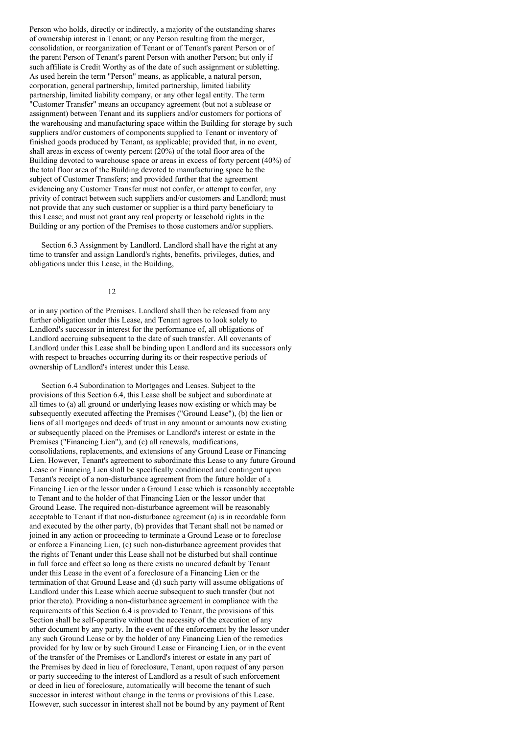Person who holds, directly or indirectly, a majority of the outstanding shares of ownership interest in Tenant; or any Person resulting from the merger, consolidation, or reorganization of Tenant or of Tenant's parent Person or of the parent Person of Tenant's parent Person with another Person; but only if such affiliate is Credit Worthy as of the date of such assignment or subletting. As used herein the term "Person" means, as applicable, a natural person, corporation, general partnership, limited partnership, limited liability partnership, limited liability company, or any other legal entity. The term "Customer Transfer" means an occupancy agreement (but not a sublease or assignment) between Tenant and its suppliers and/or customers for portions of the warehousing and manufacturing space within the Building for storage by such suppliers and/or customers of components supplied to Tenant or inventory of finished goods produced by Tenant, as applicable; provided that, in no event, shall areas in excess of twenty percent (20%) of the total floor area of the Building devoted to warehouse space or areas in excess of forty percent (40%) of the total floor area of the Building devoted to manufacturing space be the subject of Customer Transfers; and provided further that the agreement evidencing any Customer Transfer must not confer, or attempt to confer, any privity of contract between such suppliers and/or customers and Landlord; must not provide that any such customer or supplier is a third party beneficiary to this Lease; and must not grant any real property or leasehold rights in the Building or any portion of the Premises to those customers and/or suppliers.

Section 6.3 Assignment by Landlord. Landlord shall have the right at any time to transfer and assign Landlord's rights, benefits, privileges, duties, and obligations under this Lease, in the Building, or in any portion of the Premises. Landlord shall then be released from any further obligation under this Lease, and Tenant agrees to look solely to Landlord's successor in interest for the performance of, all obligations of Landlord accruing subsequent to the date of such transfer. All covenants of Landlord under this Lease shall be binding upon Landlord and its successors only with respect to breaches occurring during its or their respective periods of ownership of Landlord's interest under this Lease.

Section 6.4 Subordination to Mortgages and Leases. Subject to the provisions of this Section 6.4, this Lease shall be subject and subordinate at all times to (a) all ground or underlying leases now existing or which may be subsequently executed affecting the Premises ("Ground Lease"), (b) the lien or liens of all mortgages and deeds of trust in any amount or amounts now existing or subsequently placed on the Premises or Landlord's interest or estate in the Premises ("Financing Lien"), and (c) all renewals, modifications, consolidations, replacements, and extensions of any Ground Lease or Financing Lien. However, Tenant's agreement to subordinate this Lease to any future Ground Lease or Financing Lien shall be specifically conditioned and contingent upon Tenant's receipt of a non-disturbance agreement from the future holder of a Financing Lien or the lessor under a Ground Lease which is reasonably acceptable to Tenant and to the holder of that Financing Lien or the lessor under that Ground Lease. The required non-disturbance agreement will be reasonably acceptable to Tenant if that non-disturbance agreement (a) is in recordable form and executed by the other party, (b) provides that Tenant shall not be named or joined in any action or proceeding to terminate a Ground Lease or to foreclose or enforce a Financing Lien, (c) such non-disturbance agreement provides that the rights of Tenant under this Lease shall not be disturbed but shall continue in full force and effect so long as there exists no uncured default by Tenant under this Lease in the event of a foreclosure of a Financing Lien or the termination of that Ground Lease and (d) such party will assume obligations of Landlord under this Lease which accrue subsequent to such transfer (but not prior thereto). Providing a non-disturbance agreement in compliance with the requirements of this Section 6.4 is provided to Tenant, the provisions of this Section shall be self-operative without the necessity of the execution of any other document by any party. In the event of the enforcement by the lessor under any such Ground Lease or by the holder of any Financing Lien of the remedies provided for by law or by such Ground Lease or Financing Lien, or in the event of the transfer of the Premises or Landlord's interest or estate in any part of the Premises by deed in lieu of foreclosure, Tenant, upon request of any person or party succeeding to the interest of Landlord as a result of such enforcement or deed in lieu of foreclosure, automatically will become the tenant of such successor in interest without change in the terms or provisions of this Lease. However, such successor in interest shall not be bound by any payment of Rent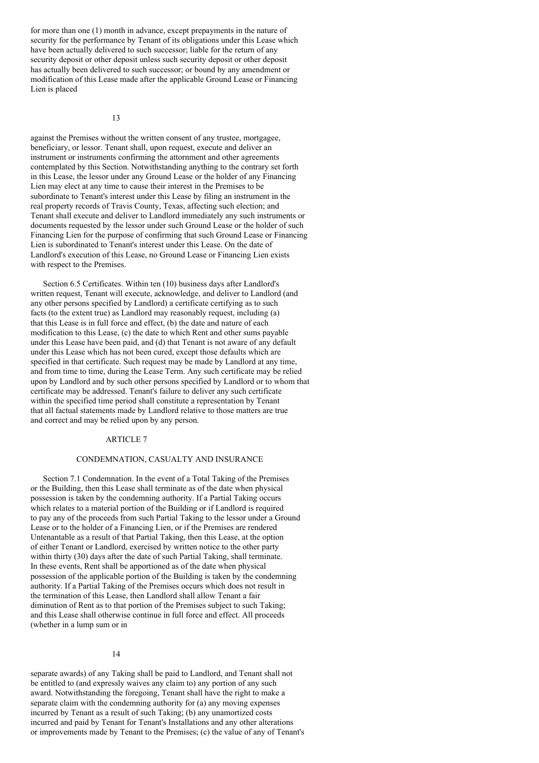for more than one (1) month in advance, except prepayments in the nature of security for the performance by Tenant of its obligations under this Lease which have been actually delivered to such successor; liable for the return of any security deposit or other deposit unless such security deposit or other deposit has actually been delivered to such successor; or bound by any amendment or modification of this Lease made after the applicable Ground Lease or Financing Lien is placed against the Premises without the written consent of any trustee, mortgagee, beneficiary, or lessor. Tenant shall, upon request, execute and deliver an instrument or instruments confirming the attornment and other agreements contemplated by this Section. Notwithstanding anything to the contrary set forth in this Lease, the lessor under any Ground Lease or the holder of any Financing Lien may elect at any time to cause their interest in the Premises to be subordinate to Tenant's interest under this Lease by filing an instrument in the real property records of Travis County, Texas, affecting such election; and Tenant shall execute and deliver to Landlord immediately any such instruments or documents requested by the lessor under such Ground Lease or the holder of such Financing Lien for the purpose of confirming that such Ground Lease or Financing Lien is subordinated to Tenant's interest under this Lease. On the date of Landlord's execution of this Lease, no Ground Lease or Financing Lien exists with respect to the Premises.

Section 6.5 Certificates. Within ten (10) business days after Landlord's written request, Tenant will execute, acknowledge, and deliver to Landlord (and any other persons specified by Landlord) a certificate certifying as to such facts (to the extent true) as Landlord may reasonably request, including (a) that this Lease is in full force and effect, (b) the date and nature of each modification to this Lease, (c) the date to which Rent and other sums payable under this Lease have been paid, and (d) that Tenant is not aware of any default under this Lease which has not been cured, except those defaults which are specified in that certificate. Such request may be made by Landlord at any time, and from time to time, during the Lease Term. Any such certificate may be relied upon by Landlord and by such other persons specified by Landlord or to whom that certificate may be addressed. Tenant's failure to deliver any such certificate within the specified time period shall constitute a representation by Tenant that all factual statements made by Landlord relative to those matters are true and correct and may be relied upon by any person.

## ARTICLE 7

## CONDEMNATION, CASUALTY AND INSURANCE

Section 7.1 Condemnation. In the event of a Total Taking of the Premises or the Building, then this Lease shall terminate as of the date when physical possession is taken by the condemning authority. If a Partial Taking occurs which relates to a material portion of the Building or if Landlord is required to pay any of the proceeds from such Partial Taking to the lessor under a Ground Lease or to the holder of a Financing Lien, or if the Premises are rendered Untenantable as a result of that Partial Taking, then this Lease, at the option of either Tenant or Landlord, exercised by written notice to the other party within thirty (30) days after the date of such Partial Taking, shall terminate. In these events, Rent shall be apportioned as of the date when physical possession of the applicable portion of the Building is taken by the condemning authority. If a Partial Taking of the Premises occurs which does not result in the termination of this Lease, then Landlord shall allow Tenant a fair diminution of Rent as to that portion of the Premises subject to such Taking; and this Lease shall otherwise continue in full force and effect. All proceeds (whether in a lump sum or in separate awards) of any Taking shall be paid to Landlord, and Tenant shall not be entitled to (and expressly waives any claim to) any portion of any such award. Notwithstanding the foregoing, Tenant shall have the right to make a separate claim with the condemning authority for (a) any moving expenses incurred by Tenant as a result of such Taking; (b) any unamortized costs incurred and paid by Tenant for Tenant's Installations and any other alterations or improvements made by Tenant to the Premises; (c) the value of any of Tenant's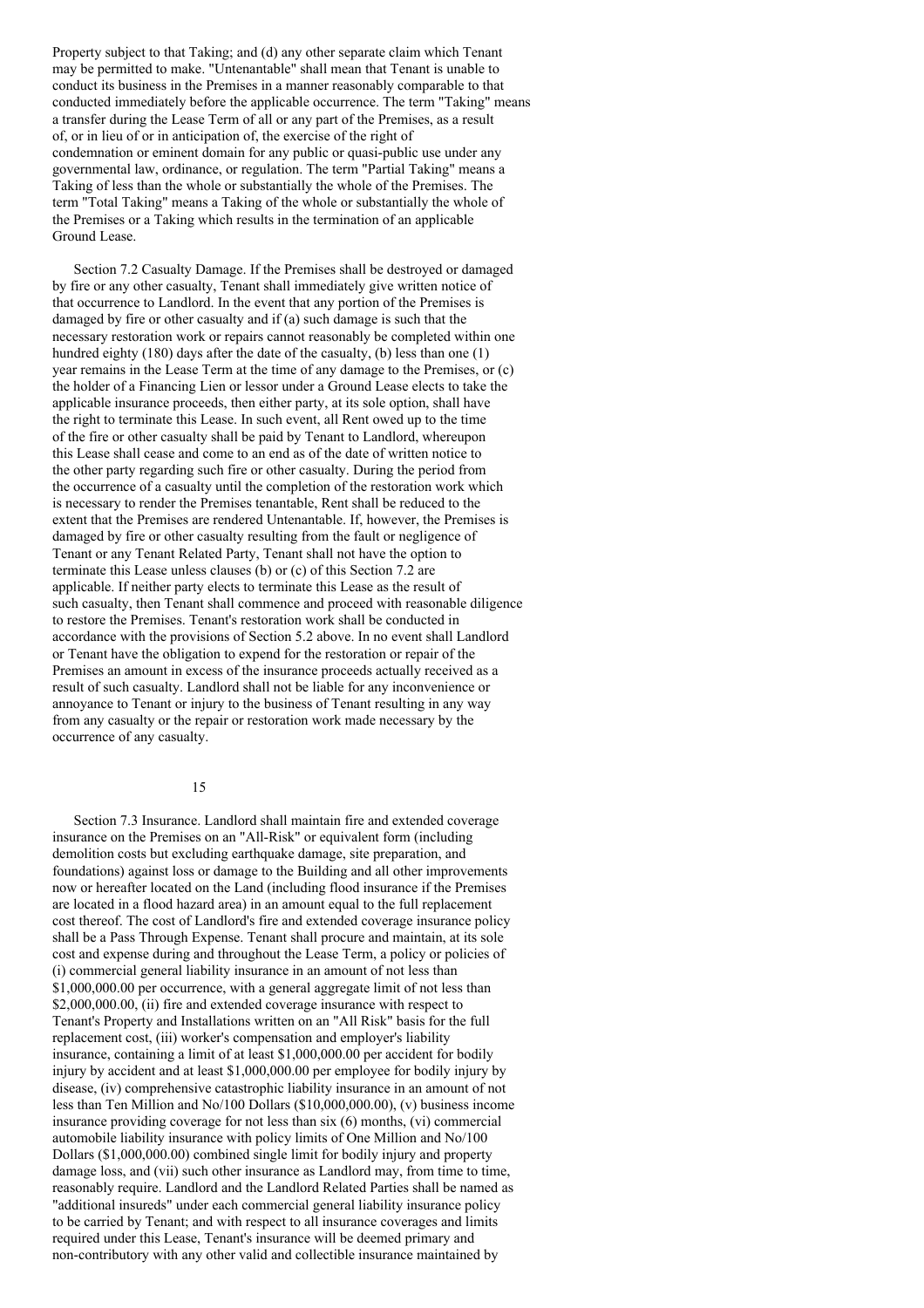Property subject to that Taking; and (d) any other separate claim which Tenant may be permitted to make. "Untenantable" shall mean that Tenant is unable to conduct its business in the Premises in a manner reasonably comparable to that conducted immediately before the applicable occurrence. The term "Taking" means a transfer during the Lease Term of all or any part of the Premises, as a result of, or in lieu of or in anticipation of, the exercise of the right of condemnation or eminent domain for any public or quasi-public use under any governmental law, ordinance, or regulation. The term "Partial Taking" means a Taking of less than the whole or substantially the whole of the Premises. The term "Total Taking" means a Taking of the whole or substantially the whole of the Premises or a Taking which results in the termination of an applicable Ground Lease.

Section 7.2 Casualty Damage. If the Premises shall be destroyed or damaged by fire or any other casualty, Tenant shall immediately give written notice of that occurrence to Landlord. In the event that any portion of the Premises is damaged by fire or other casualty and if (a) such damage is such that the necessary restoration work or repairs cannot reasonably be completed within one hundred eighty (180) days after the date of the casualty, (b) less than one (1) year remains in the Lease Term at the time of any damage to the Premises, or (c) the holder of a Financing Lien or lessor under a Ground Lease elects to take the applicable insurance proceeds, then either party, at its sole option, shall have the right to terminate this Lease. In such event, all Rent owed up to the time of the fire or other casualty shall be paid by Tenant to Landlord, whereupon this Lease shall cease and come to an end as of the date of written notice to the other party regarding such fire or other casualty. During the period from the occurrence of a casualty until the completion of the restoration work which is necessary to render the Premises tenantable, Rent shall be reduced to the extent that the Premises are rendered Untenantable. If, however, the Premises is damaged by fire or other casualty resulting from the fault or negligence of Tenant or any Tenant Related Party, Tenant shall not have the option to terminate this Lease unless clauses (b) or (c) of this Section 7.2 are applicable. If neither party elects to terminate this Lease as the result of such casualty, then Tenant shall commence and proceed with reasonable diligence to restore the Premises. Tenant's restoration work shall be conducted in accordance with the provisions of Section 5.2 above. In no event shall Landlord or Tenant have the obligation to expend for the restoration or repair of the Premises an amount in excess of the insurance proceeds actually received as a result of such casualty. Landlord shall not be liable for any inconvenience or annoyance to Tenant or injury to the business of Tenant resulting in any way from any casualty or the repair or restoration work made necessary by the occurrence of any casualty.

Section 7.3 Insurance. Landlord shall maintain fire and extended coverage insurance on the Premises on an "All-Risk" or equivalent form (including demolition costs but excluding earthquake damage, site preparation, and foundations) against loss or damage to the Building and all other improvements now or hereafter located on the Land (including flood insurance if the Premises are located in a flood hazard area) in an amount equal to the full replacement cost thereof. The cost of Landlord's fire and extended coverage insurance policy shall be a Pass Through Expense. Tenant shall procure and maintain, at its sole cost and expense during and throughout the Lease Term, a policy or policies of (i) commercial general liability insurance in an amount of not less than $1,000,000.00 per occurrence, with a general aggregate limit of not less than $2,000,000.00, (ii) fire and extended coverage insurance with respect to Tenant's Property and Installations written on an "All Risk" basis for the full replacement cost, (iii) worker's compensation and employer's liability insurance, containing a limit of at least $1,000,000.00 per accident for bodily injury by accident and at least $1,000,000.00 per employee for bodily injury by disease, (iv) comprehensive catastrophic liability insurance in an amount of not less than Ten Million and No/100 Dollars ($10,000,000.00), (v) business income insurance providing coverage for not less than six (6) months, (vi) commercial automobile liability insurance with policy limits of One Million and No/100 Dollars ($1,000,000.00) combined single limit for bodily injury and property damage loss, and (vii) such other insurance as Landlord may, from time to time, reasonably require. Landlord and the Landlord Related Parties shall be named as "additional insureds" under each commercial general liability insurance policy to be carried by Tenant; and with respect to all insurance coverages and limits required under this Lease, Tenant's insurance will be deemed primary and non-contributory with any other valid and collectible insurance maintained by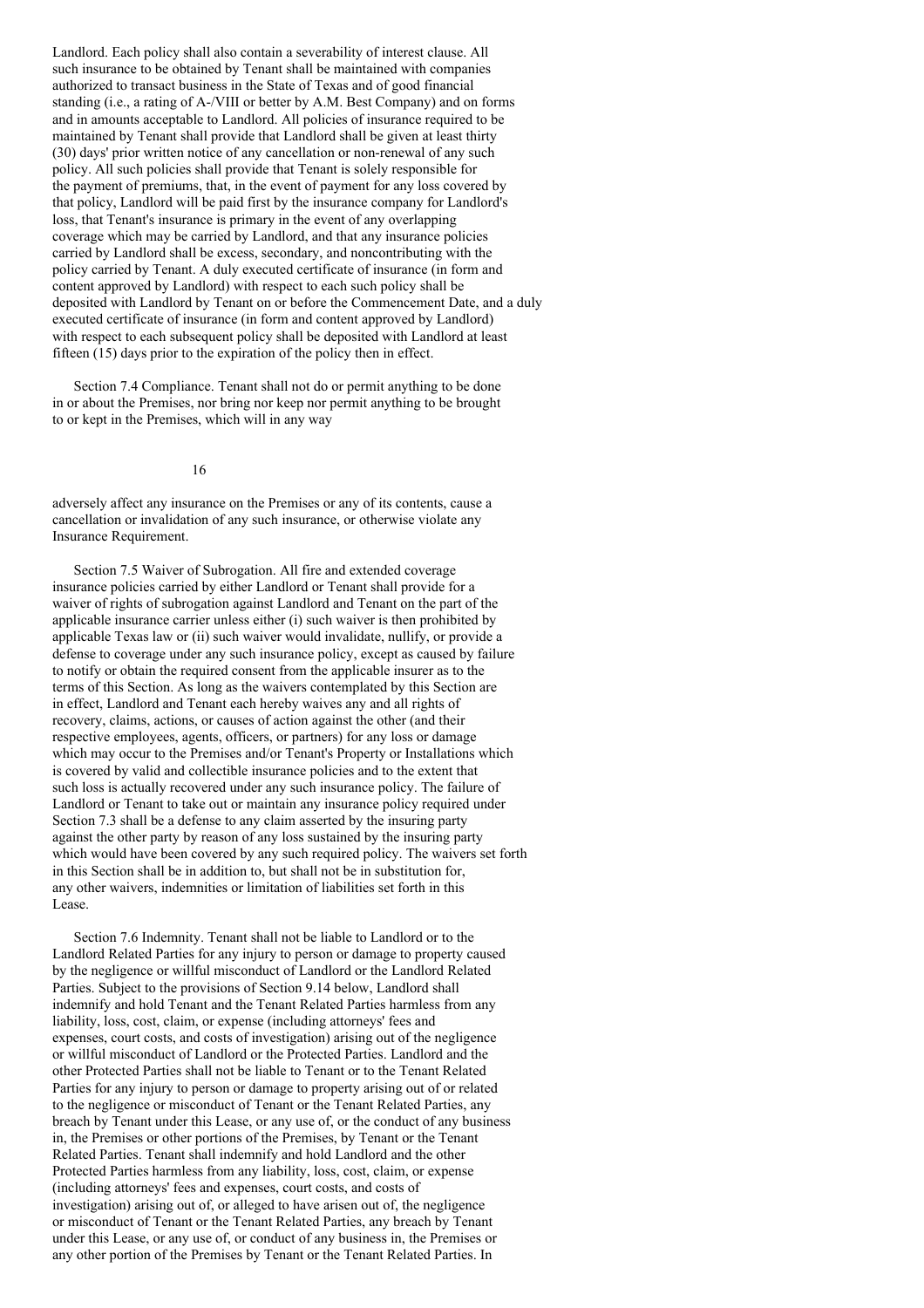Landlord. Each policy shall also contain a severability of interest clause. All such insurance to be obtained by Tenant shall be maintained with companies authorized to transact business in the State of Texas and of good financial standing (i.e., a rating of A-/VIII or better by A.M. Best Company) and on forms and in amounts acceptable to Landlord. All policies of insurance required to be maintained by Tenant shall provide that Landlord shall be given at least thirty (30) days' prior written notice of any cancellation or non-renewal of any such policy. All such policies shall provide that Tenant is solely responsible for the payment of premiums, that, in the event of payment for any loss covered by that policy, Landlord will be paid first by the insurance company for Landlord's loss, that Tenant's insurance is primary in the event of any overlapping coverage which may be carried by Landlord, and that any insurance policies carried by Landlord shall be excess, secondary, and noncontributing with the policy carried by Tenant. A duly executed certificate of insurance (in form and content approved by Landlord) with respect to each such policy shall be deposited with Landlord by Tenant on or before the Commencement Date, and a duly executed certificate of insurance (in form and content approved by Landlord) with respect to each subsequent policy shall be deposited with Landlord at least fifteen (15) days prior to the expiration of the policy then in effect.

Section 7.4 Compliance. Tenant shall not do or permit anything to be done in or about the Premises, nor bring nor keep nor permit anything to be brought to or kept in the Premises, which will in any way adversely affect any insurance on the Premises or any of its contents, cause a cancellation or invalidation of any such insurance, or otherwise violate any Insurance Requirement.

Section 7.5 Waiver of Subrogation. All fire and extended coverage insurance policies carried by either Landlord or Tenant shall provide for a waiver of rights of subrogation against Landlord and Tenant on the part of the applicable insurance carrier unless either (i) such waiver is then prohibited by applicable Texas law or (ii) such waiver would invalidate, nullify, or provide a defense to coverage under any such insurance policy, except as caused by failure to notify or obtain the required consent from the applicable insurer as to the terms of this Section. As long as the waivers contemplated by this Section are in effect, Landlord and Tenant each hereby waives any and all rights of recovery, claims, actions, or causes of action against the other (and their respective employees, agents, officers, or partners) for any loss or damage which may occur to the Premises and/or Tenant's Property or Installations which is covered by valid and collectible insurance policies and to the extent that such loss is actually recovered under any such insurance policy. The failure of Landlord or Tenant to take out or maintain any insurance policy required under Section 7.3 shall be a defense to any claim asserted by the insuring party against the other party by reason of any loss sustained by the insuring party which would have been covered by any such required policy. The waivers set forth in this Section shall be in addition to, but shall not be in substitution for, any other waivers, indemnities or limitation of liabilities set forth in this Lease.

Section 7.6 Indemnity. Tenant shall not be liable to Landlord or to the Landlord Related Parties for any injury to person or damage to property caused by the negligence or willful misconduct of Landlord or the Landlord Related Parties. Subject to the provisions of Section 9.14 below, Landlord shall indemnify and hold Tenant and the Tenant Related Parties harmless from any liability, loss, cost, claim, or expense (including attorneys' fees and expenses, court costs, and costs of investigation) arising out of the negligence or willful misconduct of Landlord or the Protected Parties. Landlord and the other Protected Parties shall not be liable to Tenant or to the Tenant Related Parties for any injury to person or damage to property arising out of or related to the negligence or misconduct of Tenant or the Tenant Related Parties, any breach by Tenant under this Lease, or any use of, or the conduct of any business in, the Premises or other portions of the Premises, by Tenant or the Tenant Related Parties. Tenant shall indemnify and hold Landlord and the other Protected Parties harmless from any liability, loss, cost, claim, or expense (including attorneys' fees and expenses, court costs, and costs of investigation) arising out of, or alleged to have arisen out of, the negligence or misconduct of Tenant or the Tenant Related Parties, any breach by Tenant under this Lease, or any use of, or conduct of any business in, the Premises or any other portion of the Premises by Tenant or the Tenant Related Parties. In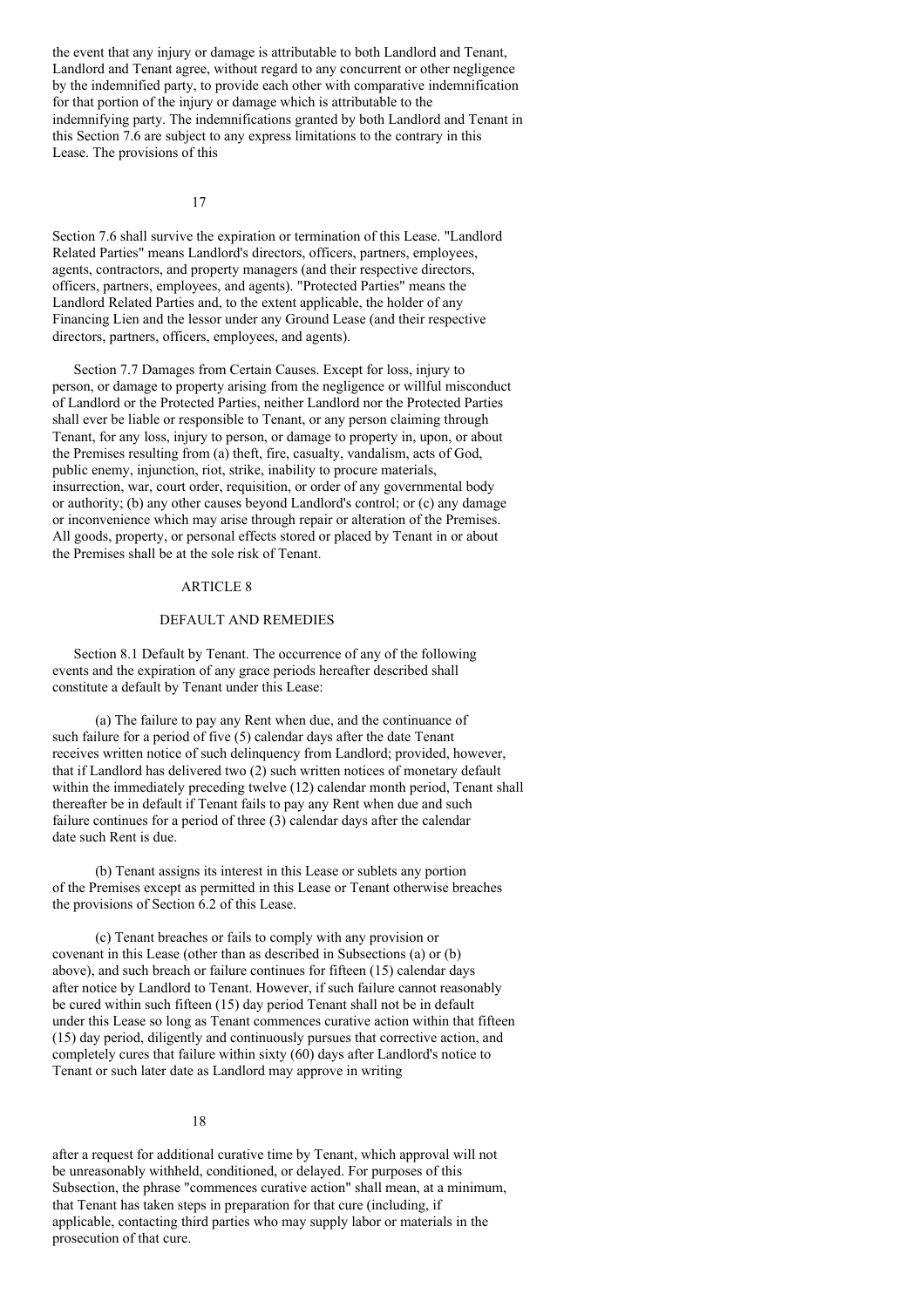the event that any injury or damage is attributable to both Landlord and Tenant, Landlord and Tenant agree, without regard to any concurrent or other negligence by the indemnified party, to provide each other with comparative indemnification for that portion of the injury or damage which is attributable to the indemnifying party. The indemnifications granted by both Landlord and Tenant in this Section 7.6 are subject to any express limitations to the contrary in this Lease. The provisions of this Section 7.6 shall survive the expiration or termination of this Lease. "Landlord Related Parties" means Landlord's directors, officers, partners, employees, agents, contractors, and property managers (and their respective directors, officers, partners, employees, and agents). "Protected Parties" means the Landlord Related Parties and, to the extent applicable, the holder of any Financing Lien and the lessor under any Ground Lease (and their respective directors, partners, officers, employees, and agents).

Section 7.7 Damages from Certain Causes. Except for loss, injury to person, or damage to property arising from the negligence or willful misconduct of Landlord or the Protected Parties, neither Landlord nor the Protected Parties shall ever be liable or responsible to Tenant, or any person claiming through Tenant, for any loss, injury to person, or damage to property in, upon, or about the Premises resulting from (a) theft, fire, casualty, vandalism, acts of God, public enemy, injunction, riot, strike, inability to procure materials, insurrection, war, court order, requisition, or order of any governmental body or authority; (b) any other causes beyond Landlord's control; or (c) any damage or inconvenience which may arise through repair or alteration of the Premises. All goods, property, or personal effects stored or placed by Tenant in or about the Premises shall be at the sole risk of Tenant.

## ARTICLE 8

## DEFAULT AND REMEDIES

Section 8.1 Default by Tenant. The occurrence of any of the following events and the expiration of any grace periods hereafter described shall constitute a default by Tenant under this Lease:

(a) The failure to pay any Rent when due, and the continuance of such failure for a period of five (5) calendar days after the date Tenant receives written notice of such delinquency from Landlord; provided, however, that if Landlord has delivered two (2) such written notices of monetary default within the immediately preceding twelve (12) calendar month period, Tenant shall thereafter be in default if Tenant fails to pay any Rent when due and such failure continues for a period of three (3) calendar days after the calendar date such Rent is due.

(b) Tenant assigns its interest in this Lease or sublets any portion of the Premises except as permitted in this Lease or Tenant otherwise breaches the provisions of Section 6.2 of this Lease.

(c) Tenant breaches or fails to comply with any provision or covenant in this Lease (other than as described in Subsections (a) or (b) above), and such breach or failure continues for fifteen (15) calendar days after notice by Landlord to Tenant. However, if such failure cannot reasonably be cured within such fifteen (15) day period Tenant shall not be in default under this Lease so long as Tenant commences curative action within that fifteen (15) day period, diligently and continuously pursues that corrective action, and completely cures that failure within sixty (60) days after Landlord's notice to Tenant or such later date as Landlord may approve in writing after a request for additional curative time by Tenant, which approval will not be unreasonably withheld, conditioned, or delayed. For purposes of this Subsection, the phrase "commences curative action" shall mean, at a minimum, that Tenant has taken steps in preparation for that cure (including, if applicable, contacting third parties who may supply labor or materials in the prosecution of that cure.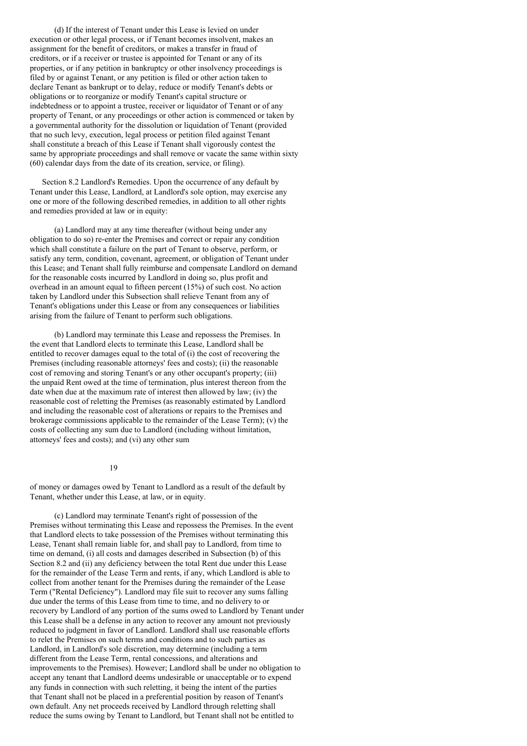(d) If the interest of Tenant under this Lease is levied on under execution or other legal process, or if Tenant becomes insolvent, makes an assignment for the benefit of creditors, or makes a transfer in fraud of creditors, or if a receiver or trustee is appointed for Tenant or any of its properties, or if any petition in bankruptcy or other insolvency proceedings is filed by or against Tenant, or any petition is filed or other action taken to declare Tenant as bankrupt or to delay, reduce or modify Tenant's debts or obligations or to reorganize or modify Tenant's capital structure or indebtedness or to appoint a trustee, receiver or liquidator of Tenant or of any property of Tenant, or any proceedings or other action is commenced or taken by a governmental authority for the dissolution or liquidation of Tenant (provided that no such levy, execution, legal process or petition filed against Tenant shall constitute a breach of this Lease if Tenant shall vigorously contest the same by appropriate proceedings and shall remove or vacate the same within sixty (60) calendar days from the date of its creation, service, or filing).

Section 8.2 Landlord's Remedies. Upon the occurrence of any default by Tenant under this Lease, Landlord, at Landlord's sole option, may exercise any one or more of the following described remedies, in addition to all other rights and remedies provided at law or in equity:

(a) Landlord may at any time thereafter (without being under any obligation to do so) re-enter the Premises and correct or repair any condition which shall constitute a failure on the part of Tenant to observe, perform, or satisfy any term, condition, covenant, agreement, or obligation of Tenant under this Lease; and Tenant shall fully reimburse and compensate Landlord on demand for the reasonable costs incurred by Landlord in doing so, plus profit and overhead in an amount equal to fifteen percent (15%) of such cost. No action taken by Landlord under this Subsection shall relieve Tenant from any of Tenant's obligations under this Lease or from any consequences or liabilities arising from the failure of Tenant to perform such obligations.

(b) Landlord may terminate this Lease and repossess the Premises. In the event that Landlord elects to terminate this Lease, Landlord shall be entitled to recover damages equal to the total of (i) the cost of recovering the Premises (including reasonable attorneys' fees and costs); (ii) the reasonable cost of removing and storing Tenant's or any other occupant's property; (iii) the unpaid Rent owed at the time of termination, plus interest thereon from the date when due at the maximum rate of interest then allowed by law; (iv) the reasonable cost of reletting the Premises (as reasonably estimated by Landlord and including the reasonable cost of alterations or repairs to the Premises and brokerage commissions applicable to the remainder of the Lease Term); (v) the costs of collecting any sum due to Landlord (including without limitation, attorneys' fees and costs); and (vi) any other sum of money or damages owed by Tenant to Landlord as a result of the default by Tenant, whether under this Lease, at law, or in equity.

(c) Landlord may terminate Tenant's right of possession of the Premises without terminating this Lease and repossess the Premises. In the event that Landlord elects to take possession of the Premises without terminating this Lease, Tenant shall remain liable for, and shall pay to Landlord, from time to time on demand, (i) all costs and damages described in Subsection (b) of this Section 8.2 and (ii) any deficiency between the total Rent due under this Lease for the remainder of the Lease Term and rents, if any, which Landlord is able to collect from another tenant for the Premises during the remainder of the Lease Term ("Rental Deficiency"). Landlord may file suit to recover any sums falling due under the terms of this Lease from time to time, and no delivery to or recovery by Landlord of any portion of the sums owed to Landlord by Tenant under this Lease shall be a defense in any action to recover any amount not previously reduced to judgment in favor of Landlord. Landlord shall use reasonable efforts to relet the Premises on such terms and conditions and to such parties as Landlord, in Landlord's sole discretion, may determine (including a term different from the Lease Term, rental concessions, and alterations and improvements to the Premises). However; Landlord shall be under no obligation to accept any tenant that Landlord deems undesirable or unacceptable or to expend any funds in connection with such reletting, it being the intent of the parties that Tenant shall not be placed in a preferential position by reason of Tenant's own default. Any net proceeds received by Landlord through reletting shall reduce the sums owing by Tenant to Landlord, but Tenant shall not be entitled to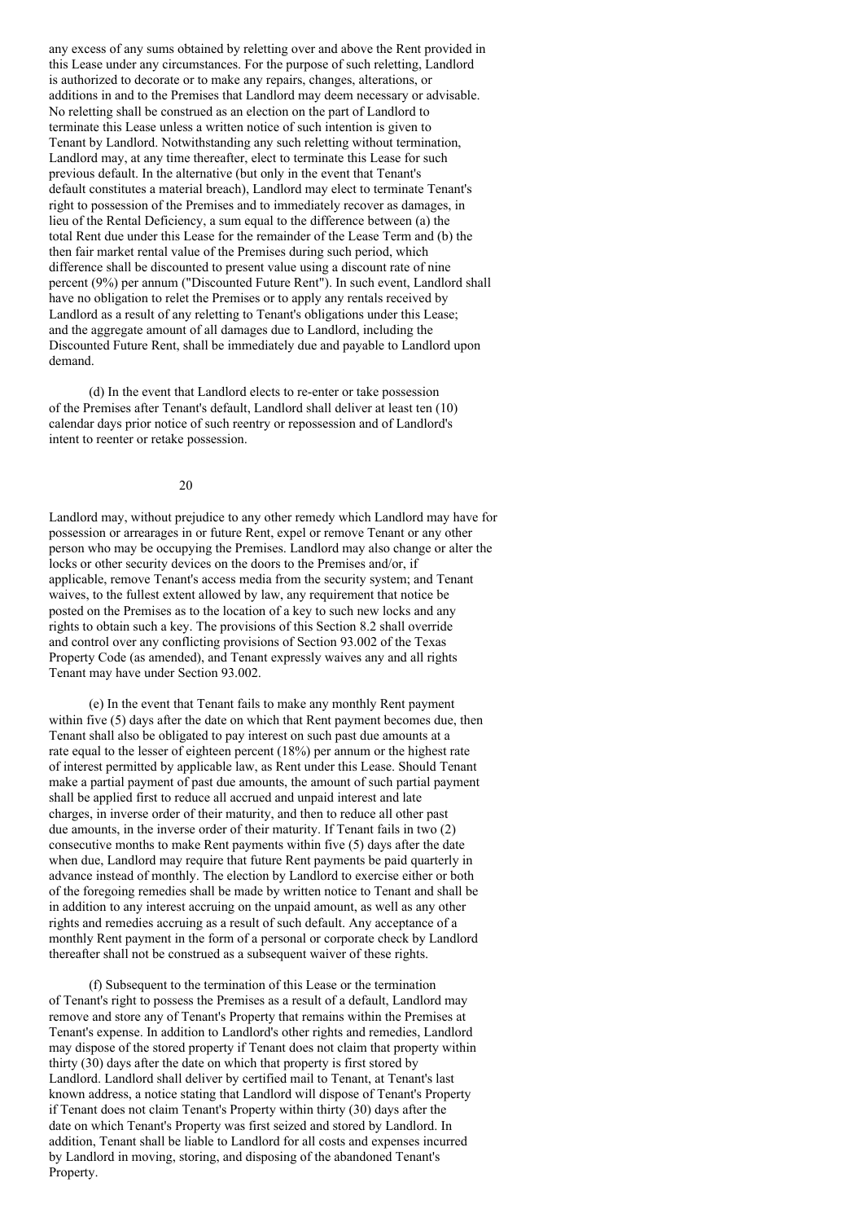any excess of any sums obtained by reletting over and above the Rent provided in this Lease under any circumstances. For the purpose of such reletting, Landlord is authorized to decorate or to make any repairs, changes, alterations, or additions in and to the Premises that Landlord may deem necessary or advisable. No reletting shall be construed as an election on the part of Landlord to terminate this Lease unless a written notice of such intention is given to Tenant by Landlord. Notwithstanding any such reletting without termination, Landlord may, at any time thereafter, elect to terminate this Lease for such previous default. In the alternative (but only in the event that Tenant's default constitutes a material breach), Landlord may elect to terminate Tenant's right to possession of the Premises and to immediately recover as damages, in lieu of the Rental Deficiency, a sum equal to the difference between (a) the total Rent due under this Lease for the remainder of the Lease Term and (b) the then fair market rental value of the Premises during such period, which difference shall be discounted to present value using a discount rate of nine percent (9%) per annum ("Discounted Future Rent"). In such event, Landlord shall have no obligation to relet the Premises or to apply any rentals received by Landlord as a result of any reletting to Tenant's obligations under this Lease; and the aggregate amount of all damages due to Landlord, including the Discounted Future Rent, shall be immediately due and payable to Landlord upon demand.

(d) In the event that Landlord elects to re-enter or take possession of the Premises after Tenant's default, Landlord shall deliver at least ten (10) calendar days prior notice of such reentry or repossession and of Landlord's intent to reenter or retake possession.

Landlord may, without prejudice to any other remedy which Landlord may have for possession or arrearages in or future Rent, expel or remove Tenant or any other person who may be occupying the Premises. Landlord may also change or alter the locks or other security devices on the doors to the Premises and/or, if applicable, remove Tenant's access media from the security system; and Tenant waives, to the fullest extent allowed by law, any requirement that notice be posted on the Premises as to the location of a key to such new locks and any rights to obtain such a key. The provisions of this Section 8.2 shall override and control over any conflicting provisions of Section 93.002 of the Texas Property Code (as amended), and Tenant expressly waives any and all rights Tenant may have under Section 93.002.

(e) In the event that Tenant fails to make any monthly Rent payment within five (5) days after the date on which that Rent payment becomes due, then Tenant shall also be obligated to pay interest on such past due amounts at a rate equal to the lesser of eighteen percent (18%) per annum or the highest rate of interest permitted by applicable law, as Rent under this Lease. Should Tenant make a partial payment of past due amounts, the amount of such partial payment shall be applied first to reduce all accrued and unpaid interest and late charges, in inverse order of their maturity, and then to reduce all other past due amounts, in the inverse order of their maturity. If Tenant fails in two (2) consecutive months to make Rent payments within five (5) days after the date when due, Landlord may require that future Rent payments be paid quarterly in advance instead of monthly. The election by Landlord to exercise either or both of the foregoing remedies shall be made by written notice to Tenant and shall be in addition to any interest accruing on the unpaid amount, as well as any other rights and remedies accruing as a result of such default. Any acceptance of a monthly Rent payment in the form of a personal or corporate check by Landlord thereafter shall not be construed as a subsequent waiver of these rights.

(f) Subsequent to the termination of this Lease or the termination of Tenant's right to possess the Premises as a result of a default, Landlord may remove and store any of Tenant's Property that remains within the Premises at Tenant's expense. In addition to Landlord's other rights and remedies, Landlord may dispose of the stored property if Tenant does not claim that property within thirty (30) days after the date on which that property is first stored by Landlord. Landlord shall deliver by certified mail to Tenant, at Tenant's last known address, a notice stating that Landlord will dispose of Tenant's Property if Tenant does not claim Tenant's Property within thirty (30) days after the date on which Tenant's Property was first seized and stored by Landlord. In addition, Tenant shall be liable to Landlord for all costs and expenses incurred by Landlord in moving, storing, and disposing of the abandoned Tenant's Property.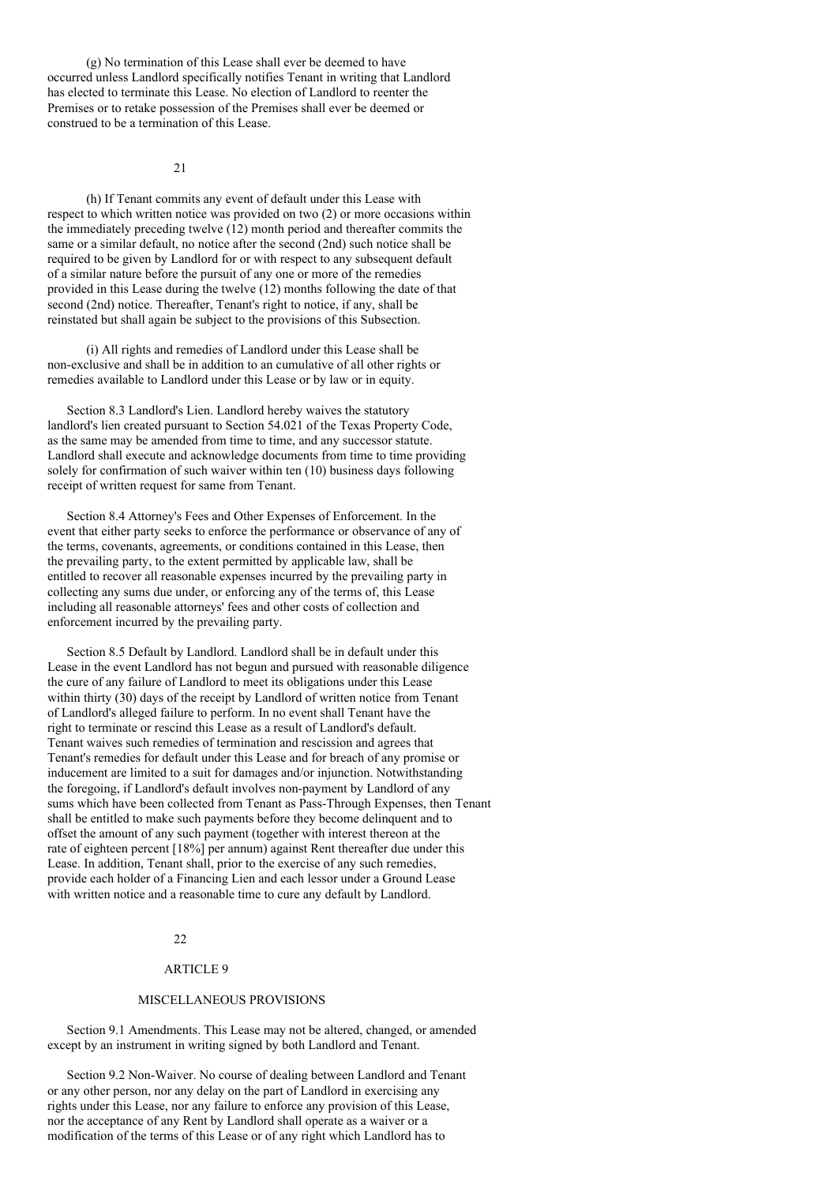(g) No termination of this Lease shall ever be deemed to have occurred unless Landlord specifically notifies Tenant in writing that Landlord has elected to terminate this Lease. No election of Landlord to reenter the Premises or to retake possession of the Premises shall ever be deemed or construed to be a termination of this Lease.

(h) If Tenant commits any event of default under this Lease with respect to which written notice was provided on two (2) or more occasions within the immediately preceding twelve (12) month period and thereafter commits the same or a similar default, no notice after the second (2nd) such notice shall be required to be given by Landlord for or with respect to any subsequent default of a similar nature before the pursuit of any one or more of the remedies provided in this Lease during the twelve (12) months following the date of that second (2nd) notice. Thereafter, Tenant's right to notice, if any, shall be reinstated but shall again be subject to the provisions of this Subsection.

(i) All rights and remedies of Landlord under this Lease shall be non-exclusive and shall be in addition to an cumulative of all other rights or remedies available to Landlord under this Lease or by law or in equity.

Section 8.3 Landlord's Lien. Landlord hereby waives the statutory landlord's lien created pursuant to Section 54.021 of the Texas Property Code, as the same may be amended from time to time, and any successor statute. Landlord shall execute and acknowledge documents from time to time providing solely for confirmation of such waiver within ten (10) business days following receipt of written request for same from Tenant.

Section 8.4 Attorney's Fees and Other Expenses of Enforcement. In the event that either party seeks to enforce the performance or observance of any of the terms, covenants, agreements, or conditions contained in this Lease, then the prevailing party, to the extent permitted by applicable law, shall be entitled to recover all reasonable expenses incurred by the prevailing party in collecting any sums due under, or enforcing any of the terms of, this Lease including all reasonable attorneys' fees and other costs of collection and enforcement incurred by the prevailing party.

Section 8.5 Default by Landlord. Landlord shall be in default under this Lease in the event Landlord has not begun and pursued with reasonable diligence the cure of any failure of Landlord to meet its obligations under this Lease within thirty (30) days of the receipt by Landlord of written notice from Tenant of Landlord's alleged failure to perform. In no event shall Tenant have the right to terminate or rescind this Lease as a result of Landlord's default. Tenant waives such remedies of termination and rescission and agrees that Tenant's remedies for default under this Lease and for breach of any promise or inducement are limited to a suit for damages and/or injunction. Notwithstanding the foregoing, if Landlord's default involves non-payment by Landlord of any sums which have been collected from Tenant as Pass-Through Expenses, then Tenant shall be entitled to make such payments before they become delinquent and to offset the amount of any such payment (together with interest thereon at the rate of eighteen percent [18%] per annum) against Rent thereafter due under this Lease. In addition, Tenant shall, prior to the exercise of any such remedies, provide each holder of a Financing Lien and each lessor under a Ground Lease with written notice and a reasonable time to cure any default by Landlord.

## ARTICLE 9

## MISCELLANEOUS PROVISIONS

Section 9.1 Amendments. This Lease may not be altered, changed, or amended except by an instrument in writing signed by both Landlord and Tenant.

Section 9.2 Non-Waiver. No course of dealing between Landlord and Tenant or any other person, nor any delay on the part of Landlord in exercising any rights under this Lease, nor any failure to enforce any provision of this Lease, nor the acceptance of any Rent by Landlord shall operate as a waiver or a modification of the terms of this Lease or of any right which Landlord has to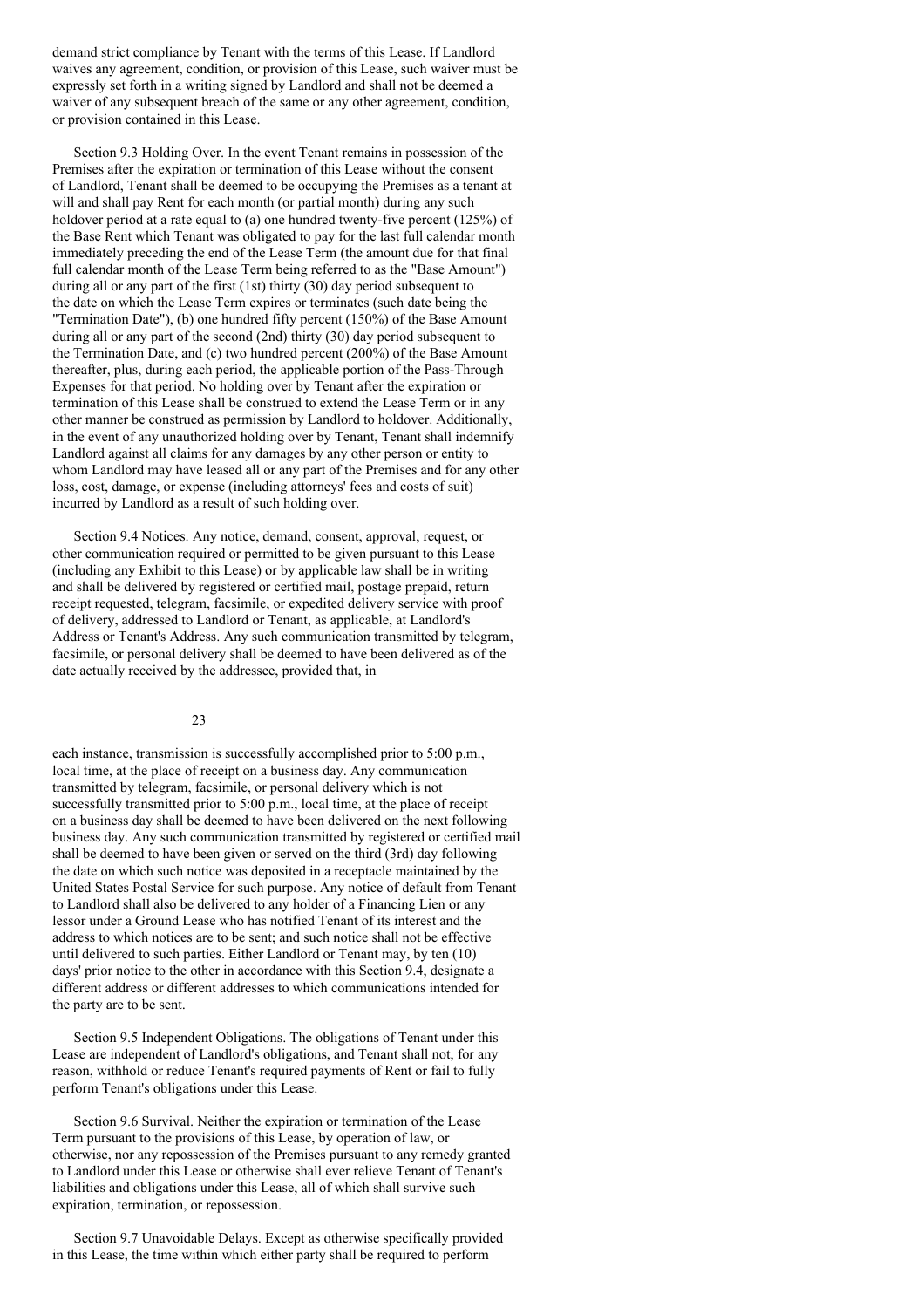demand strict compliance by Tenant with the terms of this Lease. If Landlord waives any agreement, condition, or provision of this Lease, such waiver must be expressly set forth in a writing signed by Landlord and shall not be deemed a waiver of any subsequent breach of the same or any other agreement, condition, or provision contained in this Lease.

Section 9.3 Holding Over. In the event Tenant remains in possession of the Premises after the expiration or termination of this Lease without the consent of Landlord, Tenant shall be deemed to be occupying the Premises as a tenant at will and shall pay Rent for each month (or partial month) during any such holdover period at a rate equal to (a) one hundred twenty-five percent (125%) of the Base Rent which Tenant was obligated to pay for the last full calendar month immediately preceding the end of the Lease Term (the amount due for that final full calendar month of the Lease Term being referred to as the "Base Amount") during all or any part of the first (1st) thirty (30) day period subsequent to the date on which the Lease Term expires or terminates (such date being the "Termination Date"), (b) one hundred fifty percent (150%) of the Base Amount during all or any part of the second (2nd) thirty (30) day period subsequent to the Termination Date, and (c) two hundred percent (200%) of the Base Amount thereafter, plus, during each period, the applicable portion of the Pass-Through Expenses for that period. No holding over by Tenant after the expiration or termination of this Lease shall be construed to extend the Lease Term or in any other manner be construed as permission by Landlord to holdover. Additionally, in the event of any unauthorized holding over by Tenant, Tenant shall indemnify Landlord against all claims for any damages by any other person or entity to whom Landlord may have leased all or any part of the Premises and for any other loss, cost, damage, or expense (including attorneys' fees and costs of suit) incurred by Landlord as a result of such holding over.

Section 9.4 Notices. Any notice, demand, consent, approval, request, or other communication required or permitted to be given pursuant to this Lease (including any Exhibit to this Lease) or by applicable law shall be in writing and shall be delivered by registered or certified mail, postage prepaid, return receipt requested, telegram, facsimile, or expedited delivery service with proof of delivery, addressed to Landlord or Tenant, as applicable, at Landlord's Address or Tenant's Address. Any such communication transmitted by telegram, facsimile, or personal delivery shall be deemed to have been delivered as of the date actually received by the addressee, provided that, in each instance, transmission is successfully accomplished prior to 5:00 p.m., local time, at the place of receipt on a business day. Any communication transmitted by telegram, facsimile, or personal delivery which is not successfully transmitted prior to 5:00 p.m., local time, at the place of receipt on a business day shall be deemed to have been delivered on the next following business day. Any such communication transmitted by registered or certified mail shall be deemed to have been given or served on the third (3rd) day following the date on which such notice was deposited in a receptacle maintained by the United States Postal Service for such purpose. Any notice of default from Tenant to Landlord shall also be delivered to any holder of a Financing Lien or any lessor under a Ground Lease who has notified Tenant of its interest and the address to which notices are to be sent; and such notice shall not be effective until delivered to such parties. Either Landlord or Tenant may, by ten (10) days' prior notice to the other in accordance with this Section 9.4, designate a different address or different addresses to which communications intended for the party are to be sent.

Section 9.5 Independent Obligations. The obligations of Tenant under this Lease are independent of Landlord's obligations, and Tenant shall not, for any reason, withhold or reduce Tenant's required payments of Rent or fail to fully perform Tenant's obligations under this Lease.

Section 9.6 Survival. Neither the expiration or termination of the Lease Term pursuant to the provisions of this Lease, by operation of law, or otherwise, nor any repossession of the Premises pursuant to any remedy granted to Landlord under this Lease or otherwise shall ever relieve Tenant of Tenant's liabilities and obligations under this Lease, all of which shall survive such expiration, termination, or repossession.

Section 9.7 Unavoidable Delays. Except as otherwise specifically provided in this Lease, the time within which either party shall be required to perform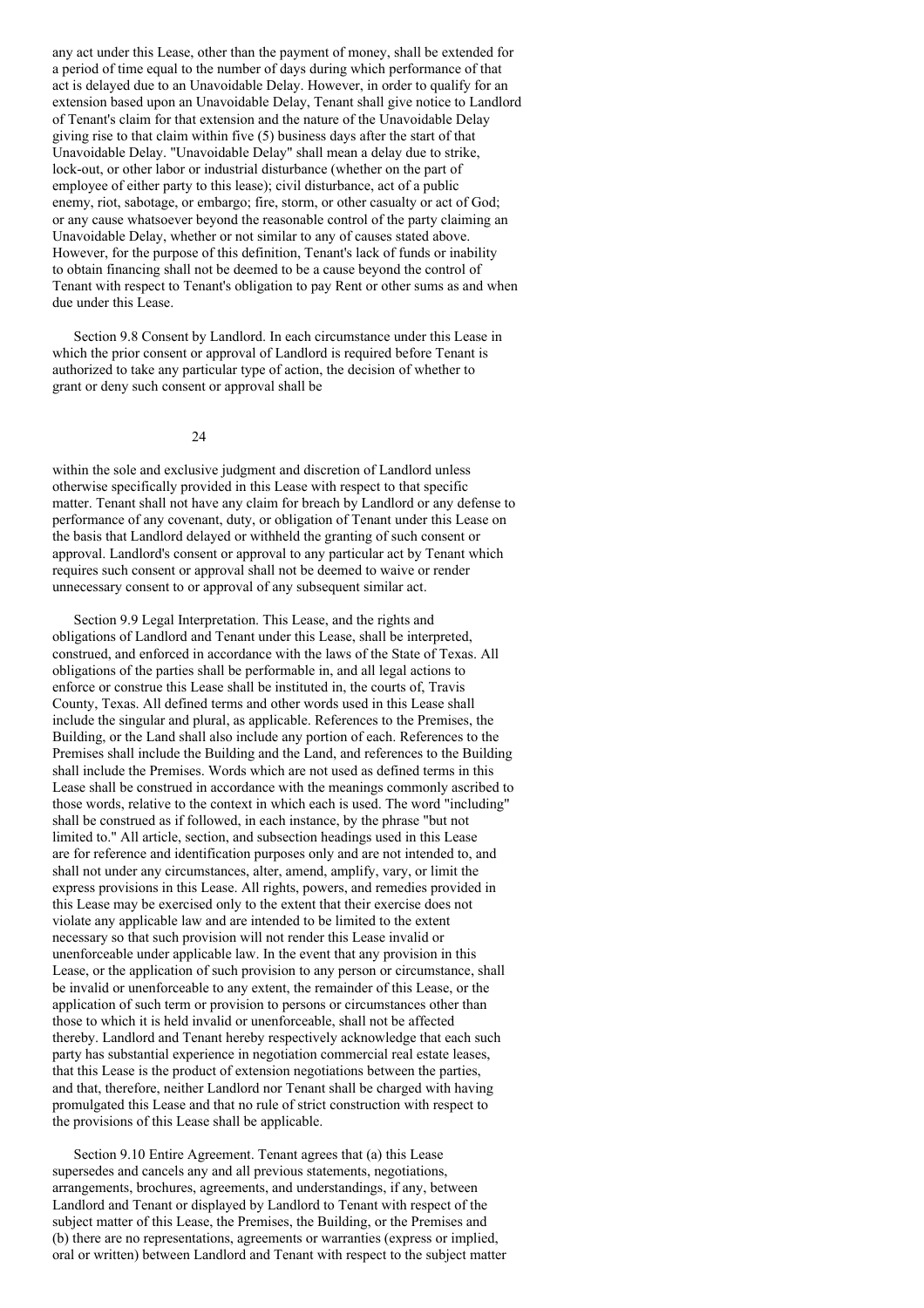any act under this Lease, other than the payment of money, shall be extended for a period of time equal to the number of days during which performance of that act is delayed due to an Unavoidable Delay. However, in order to qualify for an extension based upon an Unavoidable Delay, Tenant shall give notice to Landlord of Tenant's claim for that extension and the nature of the Unavoidable Delay giving rise to that claim within five (5) business days after the start of that Unavoidable Delay. "Unavoidable Delay" shall mean a delay due to strike, lock-out, or other labor or industrial disturbance (whether on the part of employee of either party to this lease); civil disturbance, act of a public enemy, riot, sabotage, or embargo; fire, storm, or other casualty or act of God; or any cause whatsoever beyond the reasonable control of the party claiming an Unavoidable Delay, whether or not similar to any of causes stated above. However, for the purpose of this definition, Tenant's lack of funds or inability to obtain financing shall not be deemed to be a cause beyond the control of Tenant with respect to Tenant's obligation to pay Rent or other sums as and when due under this Lease.

Section 9.8 Consent by Landlord. In each circumstance under this Lease in which the prior consent or approval of Landlord is required before Tenant is authorized to take any particular type of action, the decision of whether to grant or deny such consent or approval shall be within the sole and exclusive judgment and discretion of Landlord unless otherwise specifically provided in this Lease with respect to that specific matter. Tenant shall not have any claim for breach by Landlord or any defense to performance of any covenant, duty, or obligation of Tenant under this Lease on the basis that Landlord delayed or withheld the granting of such consent or approval. Landlord's consent or approval to any particular act by Tenant which requires such consent or approval shall not be deemed to waive or render unnecessary consent to or approval of any subsequent similar act.

Section 9.9 Legal Interpretation. This Lease, and the rights and obligations of Landlord and Tenant under this Lease, shall be interpreted, construed, and enforced in accordance with the laws of the State of Texas. All obligations of the parties shall be performable in, and all legal actions to enforce or construe this Lease shall be instituted in, the courts of, Travis County, Texas. All defined terms and other words used in this Lease shall include the singular and plural, as applicable. References to the Premises, the Building, or the Land shall also include any portion of each. References to the Premises shall include the Building and the Land, and references to the Building shall include the Premises. Words which are not used as defined terms in this Lease shall be construed in accordance with the meanings commonly ascribed to those words, relative to the context in which each is used. The word "including" shall be construed as if followed, in each instance, by the phrase "but not limited to." All article, section, and subsection headings used in this Lease are for reference and identification purposes only and are not intended to, and shall not under any circumstances, alter, amend, amplify, vary, or limit the express provisions in this Lease. All rights, powers, and remedies provided in this Lease may be exercised only to the extent that their exercise does not violate any applicable law and are intended to be limited to the extent necessary so that such provision will not render this Lease invalid or unenforceable under applicable law. In the event that any provision in this Lease, or the application of such provision to any person or circumstance, shall be invalid or unenforceable to any extent, the remainder of this Lease, or the application of such term or provision to persons or circumstances other than those to which it is held invalid or unenforceable, shall not be affected thereby. Landlord and Tenant hereby respectively acknowledge that each such party has substantial experience in negotiation commercial real estate leases, that this Lease is the product of extension negotiations between the parties, and that, therefore, neither Landlord nor Tenant shall be charged with having promulgated this Lease and that no rule of strict construction with respect to the provisions of this Lease shall be applicable.

Section 9.10 Entire Agreement. Tenant agrees that (a) this Lease supersedes and cancels any and all previous statements, negotiations, arrangements, brochures, agreements, and understandings, if any, between Landlord and Tenant or displayed by Landlord to Tenant with respect of the subject matter of this Lease, the Premises, the Building, or the Premises and (b) there are no representations, agreements or warranties (express or implied, oral or written) between Landlord and Tenant with respect to the subject matter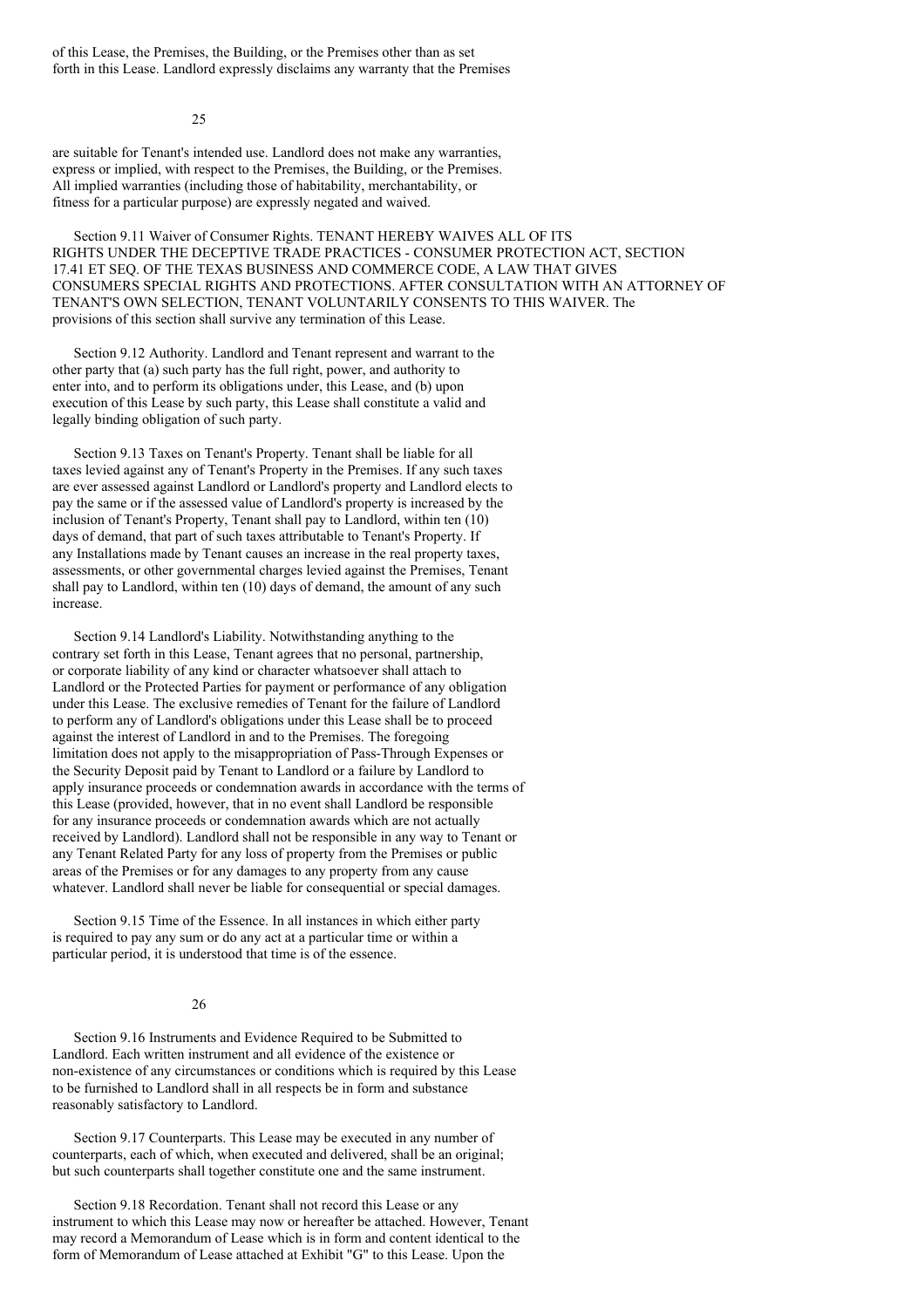of this Lease, the Premises, the Building, or the Premises other than as set forth in this Lease. Landlord expressly disclaims any warranty that the Premises are suitable for Tenant's intended use. Landlord does not make any warranties, express or implied, with respect to the Premises, the Building, or the Premises. All implied warranties (including those of habitability, merchantability, or fitness for a particular purpose) are expressly negated and waived.

Section 9.11 Waiver of Consumer Rights. TENANT HEREBY WAIVES ALL OF ITS RIGHTS UNDER THE DECEPTIVE TRADE PRACTICES - CONSUMER PROTECTION ACT, SECTION 17.41 ET SEQ. OF THE TEXAS BUSINESS AND COMMERCE CODE, A LAW THAT GIVES CONSUMERS SPECIAL RIGHTS AND PROTECTIONS. AFTER CONSULTATION WITH AN ATTORNEY OF TENANT'S OWN SELECTION, TENANT VOLUNTARILY CONSENTS TO THIS WAIVER. The provisions of this section shall survive any termination of this Lease.

Section 9.12 Authority. Landlord and Tenant represent and warrant to the other party that (a) such party has the full right, power, and authority to enter into, and to perform its obligations under, this Lease, and (b) upon execution of this Lease by such party, this Lease shall constitute a valid and legally binding obligation of such party.

Section 9.13 Taxes on Tenant's Property. Tenant shall be liable for all taxes levied against any of Tenant's Property in the Premises. If any such taxes are ever assessed against Landlord or Landlord's property and Landlord elects to pay the same or if the assessed value of Landlord's property is increased by the inclusion of Tenant's Property, Tenant shall pay to Landlord, within ten (10) days of demand, that part of such taxes attributable to Tenant's Property. If any Installations made by Tenant causes an increase in the real property taxes, assessments, or other governmental charges levied against the Premises, Tenant shall pay to Landlord, within ten (10) days of demand, the amount of any such increase.

Section 9.14 Landlord's Liability. Notwithstanding anything to the contrary set forth in this Lease, Tenant agrees that no personal, partnership, or corporate liability of any kind or character whatsoever shall attach to Landlord or the Protected Parties for payment or performance of any obligation under this Lease. The exclusive remedies of Tenant for the failure of Landlord to perform any of Landlord's obligations under this Lease shall be to proceed against the interest of Landlord in and to the Premises. The foregoing limitation does not apply to the misappropriation of Pass-Through Expenses or the Security Deposit paid by Tenant to Landlord or a failure by Landlord to apply insurance proceeds or condemnation awards in accordance with the terms of this Lease (provided, however, that in no event shall Landlord be responsible for any insurance proceeds or condemnation awards which are not actually received by Landlord). Landlord shall not be responsible in any way to Tenant or any Tenant Related Party for any loss of property from the Premises or public areas of the Premises or for any damages to any property from any cause whatever. Landlord shall never be liable for consequential or special damages.

Section 9.15 Time of the Essence. In all instances in which either party is required to pay any sum or do any act at a particular time or within a particular period, it is understood that time is of the essence.

Section 9.16 Instruments and Evidence Required to be Submitted to Landlord. Each written instrument and all evidence of the existence or non-existence of any circumstances or conditions which is required by this Lease to be furnished to Landlord shall in all respects be in form and substance reasonably satisfactory to Landlord.

Section 9.17 Counterparts. This Lease may be executed in any number of counterparts, each of which, when executed and delivered, shall be an original; but such counterparts shall together constitute one and the same instrument.

Section 9.18 Recordation. Tenant shall not record this Lease or any instrument to which this Lease may now or hereafter be attached. However, Tenant may record a Memorandum of Lease which is in form and content identical to the form of Memorandum of Lease attached at Exhibit "G" to this Lease. Upon the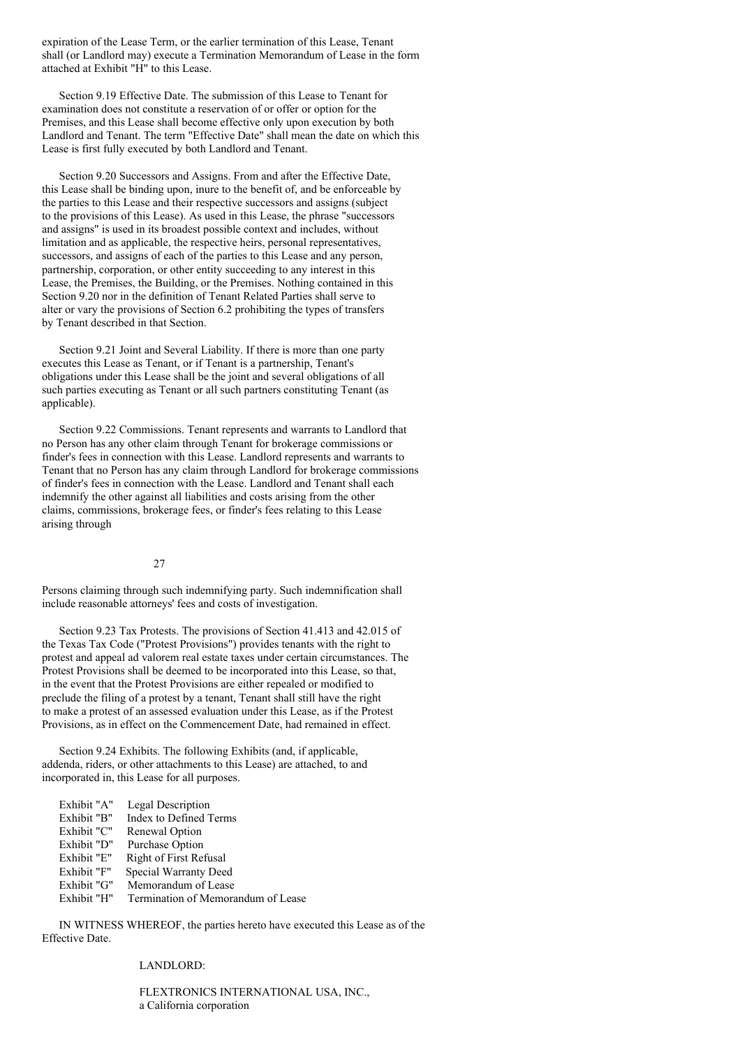expiration of the Lease Term, or the earlier termination of this Lease, Tenant shall (or Landlord may) execute a Termination Memorandum of Lease in the form attached at Exhibit "H" to this Lease.

Section 9.19 Effective Date. The submission of this Lease to Tenant for examination does not constitute a reservation of or offer or option for the Premises, and this Lease shall become effective only upon execution by both Landlord and Tenant. The term "Effective Date" shall mean the date on which this Lease is first fully executed by both Landlord and Tenant.

Section 9.20 Successors and Assigns. From and after the Effective Date, this Lease shall be binding upon, inure to the benefit of, and be enforceable by the parties to this Lease and their respective successors and assigns (subject to the provisions of this Lease). As used in this Lease, the phrase "successors and assigns" is used in its broadest possible context and includes, without limitation and as applicable, the respective heirs, personal representatives, successors, and assigns of each of the parties to this Lease and any person, partnership, corporation, or other entity succeeding to any interest in this Lease, the Premises, the Building, or the Premises. Nothing contained in this Section 9.20 nor in the definition of Tenant Related Parties shall serve to alter or vary the provisions of Section 6.2 prohibiting the types of transfers by Tenant described in that Section.

Section 9.21 Joint and Several Liability. If there is more than one party executes this Lease as Tenant, or if Tenant is a partnership, Tenant's obligations under this Lease shall be the joint and several obligations of all such parties executing as Tenant or all such partners constituting Tenant (as applicable).

Section 9.22 Commissions. Tenant represents and warrants to Landlord that no Person has any other claim through Tenant for brokerage commissions or finder's fees in connection with this Lease. Landlord represents and warrants to Tenant that no Person has any claim through Landlord for brokerage commissions of finder's fees in connection with the Lease. Landlord and Tenant shall each indemnify the other against all liabilities and costs arising from the other claims, commissions, brokerage fees, or finder's fees relating to this Lease arising through Persons claiming through such indemnifying party. Such indemnification shall include reasonable attorneys' fees and costs of investigation.

Section 9.23 Tax Protests. The provisions of Section 41.413 and 42.015 of the Texas Tax Code ("Protest Provisions") provides tenants with the right to protest and appeal ad valorem real estate taxes under certain circumstances. The Protest Provisions shall be deemed to be incorporated into this Lease, so that, in the event that the Protest Provisions are either repealed or modified to preclude the filing of a protest by a tenant, Tenant shall still have the right to make a protest of an assessed evaluation under this Lease, as if the Protest Provisions, as in effect on the Commencement Date, had remained in effect.

Section 9.24 Exhibits. The following Exhibits (and, if applicable, addenda, riders, or other attachments to this Lease) are attached, to and incorporated in, this Lease for all purposes.

Exhibit "A" Legal Description
Exhibit "B" Index to Defined Terms
Exhibit "C" Renewal Option
Exhibit "D" Purchase Option
Exhibit "E" Right of First Refusal
Exhibit "F" Special Warranty Deed
Exhibit "G" Memorandum of Lease
Exhibit "H" Termination of Memorandum of Lease

IN WITNESS WHEREOF, the parties hereto have executed this Lease as of the Effective Date.

LANDLORD:

FLEXTRONICS INTERNATIONAL USA, INC.,
a California corporation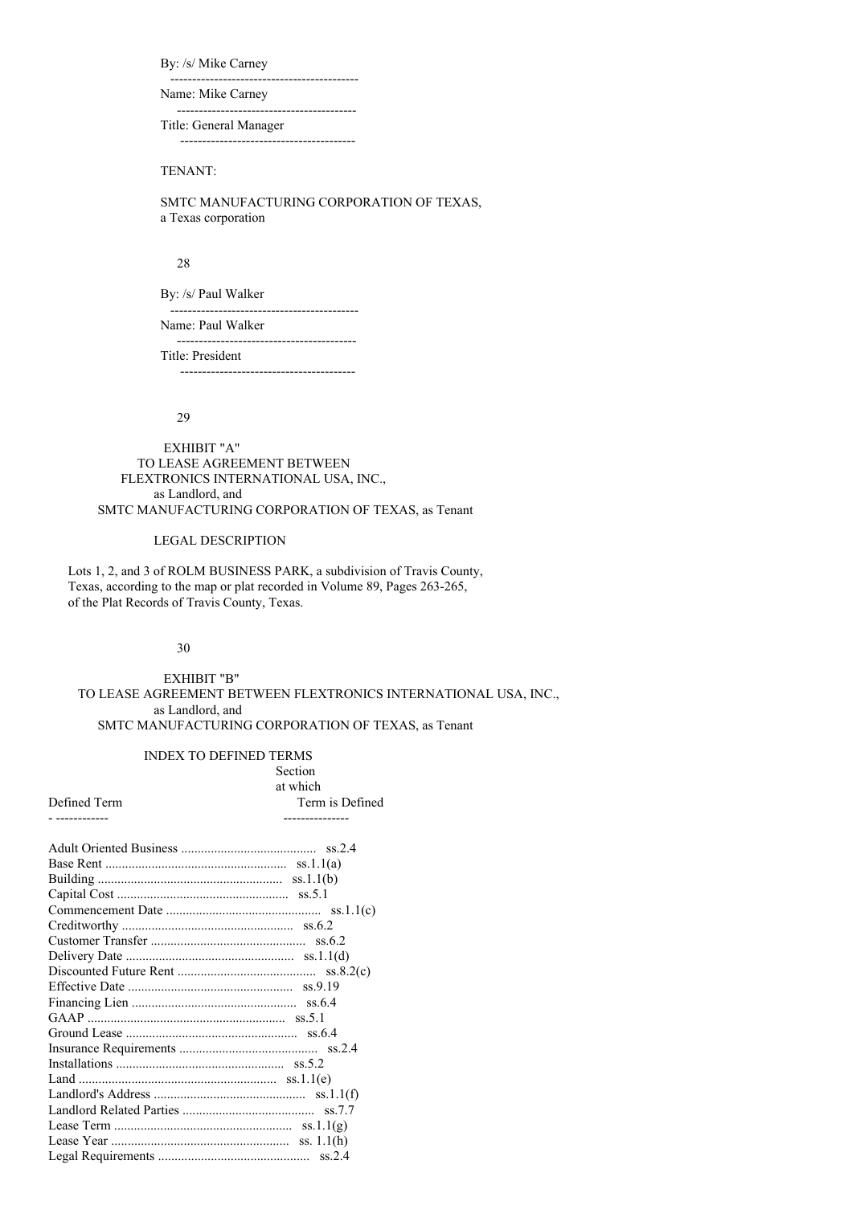By: /s/ Mike Carney

Name: Mike Carney

Title: General Manager

TENANT:

SMTC MANUFACTURING CORPORATION OF TEXAS,
a Texas corporation

By: /s/ Paul Walker

Name: Paul Walker

Title: President

EXHIBIT "A"
TO LEASE AGREEMENT BETWEEN
FLEXTRONICS INTERNATIONAL USA, INC.,
as Landlord, and
SMTC MANUFACTURING CORPORATION OF TEXAS, as Tenant

LEGAL DESCRIPTION

Lots 1, 2, and 3 of ROLM BUSINESS PARK, a subdivision of Travis County, Texas, according to the map or plat recorded in Volume 89, Pages 263-265, of the Plat Records of Travis County, Texas.

EXHIBIT "B"
TO LEASE AGREEMENT BETWEEN FLEXTRONICS INTERNATIONAL USA, INC.,
as Landlord, and
SMTC MANUFACTURING CORPORATION OF TEXAS, as Tenant

INDEX TO DEFINED TERMS

| Defined Term | Section at which Term is Defined |
|---|---|
| Adult Oriented Business | ss.2.4 |
| Base Rent | ss.1.1(a) |
| Building | ss.1.1(b) |
| Capital Cost | ss.5.1 |
| Commencement Date | ss.1.1(c) |
| Creditworthy | ss.6.2 |
| Customer Transfer | ss.6.2 |
| Delivery Date | ss.1.1(d) |
| Discounted Future Rent | ss.8.2(c) |
| Effective Date | ss.9.19 |
| Financing Lien | ss.6.4 |
| GAAP | ss.5.1 |
| Ground Lease | ss.6.4 |
| Insurance Requirements | ss.2.4 |
| Installations | ss.5.2 |
| Land | ss.1.1(e) |
| Landlord's Address | ss.1.1(f) |
| Landlord Related Parties | ss.7.7 |
| Lease Term | ss.1.1(g) |
| Lease Year | ss. 1.1(h) |
| Legal Requirements | ss.2.4 |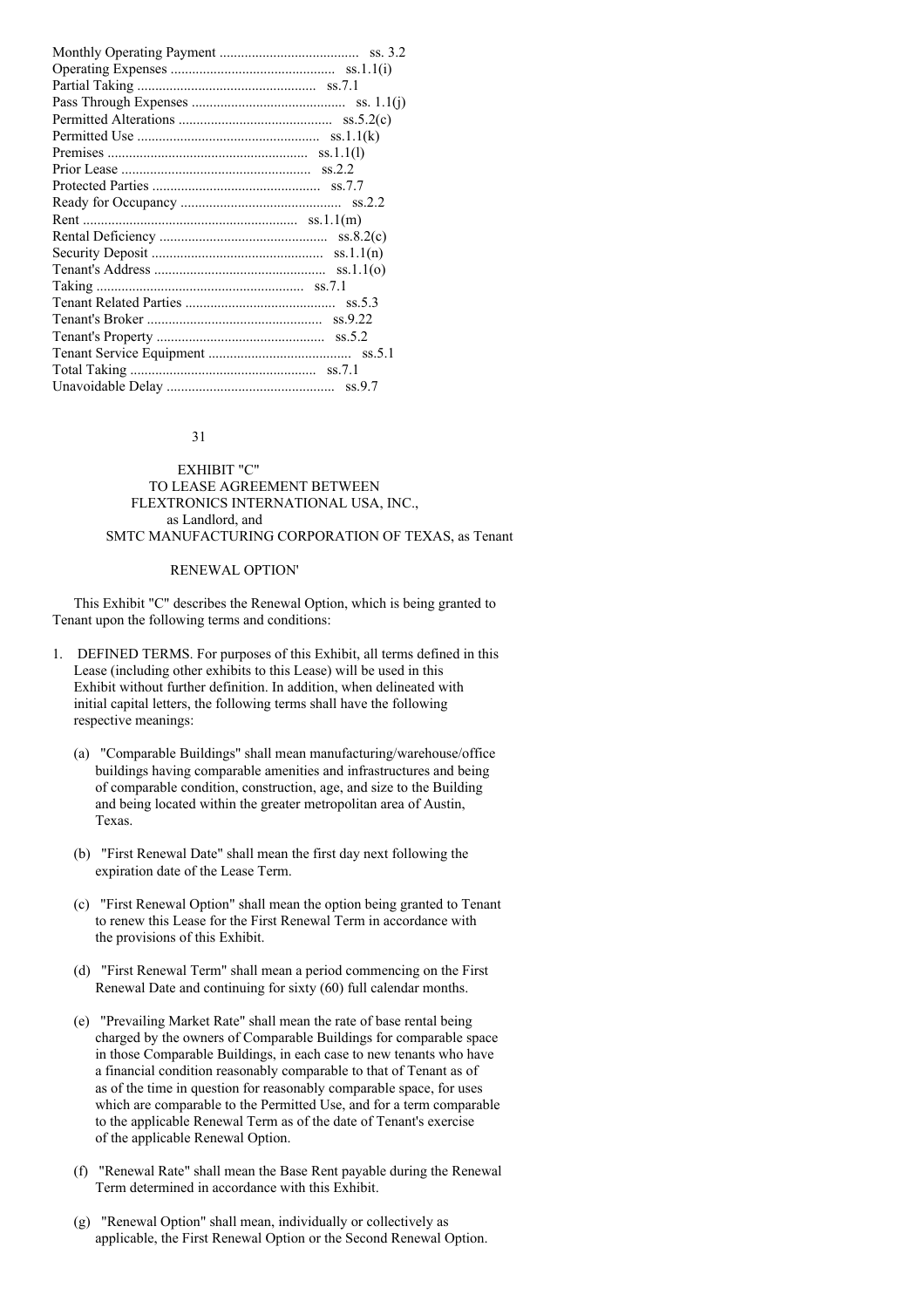Monthly Operating Payment ....................................... ss. 3.2
Operating Expenses ............................................. ss.1.1(i)
Partial Taking .................................................. ss.7.1
Pass Through Expenses ........................................... ss. 1.1(j)
Permitted Alterations ........................................... ss.5.2(c)
Permitted Use ................................................... ss.1.1(k)
Premises ........................................................ ss.1.1(l)
Prior Lease ..................................................... ss.2.2
Protected Parties ............................................... ss.7.7
Ready for Occupancy ............................................. ss.2.2
Rent ............................................................ ss.1.1(m)
Rental Deficiency ............................................... ss.8.2(c)
Security Deposit ................................................ ss.1.1(n)
Tenant's Address ................................................ ss.1.1(o)
Taking .......................................................... ss.7.1
Tenant Related Parties .......................................... ss.5.3
Tenant's Broker ................................................. ss.9.22
Tenant's Property ............................................... ss.5.2
Tenant Service Equipment ........................................ ss.5.1
Total Taking .................................................... ss.7.1
Unavoidable Delay ............................................... ss.9.7

EXHIBIT "C"
TO LEASE AGREEMENT BETWEEN
FLEXTRONICS INTERNATIONAL USA, INC.,
as Landlord, and
SMTC MANUFACTURING CORPORATION OF TEXAS, as Tenant

RENEWAL OPTION'

This Exhibit "C" describes the Renewal Option, which is being granted to Tenant upon the following terms and conditions:

1. DEFINED TERMS. For purposes of this Exhibit, all terms defined in this Lease (including other exhibits to this Lease) will be used in this Exhibit without further definition. In addition, when delineated with initial capital letters, the following terms shall have the following respective meanings:

   (a) "Comparable Buildings" shall mean manufacturing/warehouse/office buildings having comparable amenities and infrastructures and being of comparable condition, construction, age, and size to the Building and being located within the greater metropolitan area of Austin, Texas.

   (b) "First Renewal Date" shall mean the first day next following the expiration date of the Lease Term.

   (c) "First Renewal Option" shall mean the option being granted to Tenant to renew this Lease for the First Renewal Term in accordance with the provisions of this Exhibit.

   (d) "First Renewal Term" shall mean a period commencing on the First Renewal Date and continuing for sixty (60) full calendar months.

   (e) "Prevailing Market Rate" shall mean the rate of base rental being charged by the owners of Comparable Buildings for comparable space in those Comparable Buildings, in each case to new tenants who have a financial condition reasonably comparable to that of Tenant as of as of the time in question for reasonably comparable space, for uses which are comparable to the Permitted Use, and for a term comparable to the applicable Renewal Term as of the date of Tenant's exercise of the applicable Renewal Option.

   (f) "Renewal Rate" shall mean the Base Rent payable during the Renewal Term determined in accordance with this Exhibit.

   (g) "Renewal Option" shall mean, individually or collectively as applicable, the First Renewal Option or the Second Renewal Option.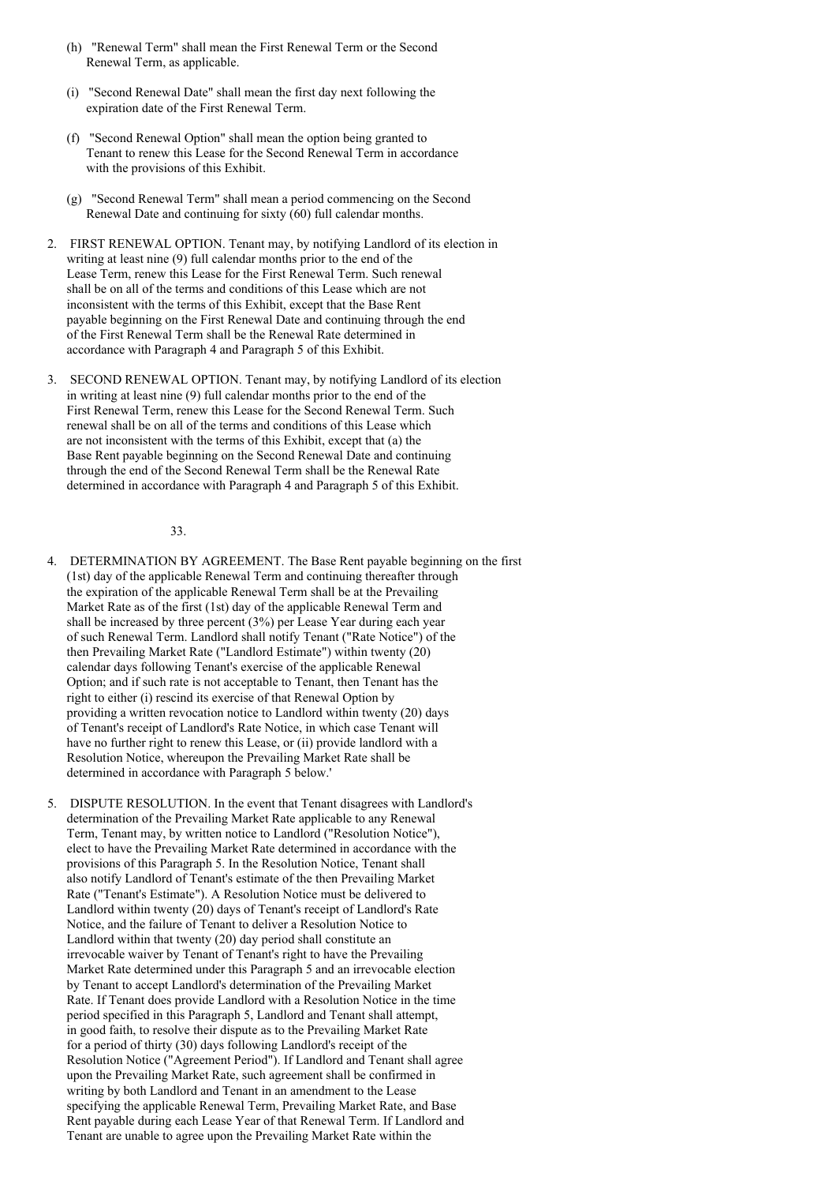(h) "Renewal Term" shall mean the First Renewal Term or the Second Renewal Term, as applicable.

(i) "Second Renewal Date" shall mean the first day next following the expiration date of the First Renewal Term.

(f) "Second Renewal Option" shall mean the option being granted to Tenant to renew this Lease for the Second Renewal Term in accordance with the provisions of this Exhibit.

(g) "Second Renewal Term" shall mean a period commencing on the Second Renewal Date and continuing for sixty (60) full calendar months.

2. FIRST RENEWAL OPTION. Tenant may, by notifying Landlord of its election in writing at least nine (9) full calendar months prior to the end of the Lease Term, renew this Lease for the First Renewal Term. Such renewal shall be on all of the terms and conditions of this Lease which are not inconsistent with the terms of this Exhibit, except that the Base Rent payable beginning on the First Renewal Date and continuing through the end of the First Renewal Term shall be the Renewal Rate determined in accordance with Paragraph 4 and Paragraph 5 of this Exhibit.

3. SECOND RENEWAL OPTION. Tenant may, by notifying Landlord of its election in writing at least nine (9) full calendar months prior to the end of the First Renewal Term, renew this Lease for the Second Renewal Term. Such renewal shall be on all of the terms and conditions of this Lease which are not inconsistent with the terms of this Exhibit, except that (a) the Base Rent payable beginning on the Second Renewal Date and continuing through the end of the Second Renewal Term shall be the Renewal Rate determined in accordance with Paragraph 4 and Paragraph 5 of this Exhibit.

4. DETERMINATION BY AGREEMENT. The Base Rent payable beginning on the first (1st) day of the applicable Renewal Term and continuing thereafter through the expiration of the applicable Renewal Term shall be at the Prevailing Market Rate as of the first (1st) day of the applicable Renewal Term and shall be increased by three percent (3%) per Lease Year during each year of such Renewal Term. Landlord shall notify Tenant ("Rate Notice") of the then Prevailing Market Rate ("Landlord Estimate") within twenty (20) calendar days following Tenant's exercise of the applicable Renewal Option; and if such rate is not acceptable to Tenant, then Tenant has the right to either (i) rescind its exercise of that Renewal Option by providing a written revocation notice to Landlord within twenty (20) days of Tenant's receipt of Landlord's Rate Notice, in which case Tenant will have no further right to renew this Lease, or (ii) provide landlord with a Resolution Notice, whereupon the Prevailing Market Rate shall be determined in accordance with Paragraph 5 below.'

5. DISPUTE RESOLUTION. In the event that Tenant disagrees with Landlord's determination of the Prevailing Market Rate applicable to any Renewal Term, Tenant may, by written notice to Landlord ("Resolution Notice"), elect to have the Prevailing Market Rate determined in accordance with the provisions of this Paragraph 5. In the Resolution Notice, Tenant shall also notify Landlord of Tenant's estimate of the then Prevailing Market Rate ("Tenant's Estimate"). A Resolution Notice must be delivered to Landlord within twenty (20) days of Tenant's receipt of Landlord's Rate Notice, and the failure of Tenant to deliver a Resolution Notice to Landlord within that twenty (20) day period shall constitute an irrevocable waiver by Tenant of Tenant's right to have the Prevailing Market Rate determined under this Paragraph 5 and an irrevocable election by Tenant to accept Landlord's determination of the Prevailing Market Rate. If Tenant does provide Landlord with a Resolution Notice in the time period specified in this Paragraph 5, Landlord and Tenant shall attempt, in good faith, to resolve their dispute as to the Prevailing Market Rate for a period of thirty (30) days following Landlord's receipt of the Resolution Notice ("Agreement Period"). If Landlord and Tenant shall agree upon the Prevailing Market Rate, such agreement shall be confirmed in writing by both Landlord and Tenant in an amendment to the Lease specifying the applicable Renewal Term, Prevailing Market Rate, and Base Rent payable during each Lease Year of that Renewal Term. If Landlord and Tenant are unable to agree upon the Prevailing Market Rate within the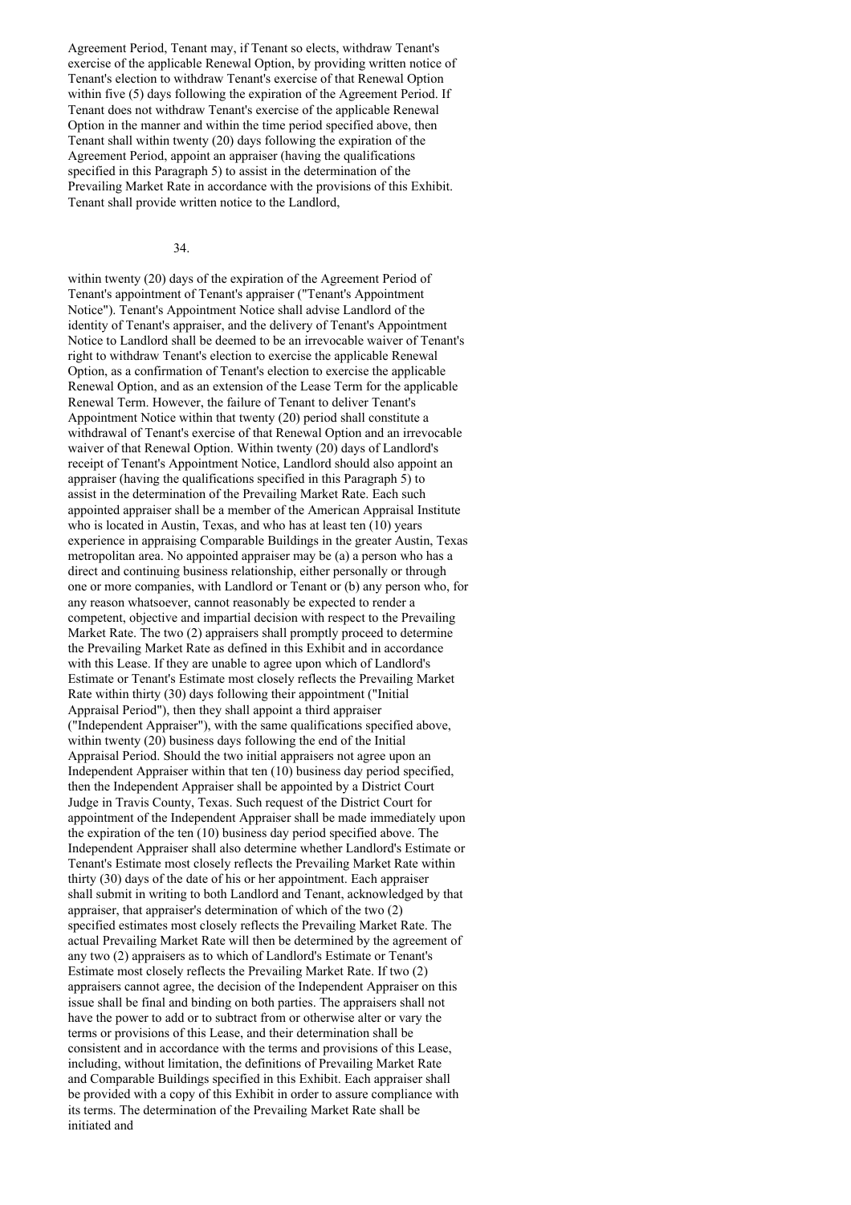Agreement Period, Tenant may, if Tenant so elects, withdraw Tenant's exercise of the applicable Renewal Option, by providing written notice of Tenant's election to withdraw Tenant's exercise of that Renewal Option within five (5) days following the expiration of the Agreement Period. If Tenant does not withdraw Tenant's exercise of the applicable Renewal Option in the manner and within the time period specified above, then Tenant shall within twenty (20) days following the expiration of the Agreement Period, appoint an appraiser (having the qualifications specified in this Paragraph 5) to assist in the determination of the Prevailing Market Rate in accordance with the provisions of this Exhibit. Tenant shall provide written notice to the Landlord,

within twenty (20) days of the expiration of the Agreement Period of Tenant's appointment of Tenant's appraiser ("Tenant's Appointment Notice"). Tenant's Appointment Notice shall advise Landlord of the identity of Tenant's appraiser, and the delivery of Tenant's Appointment Notice to Landlord shall be deemed to be an irrevocable waiver of Tenant's right to withdraw Tenant's election to exercise the applicable Renewal Option, as a confirmation of Tenant's election to exercise the applicable Renewal Option, and as an extension of the Lease Term for the applicable Renewal Term. However, the failure of Tenant to deliver Tenant's Appointment Notice within that twenty (20) period shall constitute a withdrawal of Tenant's exercise of that Renewal Option and an irrevocable waiver of that Renewal Option. Within twenty (20) days of Landlord's receipt of Tenant's Appointment Notice, Landlord should also appoint an appraiser (having the qualifications specified in this Paragraph 5) to assist in the determination of the Prevailing Market Rate. Each such appointed appraiser shall be a member of the American Appraisal Institute who is located in Austin, Texas, and who has at least ten (10) years experience in appraising Comparable Buildings in the greater Austin, Texas metropolitan area. No appointed appraiser may be (a) a person who has a direct and continuing business relationship, either personally or through one or more companies, with Landlord or Tenant or (b) any person who, for any reason whatsoever, cannot reasonably be expected to render a competent, objective and impartial decision with respect to the Prevailing Market Rate. The two (2) appraisers shall promptly proceed to determine the Prevailing Market Rate as defined in this Exhibit and in accordance with this Lease. If they are unable to agree upon which of Landlord's Estimate or Tenant's Estimate most closely reflects the Prevailing Market Rate within thirty (30) days following their appointment ("Initial Appraisal Period"), then they shall appoint a third appraiser ("Independent Appraiser"), with the same qualifications specified above, within twenty (20) business days following the end of the Initial Appraisal Period. Should the two initial appraisers not agree upon an Independent Appraiser within that ten (10) business day period specified, then the Independent Appraiser shall be appointed by a District Court Judge in Travis County, Texas. Such request of the District Court for appointment of the Independent Appraiser shall be made immediately upon the expiration of the ten (10) business day period specified above. The Independent Appraiser shall also determine whether Landlord's Estimate or Tenant's Estimate most closely reflects the Prevailing Market Rate within thirty (30) days of the date of his or her appointment. Each appraiser shall submit in writing to both Landlord and Tenant, acknowledged by that appraiser, that appraiser's determination of which of the two (2) specified estimates most closely reflects the Prevailing Market Rate. The actual Prevailing Market Rate will then be determined by the agreement of any two (2) appraisers as to which of Landlord's Estimate or Tenant's Estimate most closely reflects the Prevailing Market Rate. If two (2) appraisers cannot agree, the decision of the Independent Appraiser on this issue shall be final and binding on both parties. The appraisers shall not have the power to add or to subtract from or otherwise alter or vary the terms or provisions of this Lease, and their determination shall be consistent and in accordance with the terms and provisions of this Lease, including, without limitation, the definitions of Prevailing Market Rate and Comparable Buildings specified in this Exhibit. Each appraiser shall be provided with a copy of this Exhibit in order to assure compliance with its terms. The determination of the Prevailing Market Rate shall be initiated and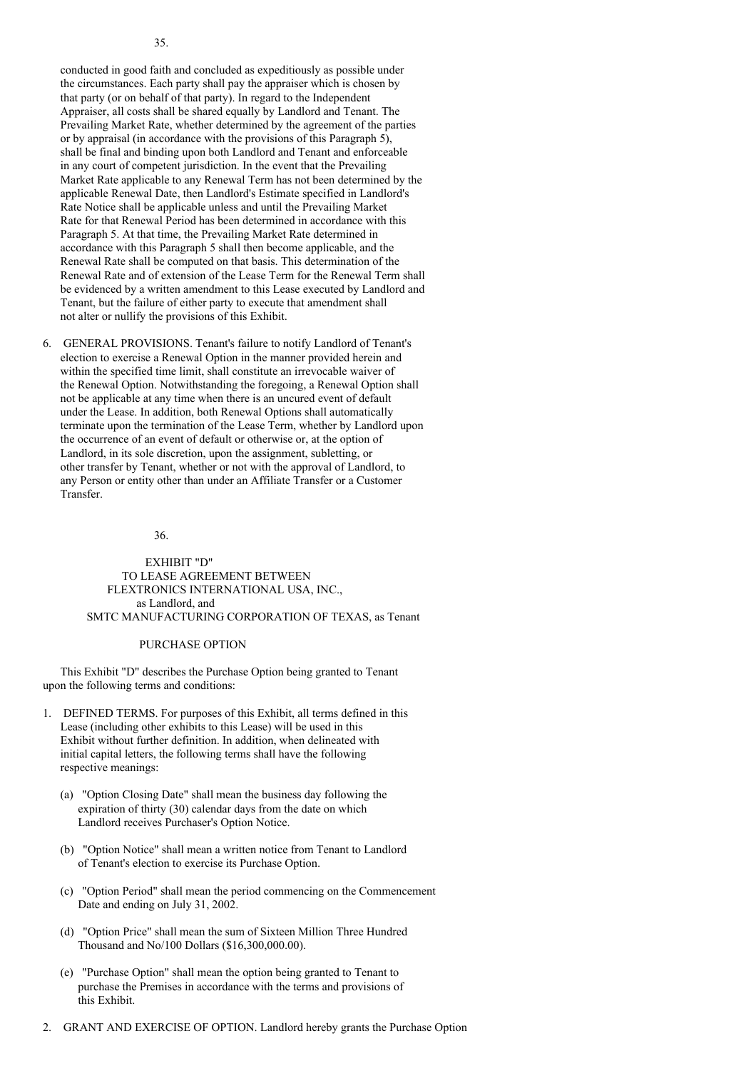conducted in good faith and concluded as expeditiously as possible under the circumstances. Each party shall pay the appraiser which is chosen by that party (or on behalf of that party). In regard to the Independent Appraiser, all costs shall be shared equally by Landlord and Tenant. The Prevailing Market Rate, whether determined by the agreement of the parties or by appraisal (in accordance with the provisions of this Paragraph 5), shall be final and binding upon both Landlord and Tenant and enforceable in any court of competent jurisdiction. In the event that the Prevailing Market Rate applicable to any Renewal Term has not been determined by the applicable Renewal Date, then Landlord's Estimate specified in Landlord's Rate Notice shall be applicable unless and until the Prevailing Market Rate for that Renewal Period has been determined in accordance with this Paragraph 5. At that time, the Prevailing Market Rate determined in accordance with this Paragraph 5 shall then become applicable, and the Renewal Rate shall be computed on that basis. This determination of the Renewal Rate and of extension of the Lease Term for the Renewal Term shall be evidenced by a written amendment to this Lease executed by Landlord and Tenant, but the failure of either party to execute that amendment shall not alter or nullify the provisions of this Exhibit.

6. GENERAL PROVISIONS. Tenant's failure to notify Landlord of Tenant's election to exercise a Renewal Option in the manner provided herein and within the specified time limit, shall constitute an irrevocable waiver of the Renewal Option. Notwithstanding the foregoing, a Renewal Option shall not be applicable at any time when there is an uncured event of default under the Lease. In addition, both Renewal Options shall automatically terminate upon the termination of the Lease Term, whether by Landlord upon the occurrence of an event of default or otherwise or, at the option of Landlord, in its sole discretion, upon the assignment, subletting, or other transfer by Tenant, whether or not with the approval of Landlord, to any Person or entity other than under an Affiliate Transfer or a Customer Transfer.

EXHIBIT "D"
TO LEASE AGREEMENT BETWEEN
FLEXTRONICS INTERNATIONAL USA, INC.,
as Landlord, and
SMTC MANUFACTURING CORPORATION OF TEXAS, as Tenant

PURCHASE OPTION

This Exhibit "D" describes the Purchase Option being granted to Tenant upon the following terms and conditions:

1. DEFINED TERMS. For purposes of this Exhibit, all terms defined in this Lease (including other exhibits to this Lease) will be used in this Exhibit without further definition. In addition, when delineated with initial capital letters, the following terms shall have the following respective meanings:

   (a) "Option Closing Date" shall mean the business day following the expiration of thirty (30) calendar days from the date on which Landlord receives Purchaser's Option Notice.

   (b) "Option Notice" shall mean a written notice from Tenant to Landlord of Tenant's election to exercise its Purchase Option.

   (c) "Option Period" shall mean the period commencing on the Commencement Date and ending on July 31, 2002.

   (d) "Option Price" shall mean the sum of Sixteen Million Three Hundred Thousand and No/100 Dollars ($16,300,000.00).

   (e) "Purchase Option" shall mean the option being granted to Tenant to purchase the Premises in accordance with the terms and provisions of this Exhibit.

2. GRANT AND EXERCISE OF OPTION. Landlord hereby grants the Purchase Option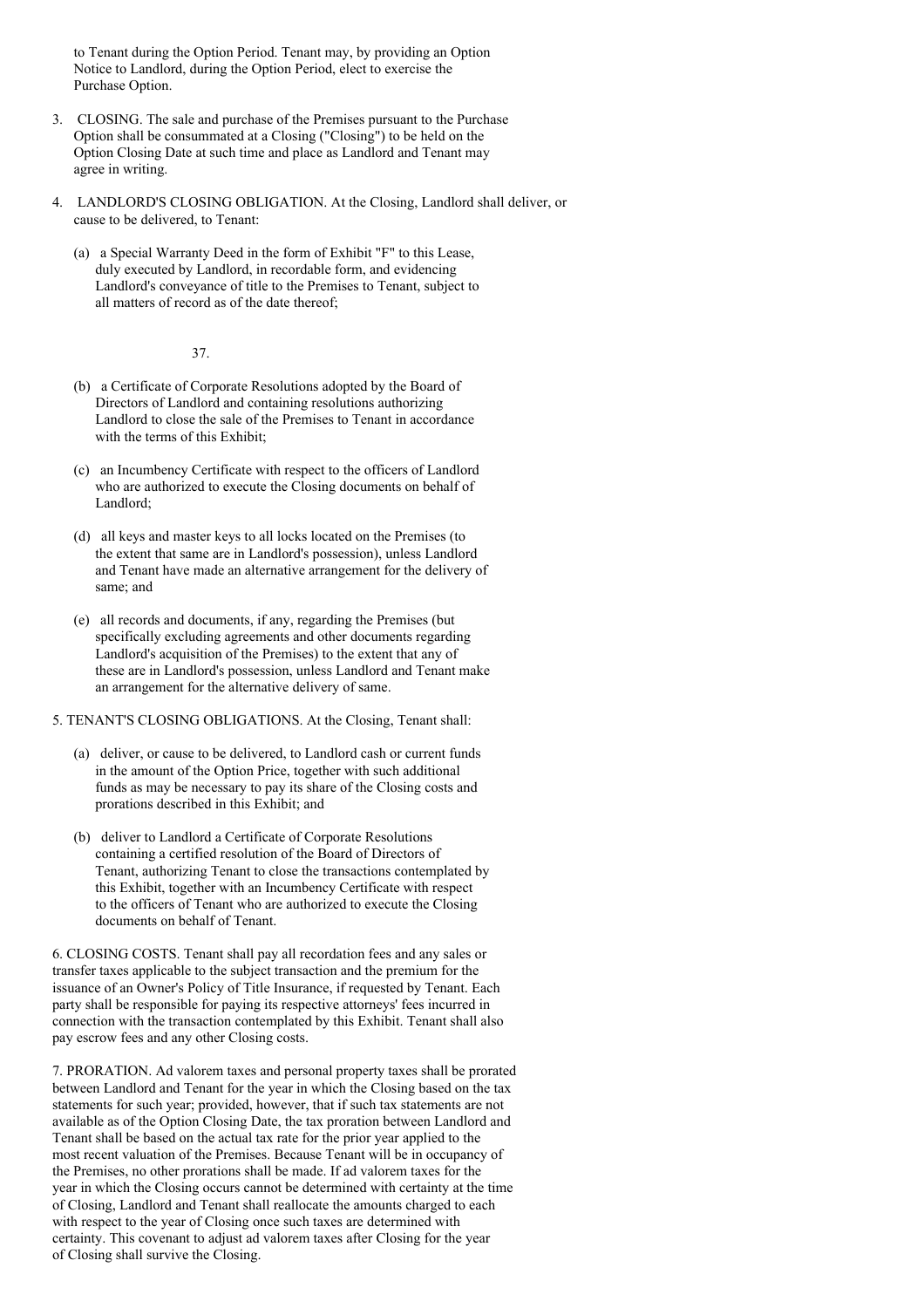to Tenant during the Option Period. Tenant may, by providing an Option Notice to Landlord, during the Option Period, elect to exercise the Purchase Option.

3. CLOSING. The sale and purchase of the Premises pursuant to the Purchase Option shall be consummated at a Closing ("Closing") to be held on the Option Closing Date at such time and place as Landlord and Tenant may agree in writing.

4. LANDLORD'S CLOSING OBLIGATION. At the Closing, Landlord shall deliver, or cause to be delivered, to Tenant:

   (a) a Special Warranty Deed in the form of Exhibit "F" to this Lease, duly executed by Landlord, in recordable form, and evidencing Landlord's conveyance of title to the Premises to Tenant, subject to all matters of record as of the date thereof;

   (b) a Certificate of Corporate Resolutions adopted by the Board of Directors of Landlord and containing resolutions authorizing Landlord to close the sale of the Premises to Tenant in accordance with the terms of this Exhibit;

   (c) an Incumbency Certificate with respect to the officers of Landlord who are authorized to execute the Closing documents on behalf of Landlord;

   (d) all keys and master keys to all locks located on the Premises (to the extent that same are in Landlord's possession), unless Landlord and Tenant have made an alternative arrangement for the delivery of same; and

   (e) all records and documents, if any, regarding the Premises (but specifically excluding agreements and other documents regarding Landlord's acquisition of the Premises) to the extent that any of these are in Landlord's possession, unless Landlord and Tenant make an arrangement for the alternative delivery of same.

5. TENANT'S CLOSING OBLIGATIONS. At the Closing, Tenant shall:

   (a) deliver, or cause to be delivered, to Landlord cash or current funds in the amount of the Option Price, together with such additional funds as may be necessary to pay its share of the Closing costs and prorations described in this Exhibit; and

   (b) deliver to Landlord a Certificate of Corporate Resolutions containing a certified resolution of the Board of Directors of Tenant, authorizing Tenant to close the transactions contemplated by this Exhibit, together with an Incumbency Certificate with respect to the officers of Tenant who are authorized to execute the Closing documents on behalf of Tenant.

6. CLOSING COSTS. Tenant shall pay all recordation fees and any sales or transfer taxes applicable to the subject transaction and the premium for the issuance of an Owner's Policy of Title Insurance, if requested by Tenant. Each party shall be responsible for paying its respective attorneys' fees incurred in connection with the transaction contemplated by this Exhibit. Tenant shall also pay escrow fees and any other Closing costs.

7. PRORATION. Ad valorem taxes and personal property taxes shall be prorated between Landlord and Tenant for the year in which the Closing based on the tax statements for such year; provided, however, that if such tax statements are not available as of the Option Closing Date, the tax proration between Landlord and Tenant shall be based on the actual tax rate for the prior year applied to the most recent valuation of the Premises. Because Tenant will be in occupancy of the Premises, no other prorations shall be made. If ad valorem taxes for the year in which the Closing occurs cannot be determined with certainty at the time of Closing, Landlord and Tenant shall reallocate the amounts charged to each with respect to the year of Closing once such taxes are determined with certainty. This covenant to adjust ad valorem taxes after Closing for the year of Closing shall survive the Closing.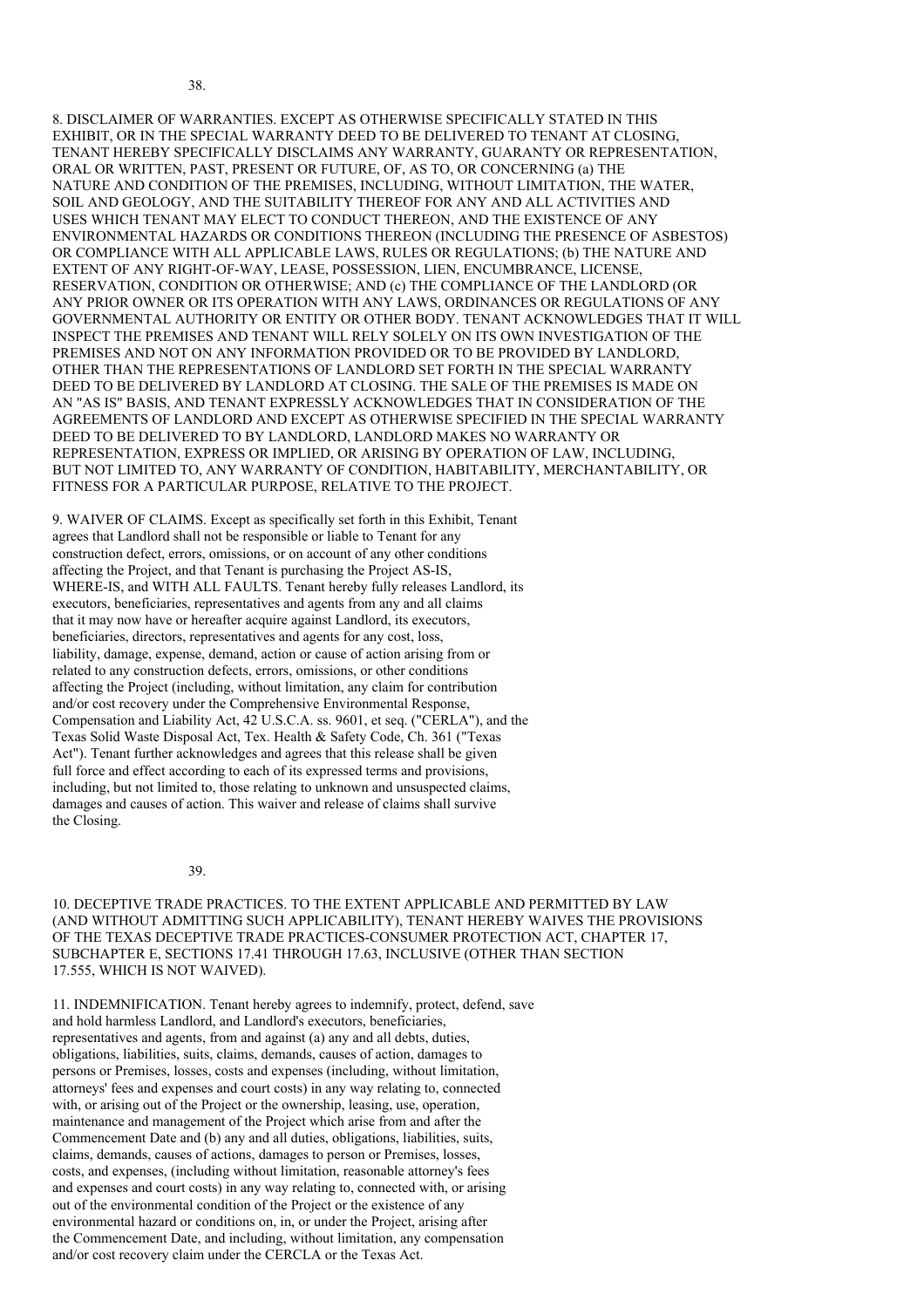8. DISCLAIMER OF WARRANTIES. EXCEPT AS OTHERWISE SPECIFICALLY STATED IN THIS EXHIBIT, OR IN THE SPECIAL WARRANTY DEED TO BE DELIVERED TO TENANT AT CLOSING, TENANT HEREBY SPECIFICALLY DISCLAIMS ANY WARRANTY, GUARANTY OR REPRESENTATION, ORAL OR WRITTEN, PAST, PRESENT OR FUTURE, OF, AS TO, OR CONCERNING (a) THE NATURE AND CONDITION OF THE PREMISES, INCLUDING, WITHOUT LIMITATION, THE WATER, SOIL AND GEOLOGY, AND THE SUITABILITY THEREOF FOR ANY AND ALL ACTIVITIES AND USES WHICH TENANT MAY ELECT TO CONDUCT THEREON, AND THE EXISTENCE OF ANY ENVIRONMENTAL HAZARDS OR CONDITIONS THEREON (INCLUDING THE PRESENCE OF ASBESTOS) OR COMPLIANCE WITH ALL APPLICABLE LAWS, RULES OR REGULATIONS; (b) THE NATURE AND EXTENT OF ANY RIGHT-OF-WAY, LEASE, POSSESSION, LIEN, ENCUMBRANCE, LICENSE, RESERVATION, CONDITION OR OTHERWISE; AND (c) THE COMPLIANCE OF THE LANDLORD (OR ANY PRIOR OWNER OR ITS OPERATION WITH ANY LAWS, ORDINANCES OR REGULATIONS OF ANY GOVERNMENTAL AUTHORITY OR ENTITY OR OTHER BODY. TENANT ACKNOWLEDGES THAT IT WILL INSPECT THE PREMISES AND TENANT WILL RELY SOLELY ON ITS OWN INVESTIGATION OF THE PREMISES AND NOT ON ANY INFORMATION PROVIDED OR TO BE PROVIDED BY LANDLORD, OTHER THAN THE REPRESENTATIONS OF LANDLORD SET FORTH IN THE SPECIAL WARRANTY DEED TO BE DELIVERED BY LANDLORD AT CLOSING. THE SALE OF THE PREMISES IS MADE ON AN "AS IS" BASIS, AND TENANT EXPRESSLY ACKNOWLEDGES THAT IN CONSIDERATION OF THE AGREEMENTS OF LANDLORD AND EXCEPT AS OTHERWISE SPECIFIED IN THE SPECIAL WARRANTY DEED TO BE DELIVERED TO BY LANDLORD, LANDLORD MAKES NO WARRANTY OR REPRESENTATION, EXPRESS OR IMPLIED, OR ARISING BY OPERATION OF LAW, INCLUDING, BUT NOT LIMITED TO, ANY WARRANTY OF CONDITION, HABITABILITY, MERCHANTABILITY, OR FITNESS FOR A PARTICULAR PURPOSE, RELATIVE TO THE PROJECT.

9. WAIVER OF CLAIMS. Except as specifically set forth in this Exhibit, Tenant agrees that Landlord shall not be responsible or liable to Tenant for any construction defect, errors, omissions, or on account of any other conditions affecting the Project, and that Tenant is purchasing the Project AS-IS, WHERE-IS, and WITH ALL FAULTS. Tenant hereby fully releases Landlord, its executors, beneficiaries, representatives and agents from any and all claims that it may now have or hereafter acquire against Landlord, its executors, beneficiaries, directors, representatives and agents for any cost, loss, liability, damage, expense, demand, action or cause of action arising from or related to any construction defects, errors, omissions, or other conditions affecting the Project (including, without limitation, any claim for contribution and/or cost recovery under the Comprehensive Environmental Response, Compensation and Liability Act, 42 U.S.C.A. ss. 9601, et seq. ("CERLA"), and the Texas Solid Waste Disposal Act, Tex. Health & Safety Code, Ch. 361 ("Texas Act"). Tenant further acknowledges and agrees that this release shall be given full force and effect according to each of its expressed terms and provisions, including, but not limited to, those relating to unknown and unsuspected claims, damages and causes of action. This waiver and release of claims shall survive the Closing.

10. DECEPTIVE TRADE PRACTICES. TO THE EXTENT APPLICABLE AND PERMITTED BY LAW (AND WITHOUT ADMITTING SUCH APPLICABILITY), TENANT HEREBY WAIVES THE PROVISIONS OF THE TEXAS DECEPTIVE TRADE PRACTICES-CONSUMER PROTECTION ACT, CHAPTER 17, SUBCHAPTER E, SECTIONS 17.41 THROUGH 17.63, INCLUSIVE (OTHER THAN SECTION 17.555, WHICH IS NOT WAIVED).

11. INDEMNIFICATION. Tenant hereby agrees to indemnify, protect, defend, save and hold harmless Landlord, and Landlord's executors, beneficiaries, representatives and agents, from and against (a) any and all debts, duties, obligations, liabilities, suits, claims, demands, causes of action, damages to persons or Premises, losses, costs and expenses (including, without limitation, attorneys' fees and expenses and court costs) in any way relating to, connected with, or arising out of the Project or the ownership, leasing, use, operation, maintenance and management of the Project which arise from and after the Commencement Date and (b) any and all duties, obligations, liabilities, suits, claims, demands, causes of actions, damages to person or Premises, losses, costs, and expenses, (including without limitation, reasonable attorney's fees and expenses and court costs) in any way relating to, connected with, or arising out of the environmental condition of the Project or the existence of any environmental hazard or conditions on, in, or under the Project, arising after the Commencement Date, and including, without limitation, any compensation and/or cost recovery claim under the CERCLA or the Texas Act.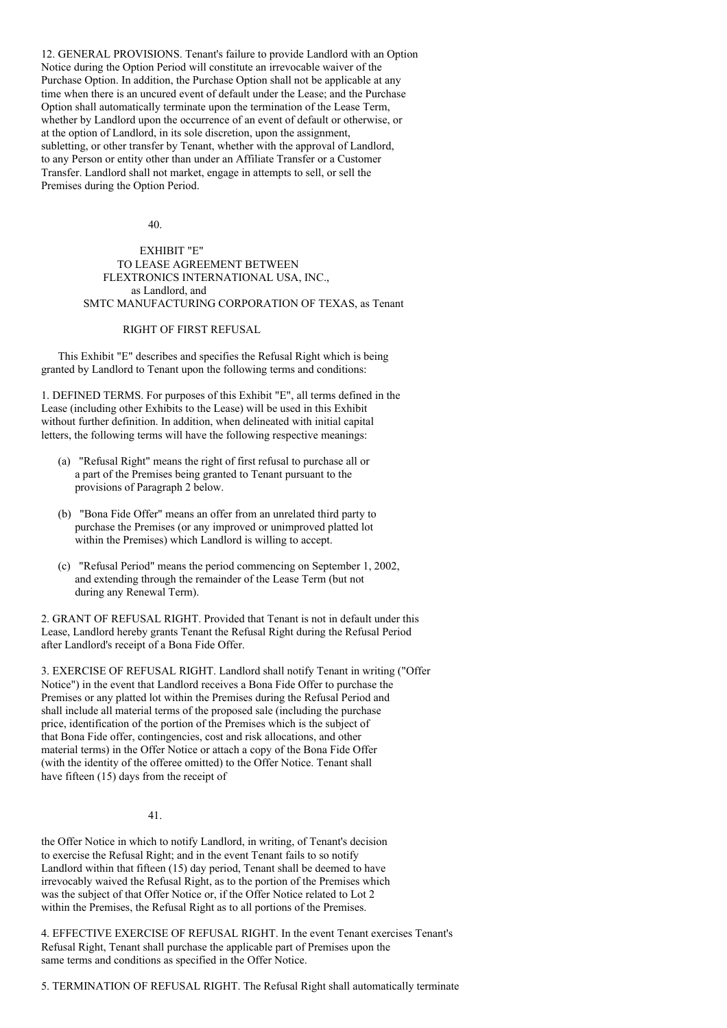12. GENERAL PROVISIONS. Tenant's failure to provide Landlord with an Option Notice during the Option Period will constitute an irrevocable waiver of the Purchase Option. In addition, the Purchase Option shall not be applicable at any time when there is an uncured event of default under the Lease; and the Purchase Option shall automatically terminate upon the termination of the Lease Term, whether by Landlord upon the occurrence of an event of default or otherwise, or at the option of Landlord, in its sole discretion, upon the assignment, subletting, or other transfer by Tenant, whether with the approval of Landlord, to any Person or entity other than under an Affiliate Transfer or a Customer Transfer. Landlord shall not market, engage in attempts to sell, or sell the Premises during the Option Period.

EXHIBIT "E"
TO LEASE AGREEMENT BETWEEN
FLEXTRONICS INTERNATIONAL USA, INC.,
as Landlord, and
SMTC MANUFACTURING CORPORATION OF TEXAS, as Tenant

RIGHT OF FIRST REFUSAL

This Exhibit "E" describes and specifies the Refusal Right which is being granted by Landlord to Tenant upon the following terms and conditions:

1. DEFINED TERMS. For purposes of this Exhibit "E", all terms defined in the Lease (including other Exhibits to the Lease) will be used in this Exhibit without further definition. In addition, when delineated with initial capital letters, the following terms will have the following respective meanings:

(a) "Refusal Right" means the right of first refusal to purchase all or a part of the Premises being granted to Tenant pursuant to the provisions of Paragraph 2 below.

(b) "Bona Fide Offer" means an offer from an unrelated third party to purchase the Premises (or any improved or unimproved platted lot within the Premises) which Landlord is willing to accept.

(c) "Refusal Period" means the period commencing on September 1, 2002, and extending through the remainder of the Lease Term (but not during any Renewal Term).

2. GRANT OF REFUSAL RIGHT. Provided that Tenant is not in default under this Lease, Landlord hereby grants Tenant the Refusal Right during the Refusal Period after Landlord's receipt of a Bona Fide Offer.

3. EXERCISE OF REFUSAL RIGHT. Landlord shall notify Tenant in writing ("Offer Notice") in the event that Landlord receives a Bona Fide Offer to purchase the Premises or any platted lot within the Premises during the Refusal Period and shall include all material terms of the proposed sale (including the purchase price, identification of the portion of the Premises which is the subject of that Bona Fide offer, contingencies, cost and risk allocations, and other material terms) in the Offer Notice or attach a copy of the Bona Fide Offer (with the identity of the offeree omitted) to the Offer Notice. Tenant shall have fifteen (15) days from the receipt of the Offer Notice in which to notify Landlord, in writing, of Tenant's decision to exercise the Refusal Right; and in the event Tenant fails to so notify Landlord within that fifteen (15) day period, Tenant shall be deemed to have irrevocably waived the Refusal Right, as to the portion of the Premises which was the subject of that Offer Notice or, if the Offer Notice related to Lot 2 within the Premises, the Refusal Right as to all portions of the Premises.

4. EFFECTIVE EXERCISE OF REFUSAL RIGHT. In the event Tenant exercises Tenant's Refusal Right, Tenant shall purchase the applicable part of Premises upon the same terms and conditions as specified in the Offer Notice.

5. TERMINATION OF REFUSAL RIGHT. The Refusal Right shall automatically terminate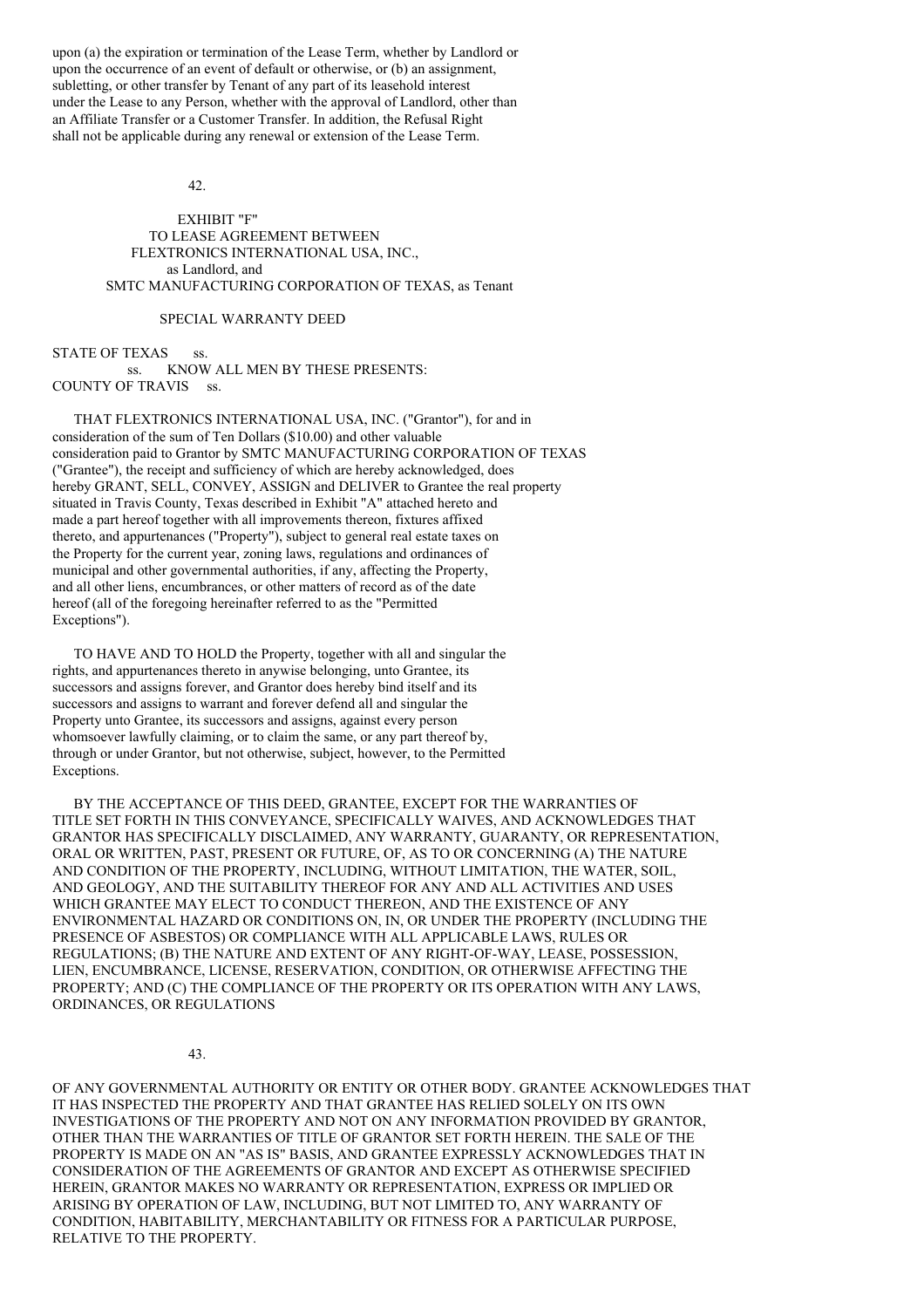upon (a) the expiration or termination of the Lease Term, whether by Landlord or upon the occurrence of an event of default or otherwise, or (b) an assignment, subletting, or other transfer by Tenant of any part of its leasehold interest under the Lease to any Person, whether with the approval of Landlord, other than an Affiliate Transfer or a Customer Transfer. In addition, the Refusal Right shall not be applicable during any renewal or extension of the Lease Term.

EXHIBIT "F"
TO LEASE AGREEMENT BETWEEN
FLEXTRONICS INTERNATIONAL USA, INC.,
as Landlord, and
SMTC MANUFACTURING CORPORATION OF TEXAS, as Tenant

SPECIAL WARRANTY DEED

STATE OF TEXAS ss.
ss. KNOW ALL MEN BY THESE PRESENTS:
COUNTY OF TRAVIS ss.

THAT FLEXTRONICS INTERNATIONAL USA, INC. ("Grantor"), for and in consideration of the sum of Ten Dollars ($10.00) and other valuable consideration paid to Grantor by SMTC MANUFACTURING CORPORATION OF TEXAS ("Grantee"), the receipt and sufficiency of which are hereby acknowledged, does hereby GRANT, SELL, CONVEY, ASSIGN and DELIVER to Grantee the real property situated in Travis County, Texas described in Exhibit "A" attached hereto and made a part hereof together with all improvements thereon, fixtures affixed thereto, and appurtenances ("Property"), subject to general real estate taxes on the Property for the current year, zoning laws, regulations and ordinances of municipal and other governmental authorities, if any, affecting the Property, and all other liens, encumbrances, or other matters of record as of the date hereof (all of the foregoing hereinafter referred to as the "Permitted Exceptions").

TO HAVE AND TO HOLD the Property, together with all and singular the rights, and appurtenances thereto in anywise belonging, unto Grantee, its successors and assigns forever, and Grantor does hereby bind itself and its successors and assigns to warrant and forever defend all and singular the Property unto Grantee, its successors and assigns, against every person whomsoever lawfully claiming, or to claim the same, or any part thereof by, through or under Grantor, but not otherwise, subject, however, to the Permitted Exceptions.

BY THE ACCEPTANCE OF THIS DEED, GRANTEE, EXCEPT FOR THE WARRANTIES OF TITLE SET FORTH IN THIS CONVEYANCE, SPECIFICALLY WAIVES, AND ACKNOWLEDGES THAT GRANTOR HAS SPECIFICALLY DISCLAIMED, ANY WARRANTY, GUARANTY, OR REPRESENTATION, ORAL OR WRITTEN, PAST, PRESENT OR FUTURE, OF, AS TO OR CONCERNING (A) THE NATURE AND CONDITION OF THE PROPERTY, INCLUDING, WITHOUT LIMITATION, THE WATER, SOIL, AND GEOLOGY, AND THE SUITABILITY THEREOF FOR ANY AND ALL ACTIVITIES AND USES WHICH GRANTEE MAY ELECT TO CONDUCT THEREON, AND THE EXISTENCE OF ANY ENVIRONMENTAL HAZARD OR CONDITIONS ON, IN, OR UNDER THE PROPERTY (INCLUDING THE PRESENCE OF ASBESTOS) OR COMPLIANCE WITH ALL APPLICABLE LAWS, RULES OR REGULATIONS; (B) THE NATURE AND EXTENT OF ANY RIGHT-OF-WAY, LEASE, POSSESSION, LIEN, ENCUMBRANCE, LICENSE, RESERVATION, CONDITION, OR OTHERWISE AFFECTING THE PROPERTY; AND (C) THE COMPLIANCE OF THE PROPERTY OR ITS OPERATION WITH ANY LAWS, ORDINANCES, OR REGULATIONS OF ANY GOVERNMENTAL AUTHORITY OR ENTITY OR OTHER BODY. GRANTEE ACKNOWLEDGES THAT IT HAS INSPECTED THE PROPERTY AND THAT GRANTEE HAS RELIED SOLELY ON ITS OWN INVESTIGATIONS OF THE PROPERTY AND NOT ON ANY INFORMATION PROVIDED BY GRANTOR, OTHER THAN THE WARRANTIES OF TITLE OF GRANTOR SET FORTH HEREIN. THE SALE OF THE PROPERTY IS MADE ON AN "AS IS" BASIS, AND GRANTEE EXPRESSLY ACKNOWLEDGES THAT IN CONSIDERATION OF THE AGREEMENTS OF GRANTOR AND EXCEPT AS OTHERWISE SPECIFIED HEREIN, GRANTOR MAKES NO WARRANTY OR REPRESENTATION, EXPRESS OR IMPLIED OR ARISING BY OPERATION OF LAW, INCLUDING, BUT NOT LIMITED TO, ANY WARRANTY OF CONDITION, HABITABILITY, MERCHANTABILITY OR FITNESS FOR A PARTICULAR PURPOSE, RELATIVE TO THE PROPERTY.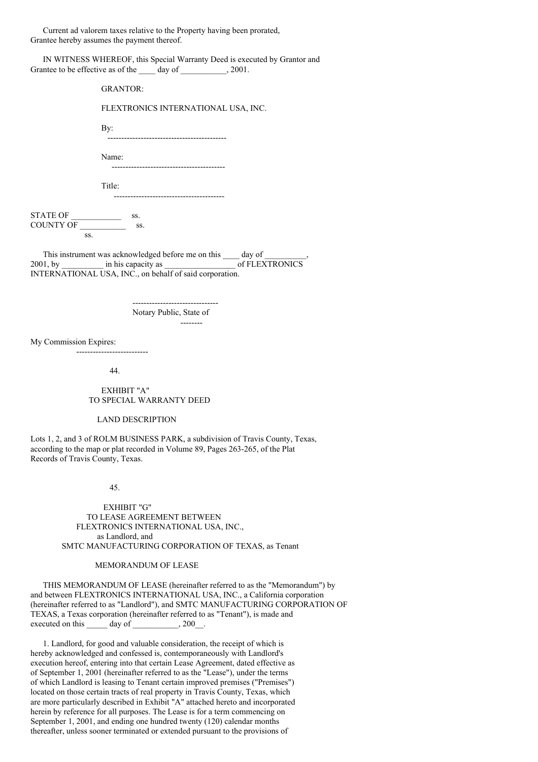Current ad valorem taxes relative to the Property having been prorated, Grantee hereby assumes the payment thereof.

IN WITNESS WHEREOF, this Special Warranty Deed is executed by Grantor and Grantee to be effective as of the ____ day of ___________, 2001.

GRANTOR:

FLEXTRONICS INTERNATIONAL USA, INC.

By: ------------------------------------------

Name: ----------------------------------------

Title: ---------------------------------------

STATE OF ____________ ss.
COUNTY OF ___________ ss.
ss.

This instrument was acknowledged before me on this ____ day of __________, 2001, by __________ in his capacity as _________________ of FLEXTRONICS INTERNATIONAL USA, INC., on behalf of said corporation.

-------------------------------
Notary Public, State of --------

My Commission Expires: --------------------------

EXHIBIT "A"
TO SPECIAL WARRANTY DEED

LAND DESCRIPTION

Lots 1, 2, and 3 of ROLM BUSINESS PARK, a subdivision of Travis County, Texas, according to the map or plat recorded in Volume 89, Pages 263-265, of the Plat Records of Travis County, Texas.

EXHIBIT "G"
TO LEASE AGREEMENT BETWEEN
FLEXTRONICS INTERNATIONAL USA, INC.,
as Landlord, and
SMTC MANUFACTURING CORPORATION OF TEXAS, as Tenant

MEMORANDUM OF LEASE

THIS MEMORANDUM OF LEASE (hereinafter referred to as the "Memorandum") by and between FLEXTRONICS INTERNATIONAL USA, INC., a California corporation (hereinafter referred to as "Landlord"), and SMTC MANUFACTURING CORPORATION OF TEXAS, a Texas corporation (hereinafter referred to as "Tenant"), is made and executed on this _____ day of ___________, 200__.

1. Landlord, for good and valuable consideration, the receipt of which is hereby acknowledged and confessed is, contemporaneously with Landlord's execution hereof, entering into that certain Lease Agreement, dated effective as of September 1, 2001 (hereinafter referred to as the "Lease"), under the terms of which Landlord is leasing to Tenant certain improved premises ("Premises") located on those certain tracts of real property in Travis County, Texas, which are more particularly described in Exhibit "A" attached hereto and incorporated herein by reference for all purposes. The Lease is for a term commencing on September 1, 2001, and ending one hundred twenty (120) calendar months thereafter, unless sooner terminated or extended pursuant to the provisions of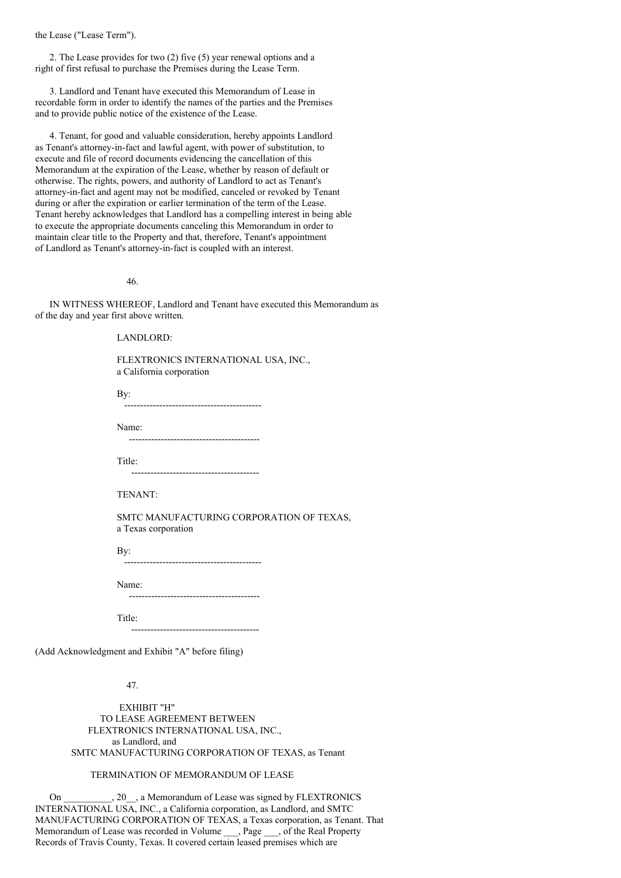the Lease ("Lease Term").

2. The Lease provides for two (2) five (5) year renewal options and a right of first refusal to purchase the Premises during the Lease Term.

3. Landlord and Tenant have executed this Memorandum of Lease in recordable form in order to identify the names of the parties and the Premises and to provide public notice of the existence of the Lease.

4. Tenant, for good and valuable consideration, hereby appoints Landlord as Tenant's attorney-in-fact and lawful agent, with power of substitution, to execute and file of record documents evidencing the cancellation of this Memorandum at the expiration of the Lease, whether by reason of default or otherwise. The rights, powers, and authority of Landlord to act as Tenant's attorney-in-fact and agent may not be modified, canceled or revoked by Tenant during or after the expiration or earlier termination of the term of the Lease. Tenant hereby acknowledges that Landlord has a compelling interest in being able to execute the appropriate documents canceling this Memorandum in order to maintain clear title to the Property and that, therefore, Tenant's appointment of Landlord as Tenant's attorney-in-fact is coupled with an interest.

IN WITNESS WHEREOF, Landlord and Tenant have executed this Memorandum as of the day and year first above written.

LANDLORD:

FLEXTRONICS INTERNATIONAL USA, INC.,
a California corporation

By: \_\_\_\_\_\_\_\_\_\_\_\_\_\_\_\_\_\_\_\_\_\_\_\_\_\_\_\_\_\_\_\_\_\_\_\_\_\_\_\_\_\_

Name: \_\_\_\_\_\_\_\_\_\_\_\_\_\_\_\_\_\_\_\_\_\_\_\_\_\_\_\_\_\_\_\_\_\_\_\_\_\_\_\_

Title: \_\_\_\_\_\_\_\_\_\_\_\_\_\_\_\_\_\_\_\_\_\_\_\_\_\_\_\_\_\_\_\_\_\_\_\_\_\_\_

TENANT:

SMTC MANUFACTURING CORPORATION OF TEXAS,
a Texas corporation

By: \_\_\_\_\_\_\_\_\_\_\_\_\_\_\_\_\_\_\_\_\_\_\_\_\_\_\_\_\_\_\_\_\_\_\_\_\_\_\_\_\_\_

Name: \_\_\_\_\_\_\_\_\_\_\_\_\_\_\_\_\_\_\_\_\_\_\_\_\_\_\_\_\_\_\_\_\_\_\_\_\_\_\_\_

Title: \_\_\_\_\_\_\_\_\_\_\_\_\_\_\_\_\_\_\_\_\_\_\_\_\_\_\_\_\_\_\_\_\_\_\_\_\_\_\_

(Add Acknowledgment and Exhibit "A" before filing)

EXHIBIT "H"
TO LEASE AGREEMENT BETWEEN
FLEXTRONICS INTERNATIONAL USA, INC.,
as Landlord, and
SMTC MANUFACTURING CORPORATION OF TEXAS, as Tenant

TERMINATION OF MEMORANDUM OF LEASE

On \_\_\_\_\_\_\_\_\_\_, 20\_\_, a Memorandum of Lease was signed by FLEXTRONICS INTERNATIONAL USA, INC., a California corporation, as Landlord, and SMTC MANUFACTURING CORPORATION OF TEXAS, a Texas corporation, as Tenant. That Memorandum of Lease was recorded in Volume \_\_\_, Page \_\_\_, of the Real Property Records of Travis County, Texas. It covered certain leased premises which are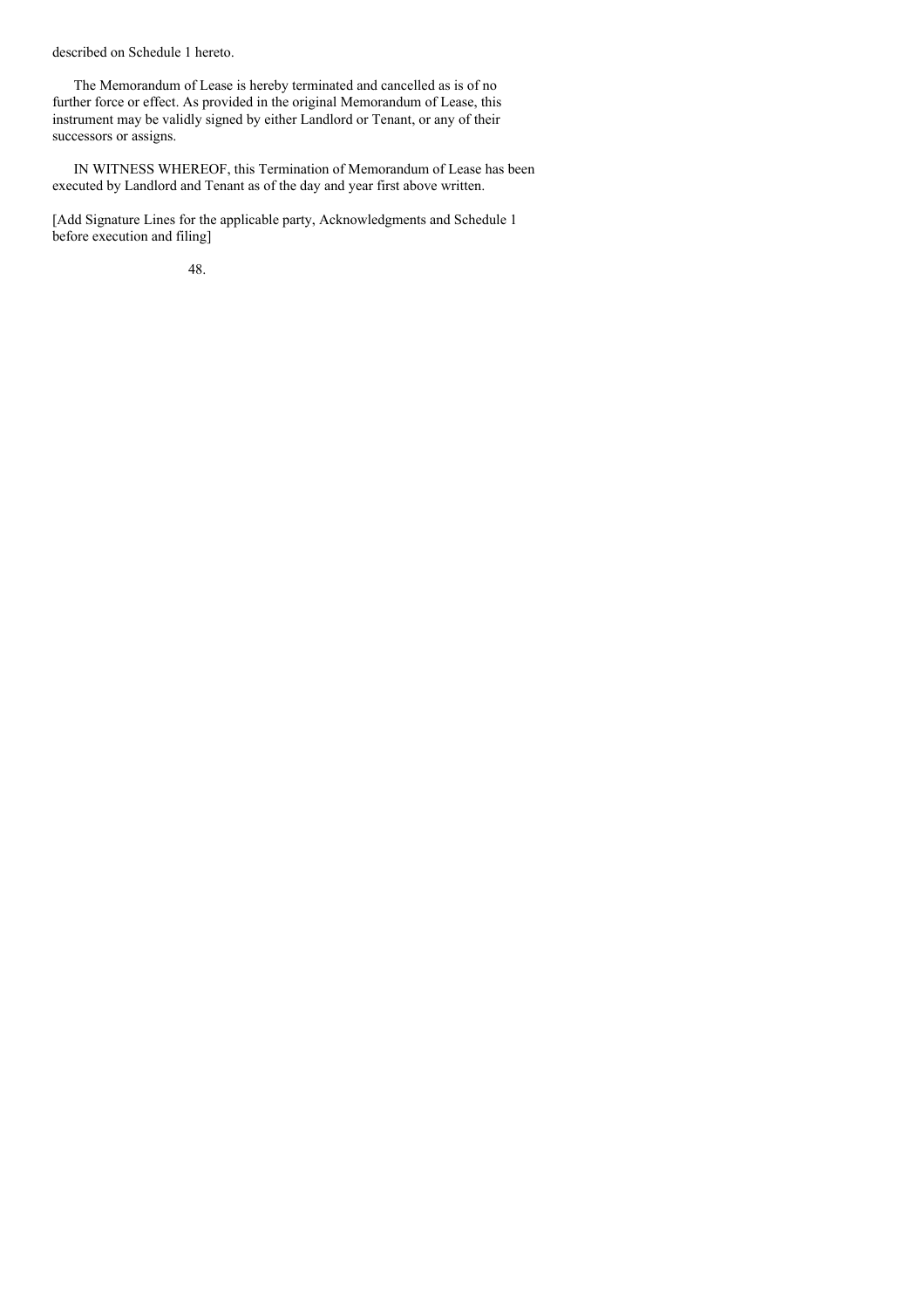described on Schedule 1 hereto.

The Memorandum of Lease is hereby terminated and cancelled as is of no further force or effect. As provided in the original Memorandum of Lease, this instrument may be validly signed by either Landlord or Tenant, or any of their successors or assigns.

IN WITNESS WHEREOF, this Termination of Memorandum of Lease has been executed by Landlord and Tenant as of the day and year first above written.

[Add Signature Lines for the applicable party, Acknowledgments and Schedule 1 before execution and filing]